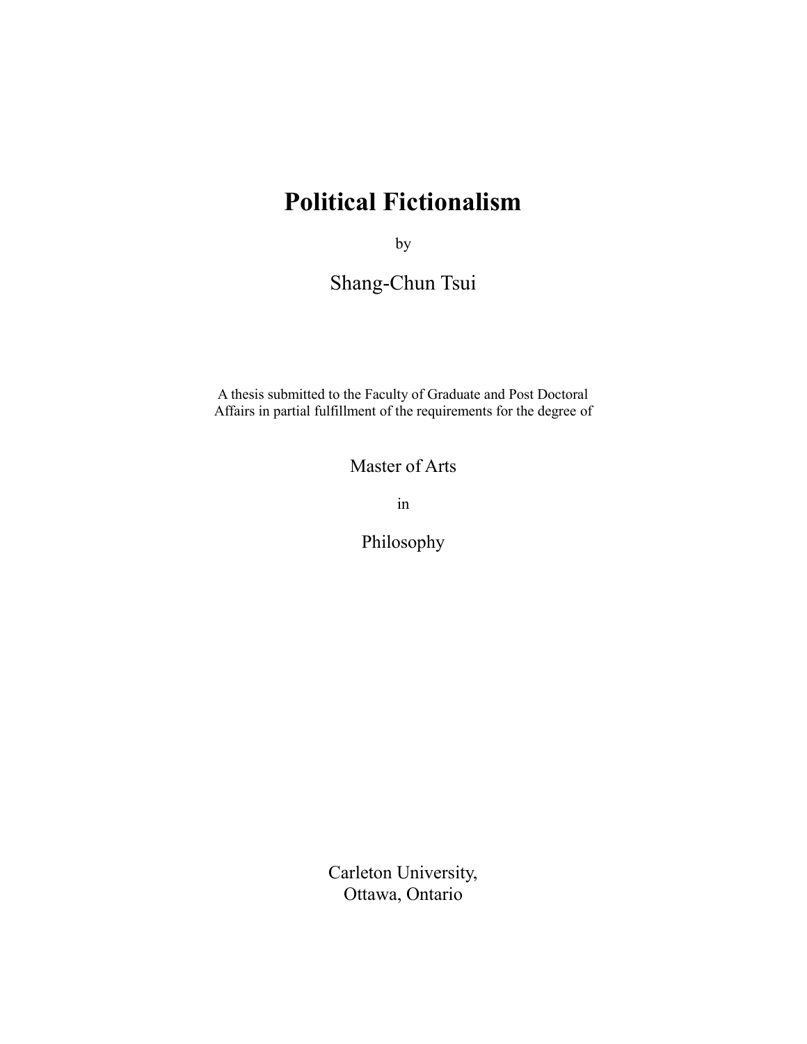# Political Fictionalism

by

Shang-Chun Tsui

A thesis submitted to the Faculty of Graduate and Post Doctoral Affairs in partial fulfillment of the requirements for the degree of

Master of Arts

in

Philosophy

Carleton University,
Ottawa, Ontario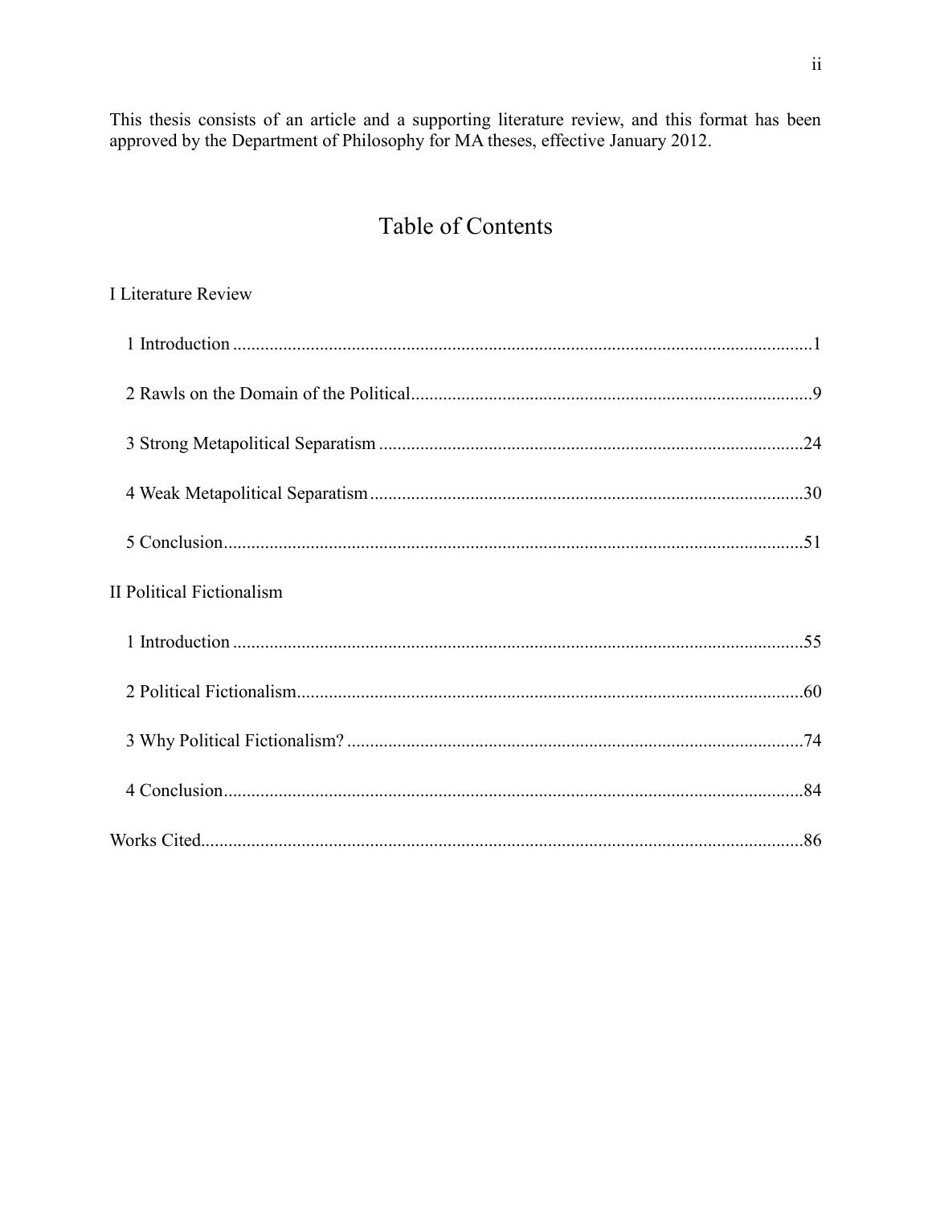This thesis consists of an article and a supporting literature review, and this format has been approved by the Department of Philosophy for MA theses, effective January 2012.

# Table of Contents

I Literature Review

- 1 Introduction ..... 1
- 2 Rawls on the Domain of the Political ..... 9
- 3 Strong Metapolitical Separatism ..... 24
- 4 Weak Metapolitical Separatism ..... 30
- 5 Conclusion ..... 51

II Political Fictionalism

- 1 Introduction ..... 55
- 2 Political Fictionalism ..... 60
- 3 Why Political Fictionalism? ..... 74
- 4 Conclusion ..... 84

Works Cited ..... 86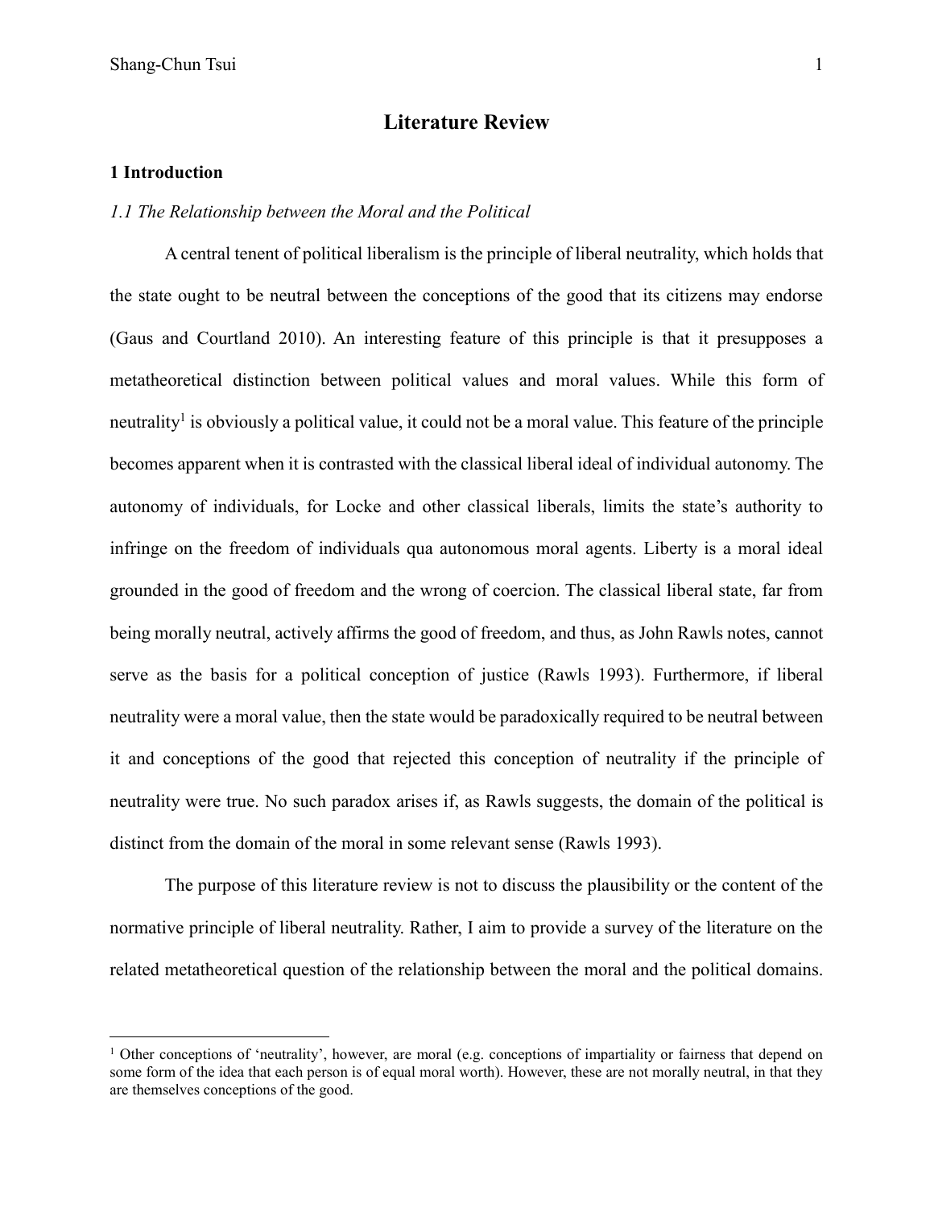# Literature Review

## 1 Introduction

### *1.1 The Relationship between the Moral and the Political*

A central tenent of political liberalism is the principle of liberal neutrality, which holds that the state ought to be neutral between the conceptions of the good that its citizens may endorse (Gaus and Courtland 2010). An interesting feature of this principle is that it presupposes a metatheoretical distinction between political values and moral values. While this form of neutrality[1] is obviously a political value, it could not be a moral value. This feature of the principle becomes apparent when it is contrasted with the classical liberal ideal of individual autonomy. The autonomy of individuals, for Locke and other classical liberals, limits the state's authority to infringe on the freedom of individuals qua autonomous moral agents. Liberty is a moral ideal grounded in the good of freedom and the wrong of coercion. The classical liberal state, far from being morally neutral, actively affirms the good of freedom, and thus, as John Rawls notes, cannot serve as the basis for a political conception of justice (Rawls 1993). Furthermore, if liberal neutrality were a moral value, then the state would be paradoxically required to be neutral between it and conceptions of the good that rejected this conception of neutrality if the principle of neutrality were true. No such paradox arises if, as Rawls suggests, the domain of the political is distinct from the domain of the moral in some relevant sense (Rawls 1993).

The purpose of this literature review is not to discuss the plausibility or the content of the normative principle of liberal neutrality. Rather, I aim to provide a survey of the literature on the related metatheoretical question of the relationship between the moral and the political domains.

[1] Other conceptions of 'neutrality', however, are moral (e.g. conceptions of impartiality or fairness that depend on some form of the idea that each person is of equal moral worth). However, these are not morally neutral, in that they are themselves conceptions of the good.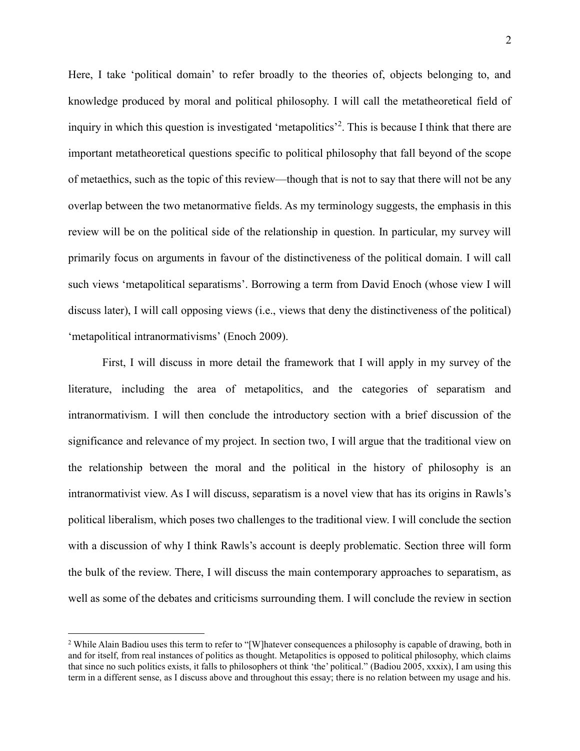Here, I take 'political domain' to refer broadly to the theories of, objects belonging to, and knowledge produced by moral and political philosophy. I will call the metatheoretical field of inquiry in which this question is investigated 'metapolitics'[2]. This is because I think that there are important metatheoretical questions specific to political philosophy that fall beyond of the scope of metaethics, such as the topic of this review—though that is not to say that there will not be any overlap between the two metanormative fields. As my terminology suggests, the emphasis in this review will be on the political side of the relationship in question. In particular, my survey will primarily focus on arguments in favour of the distinctiveness of the political domain. I will call such views 'metapolitical separatisms'. Borrowing a term from David Enoch (whose view I will discuss later), I will call opposing views (i.e., views that deny the distinctiveness of the political) 'metapolitical intranormativisms' (Enoch 2009).

First, I will discuss in more detail the framework that I will apply in my survey of the literature, including the area of metapolitics, and the categories of separatism and intranormativism. I will then conclude the introductory section with a brief discussion of the significance and relevance of my project. In section two, I will argue that the traditional view on the relationship between the moral and the political in the history of philosophy is an intranormativist view. As I will discuss, separatism is a novel view that has its origins in Rawls's political liberalism, which poses two challenges to the traditional view. I will conclude the section with a discussion of why I think Rawls's account is deeply problematic. Section three will form the bulk of the review. There, I will discuss the main contemporary approaches to separatism, as well as some of the debates and criticisms surrounding them. I will conclude the review in section

[2] While Alain Badiou uses this term to refer to "[W]hatever consequences a philosophy is capable of drawing, both in and for itself, from real instances of politics as thought. Metapolitics is opposed to political philosophy, which claims that since no such politics exists, it falls to philosophers ot think 'the' political." (Badiou 2005, xxxix), I am using this term in a different sense, as I discuss above and throughout this essay; there is no relation between my usage and his.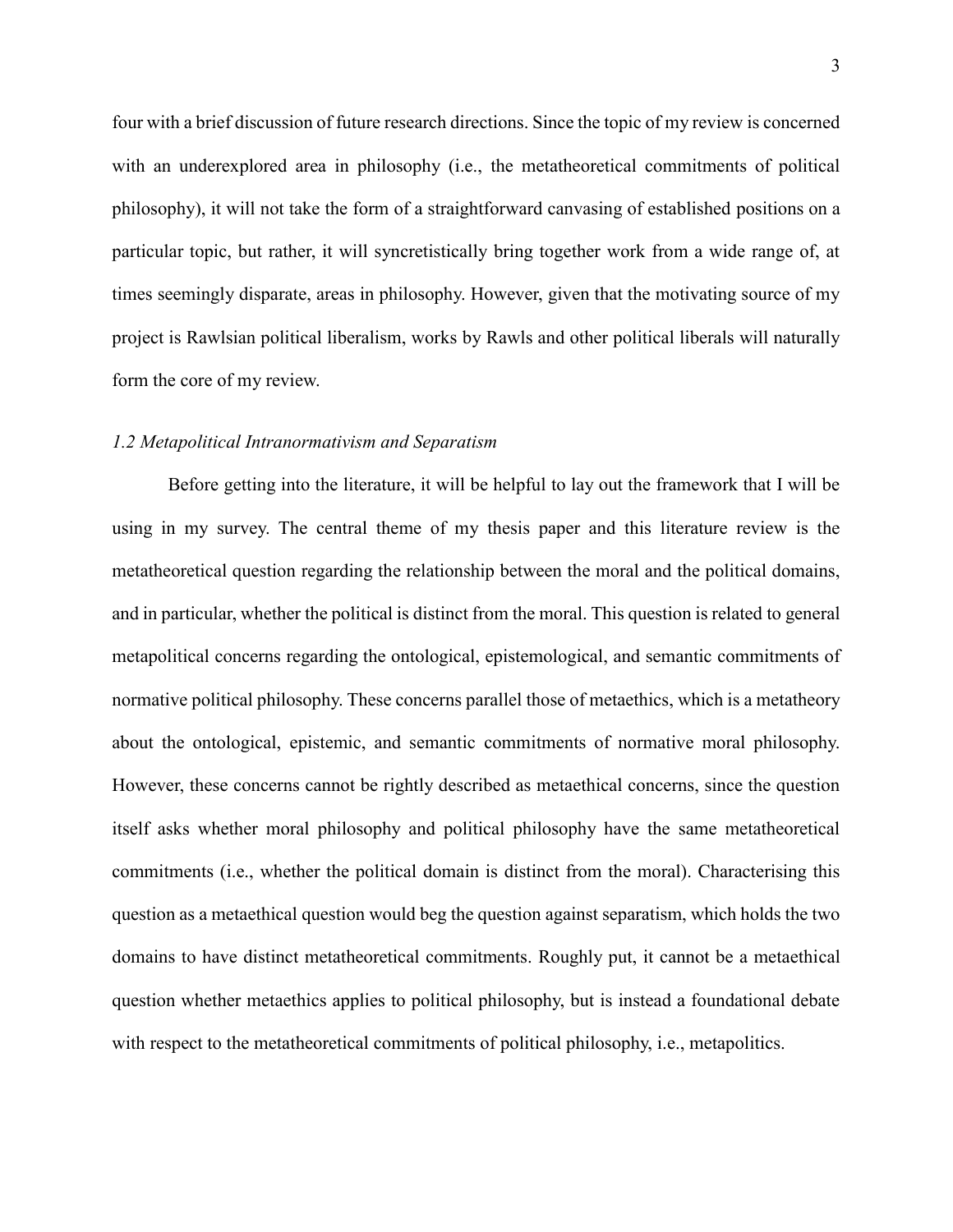four with a brief discussion of future research directions. Since the topic of my review is concerned with an underexplored area in philosophy (i.e., the metatheoretical commitments of political philosophy), it will not take the form of a straightforward canvasing of established positions on a particular topic, but rather, it will syncretistically bring together work from a wide range of, at times seemingly disparate, areas in philosophy. However, given that the motivating source of my project is Rawlsian political liberalism, works by Rawls and other political liberals will naturally form the core of my review.

### *1.2 Metapolitical Intranormativism and Separatism*

Before getting into the literature, it will be helpful to lay out the framework that I will be using in my survey. The central theme of my thesis paper and this literature review is the metatheoretical question regarding the relationship between the moral and the political domains, and in particular, whether the political is distinct from the moral. This question is related to general metapolitical concerns regarding the ontological, epistemological, and semantic commitments of normative political philosophy. These concerns parallel those of metaethics, which is a metatheory about the ontological, epistemic, and semantic commitments of normative moral philosophy. However, these concerns cannot be rightly described as metaethical concerns, since the question itself asks whether moral philosophy and political philosophy have the same metatheoretical commitments (i.e., whether the political domain is distinct from the moral). Characterising this question as a metaethical question would beg the question against separatism, which holds the two domains to have distinct metatheoretical commitments. Roughly put, it cannot be a metaethical question whether metaethics applies to political philosophy, but is instead a foundational debate with respect to the metatheoretical commitments of political philosophy, i.e., metapolitics.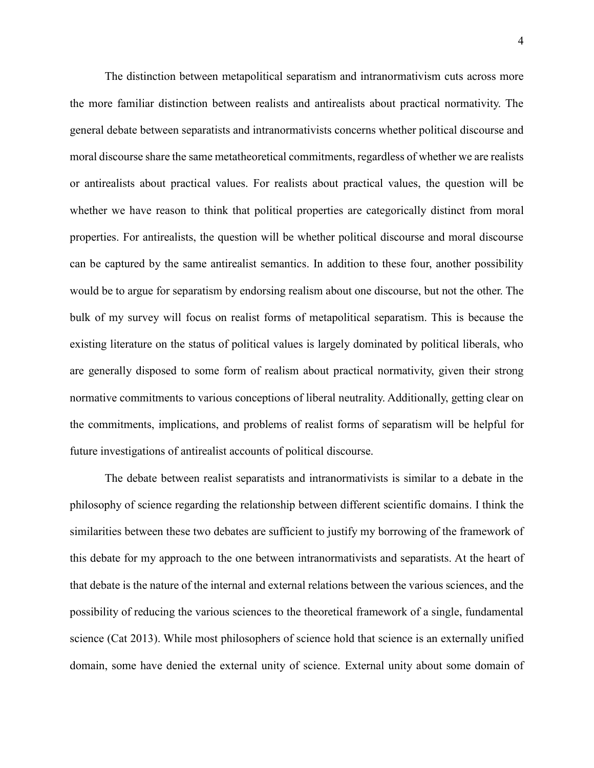The distinction between metapolitical separatism and intranormativism cuts across more the more familiar distinction between realists and antirealists about practical normativity. The general debate between separatists and intranormativists concerns whether political discourse and moral discourse share the same metatheoretical commitments, regardless of whether we are realists or antirealists about practical values. For realists about practical values, the question will be whether we have reason to think that political properties are categorically distinct from moral properties. For antirealists, the question will be whether political discourse and moral discourse can be captured by the same antirealist semantics. In addition to these four, another possibility would be to argue for separatism by endorsing realism about one discourse, but not the other. The bulk of my survey will focus on realist forms of metapolitical separatism. This is because the existing literature on the status of political values is largely dominated by political liberals, who are generally disposed to some form of realism about practical normativity, given their strong normative commitments to various conceptions of liberal neutrality. Additionally, getting clear on the commitments, implications, and problems of realist forms of separatism will be helpful for future investigations of antirealist accounts of political discourse.

The debate between realist separatists and intranormativists is similar to a debate in the philosophy of science regarding the relationship between different scientific domains. I think the similarities between these two debates are sufficient to justify my borrowing of the framework of this debate for my approach to the one between intranormativists and separatists. At the heart of that debate is the nature of the internal and external relations between the various sciences, and the possibility of reducing the various sciences to the theoretical framework of a single, fundamental science (Cat 2013). While most philosophers of science hold that science is an externally unified domain, some have denied the external unity of science. External unity about some domain of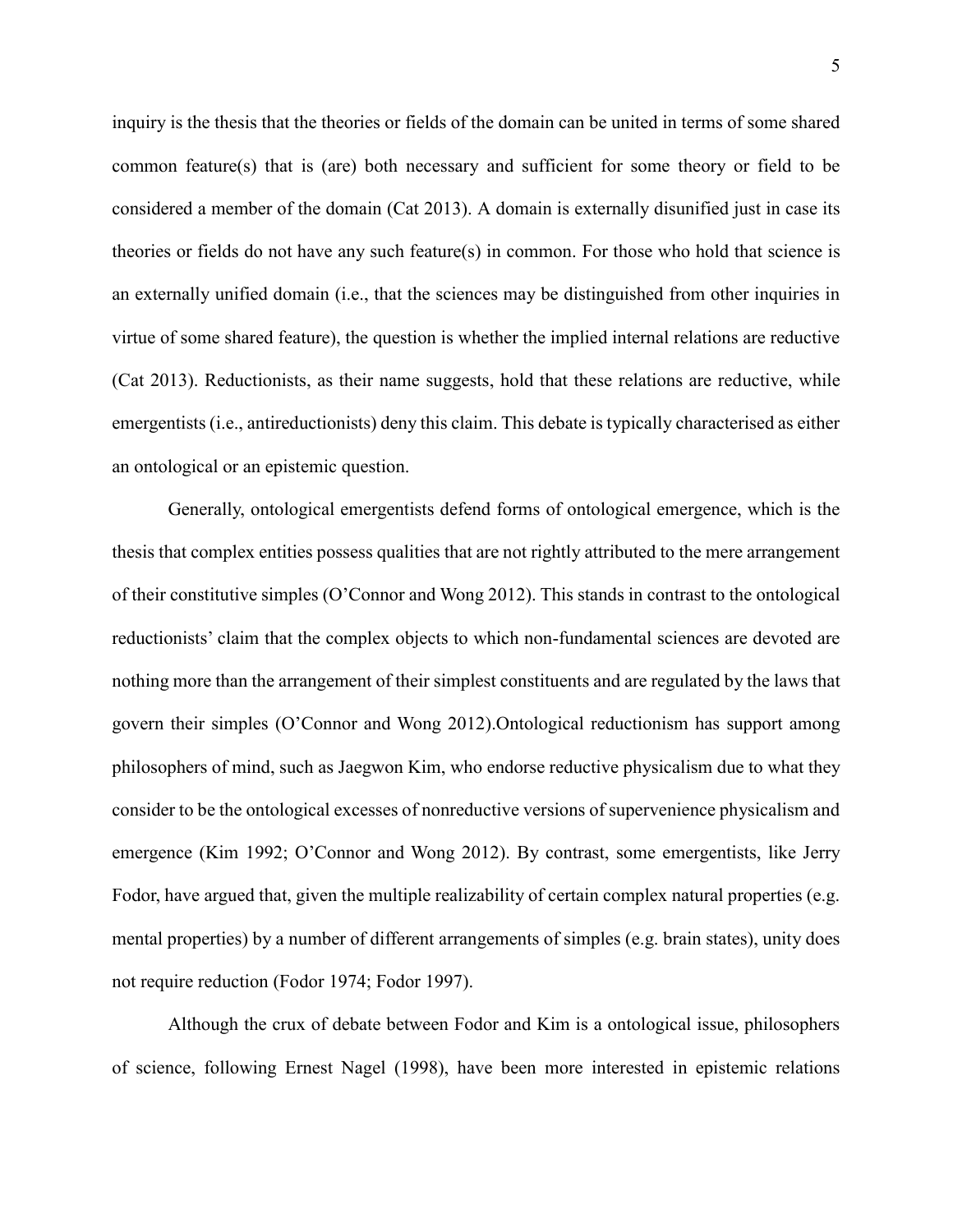inquiry is the thesis that the theories or fields of the domain can be united in terms of some shared common feature(s) that is (are) both necessary and sufficient for some theory or field to be considered a member of the domain (Cat 2013). A domain is externally disunified just in case its theories or fields do not have any such feature(s) in common. For those who hold that science is an externally unified domain (i.e., that the sciences may be distinguished from other inquiries in virtue of some shared feature), the question is whether the implied internal relations are reductive (Cat 2013). Reductionists, as their name suggests, hold that these relations are reductive, while emergentists (i.e., antireductionists) deny this claim. This debate is typically characterised as either an ontological or an epistemic question.

Generally, ontological emergentists defend forms of ontological emergence, which is the thesis that complex entities possess qualities that are not rightly attributed to the mere arrangement of their constitutive simples (O'Connor and Wong 2012). This stands in contrast to the ontological reductionists' claim that the complex objects to which non-fundamental sciences are devoted are nothing more than the arrangement of their simplest constituents and are regulated by the laws that govern their simples (O'Connor and Wong 2012).Ontological reductionism has support among philosophers of mind, such as Jaegwon Kim, who endorse reductive physicalism due to what they consider to be the ontological excesses of nonreductive versions of supervenience physicalism and emergence (Kim 1992; O'Connor and Wong 2012). By contrast, some emergentists, like Jerry Fodor, have argued that, given the multiple realizability of certain complex natural properties (e.g. mental properties) by a number of different arrangements of simples (e.g. brain states), unity does not require reduction (Fodor 1974; Fodor 1997).

Although the crux of debate between Fodor and Kim is a ontological issue, philosophers of science, following Ernest Nagel (1998), have been more interested in epistemic relations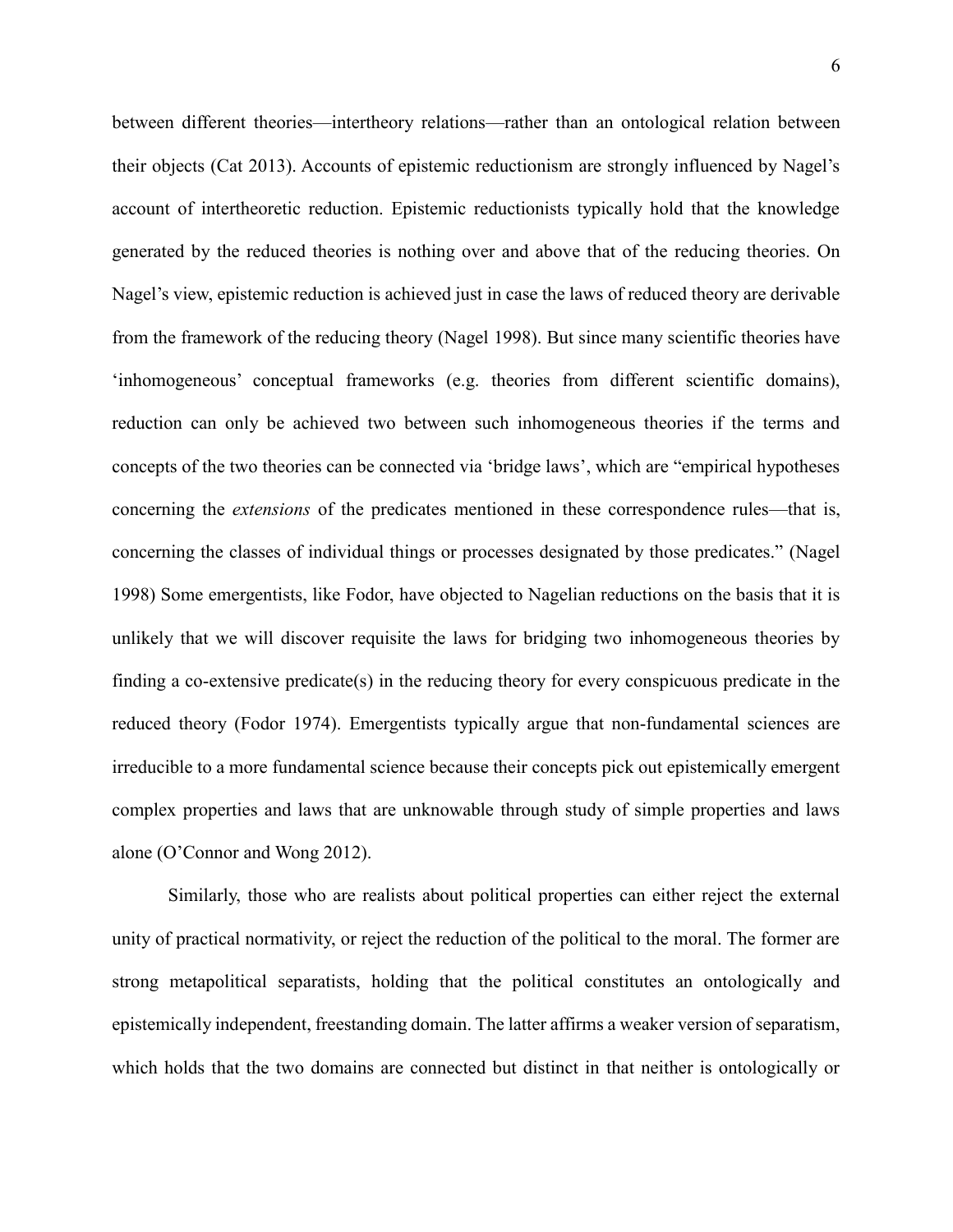between different theories—intertheory relations—rather than an ontological relation between their objects (Cat 2013). Accounts of epistemic reductionism are strongly influenced by Nagel's account of intertheoretic reduction. Epistemic reductionists typically hold that the knowledge generated by the reduced theories is nothing over and above that of the reducing theories. On Nagel's view, epistemic reduction is achieved just in case the laws of reduced theory are derivable from the framework of the reducing theory (Nagel 1998). But since many scientific theories have 'inhomogeneous' conceptual frameworks (e.g. theories from different scientific domains), reduction can only be achieved two between such inhomogeneous theories if the terms and concepts of the two theories can be connected via 'bridge laws', which are "empirical hypotheses concerning the *extensions* of the predicates mentioned in these correspondence rules—that is, concerning the classes of individual things or processes designated by those predicates." (Nagel 1998) Some emergentists, like Fodor, have objected to Nagelian reductions on the basis that it is unlikely that we will discover requisite the laws for bridging two inhomogeneous theories by finding a co-extensive predicate(s) in the reducing theory for every conspicuous predicate in the reduced theory (Fodor 1974). Emergentists typically argue that non-fundamental sciences are irreducible to a more fundamental science because their concepts pick out epistemically emergent complex properties and laws that are unknowable through study of simple properties and laws alone (O'Connor and Wong 2012).

Similarly, those who are realists about political properties can either reject the external unity of practical normativity, or reject the reduction of the political to the moral. The former are strong metapolitical separatists, holding that the political constitutes an ontologically and epistemically independent, freestanding domain. The latter affirms a weaker version of separatism, which holds that the two domains are connected but distinct in that neither is ontologically or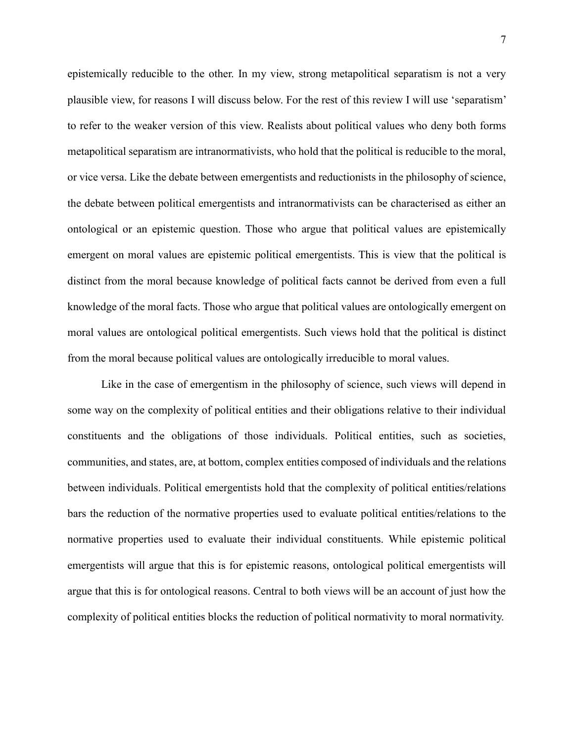epistemically reducible to the other. In my view, strong metapolitical separatism is not a very plausible view, for reasons I will discuss below. For the rest of this review I will use 'separatism' to refer to the weaker version of this view. Realists about political values who deny both forms metapolitical separatism are intranormativists, who hold that the political is reducible to the moral, or vice versa. Like the debate between emergentists and reductionists in the philosophy of science, the debate between political emergentists and intranormativists can be characterised as either an ontological or an epistemic question. Those who argue that political values are epistemically emergent on moral values are epistemic political emergentists. This is view that the political is distinct from the moral because knowledge of political facts cannot be derived from even a full knowledge of the moral facts. Those who argue that political values are ontologically emergent on moral values are ontological political emergentists. Such views hold that the political is distinct from the moral because political values are ontologically irreducible to moral values.

Like in the case of emergentism in the philosophy of science, such views will depend in some way on the complexity of political entities and their obligations relative to their individual constituents and the obligations of those individuals. Political entities, such as societies, communities, and states, are, at bottom, complex entities composed of individuals and the relations between individuals. Political emergentists hold that the complexity of political entities/relations bars the reduction of the normative properties used to evaluate political entities/relations to the normative properties used to evaluate their individual constituents. While epistemic political emergentists will argue that this is for epistemic reasons, ontological political emergentists will argue that this is for ontological reasons. Central to both views will be an account of just how the complexity of political entities blocks the reduction of political normativity to moral normativity.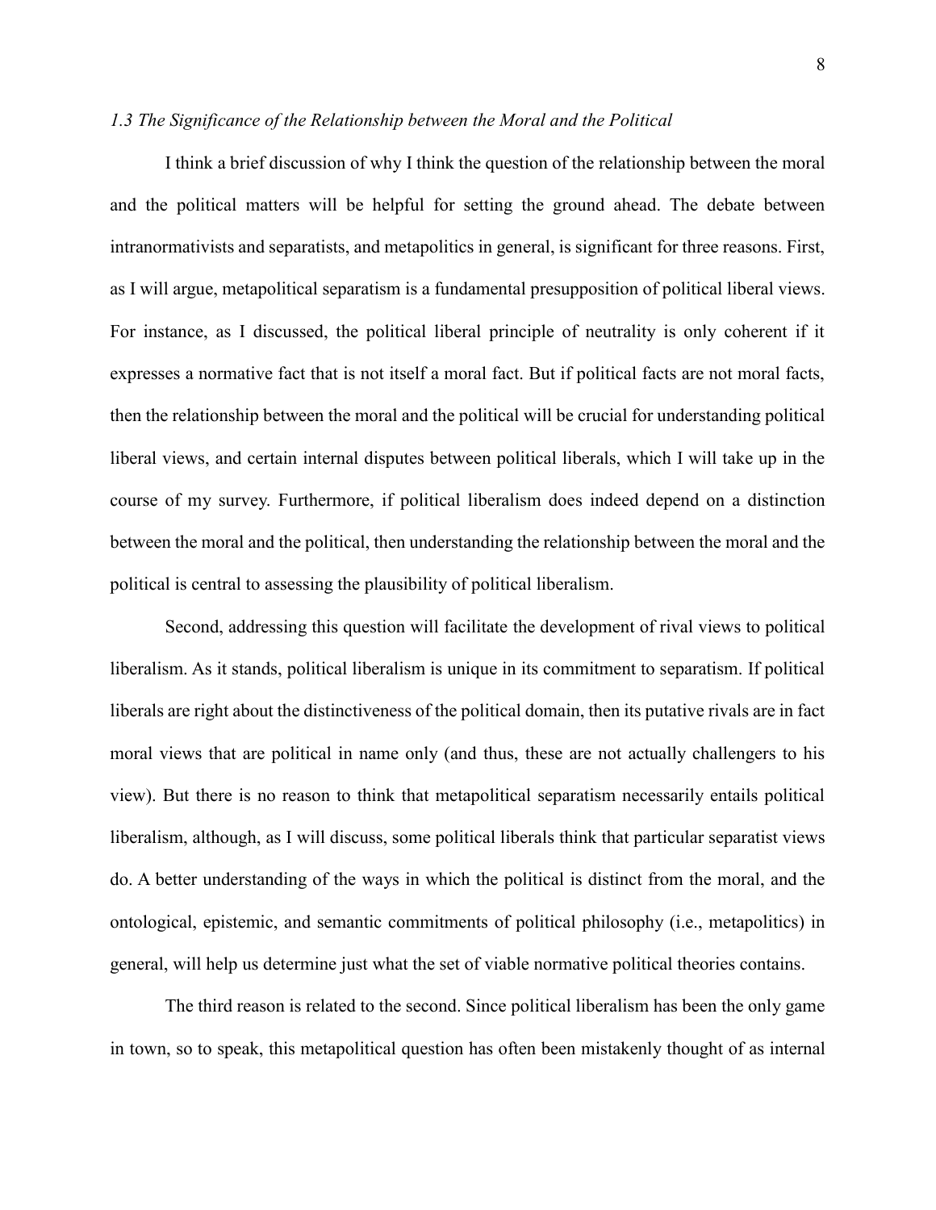*1.3 The Significance of the Relationship between the Moral and the Political*

I think a brief discussion of why I think the question of the relationship between the moral and the political matters will be helpful for setting the ground ahead. The debate between intranormativists and separatists, and metapolitics in general, is significant for three reasons. First, as I will argue, metapolitical separatism is a fundamental presupposition of political liberal views. For instance, as I discussed, the political liberal principle of neutrality is only coherent if it expresses a normative fact that is not itself a moral fact. But if political facts are not moral facts, then the relationship between the moral and the political will be crucial for understanding political liberal views, and certain internal disputes between political liberals, which I will take up in the course of my survey. Furthermore, if political liberalism does indeed depend on a distinction between the moral and the political, then understanding the relationship between the moral and the political is central to assessing the plausibility of political liberalism.

Second, addressing this question will facilitate the development of rival views to political liberalism. As it stands, political liberalism is unique in its commitment to separatism. If political liberals are right about the distinctiveness of the political domain, then its putative rivals are in fact moral views that are political in name only (and thus, these are not actually challengers to his view). But there is no reason to think that metapolitical separatism necessarily entails political liberalism, although, as I will discuss, some political liberals think that particular separatist views do. A better understanding of the ways in which the political is distinct from the moral, and the ontological, epistemic, and semantic commitments of political philosophy (i.e., metapolitics) in general, will help us determine just what the set of viable normative political theories contains.

The third reason is related to the second. Since political liberalism has been the only game in town, so to speak, this metapolitical question has often been mistakenly thought of as internal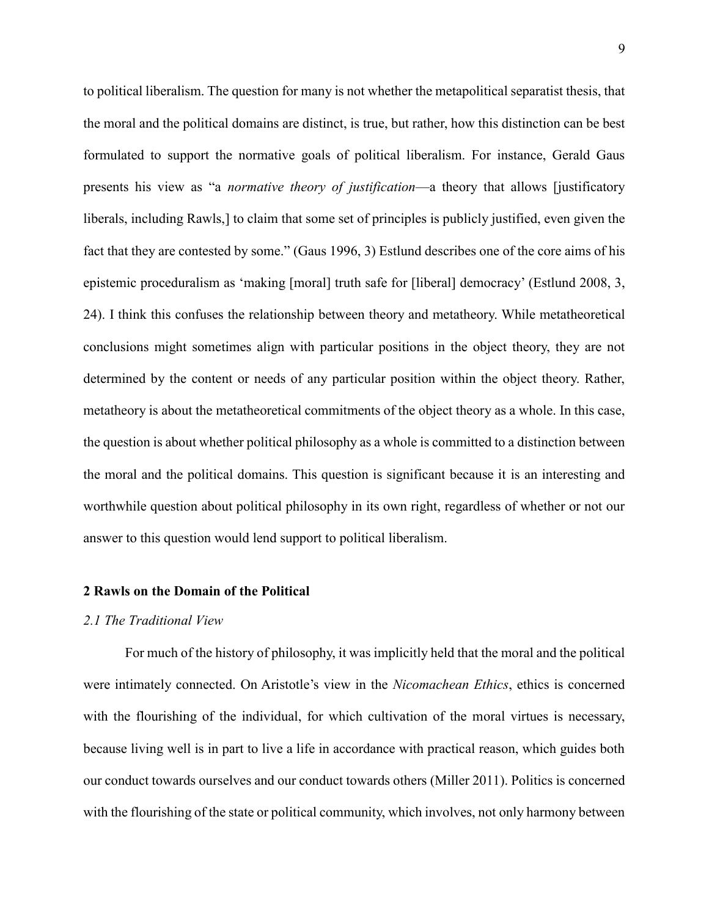to political liberalism. The question for many is not whether the metapolitical separatist thesis, that the moral and the political domains are distinct, is true, but rather, how this distinction can be best formulated to support the normative goals of political liberalism. For instance, Gerald Gaus presents his view as "a *normative theory of justification*—a theory that allows [justificatory liberals, including Rawls,] to claim that some set of principles is publicly justified, even given the fact that they are contested by some." (Gaus 1996, 3) Estlund describes one of the core aims of his epistemic proceduralism as 'making [moral] truth safe for [liberal] democracy' (Estlund 2008, 3, 24). I think this confuses the relationship between theory and metatheory. While metatheoretical conclusions might sometimes align with particular positions in the object theory, they are not determined by the content or needs of any particular position within the object theory. Rather, metatheory is about the metatheoretical commitments of the object theory as a whole. In this case, the question is about whether political philosophy as a whole is committed to a distinction between the moral and the political domains. This question is significant because it is an interesting and worthwhile question about political philosophy in its own right, regardless of whether or not our answer to this question would lend support to political liberalism.

## 2 Rawls on the Domain of the Political

### *2.1 The Traditional View*

For much of the history of philosophy, it was implicitly held that the moral and the political were intimately connected. On Aristotle's view in the *Nicomachean Ethics*, ethics is concerned with the flourishing of the individual, for which cultivation of the moral virtues is necessary, because living well is in part to live a life in accordance with practical reason, which guides both our conduct towards ourselves and our conduct towards others (Miller 2011). Politics is concerned with the flourishing of the state or political community, which involves, not only harmony between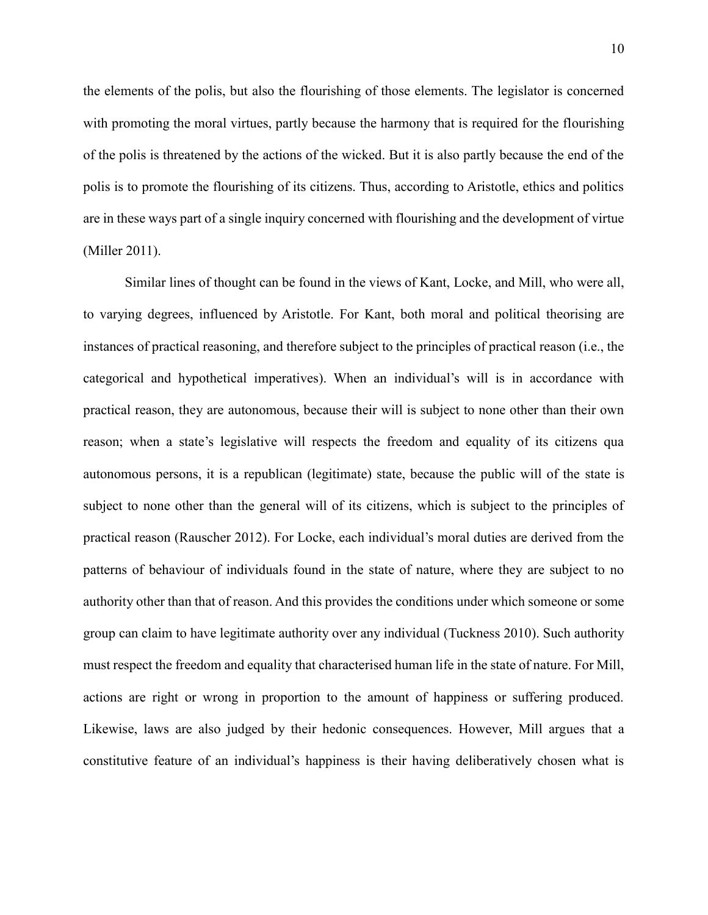the elements of the polis, but also the flourishing of those elements. The legislator is concerned with promoting the moral virtues, partly because the harmony that is required for the flourishing of the polis is threatened by the actions of the wicked. But it is also partly because the end of the polis is to promote the flourishing of its citizens. Thus, according to Aristotle, ethics and politics are in these ways part of a single inquiry concerned with flourishing and the development of virtue (Miller 2011).

Similar lines of thought can be found in the views of Kant, Locke, and Mill, who were all, to varying degrees, influenced by Aristotle. For Kant, both moral and political theorising are instances of practical reasoning, and therefore subject to the principles of practical reason (i.e., the categorical and hypothetical imperatives). When an individual's will is in accordance with practical reason, they are autonomous, because their will is subject to none other than their own reason; when a state's legislative will respects the freedom and equality of its citizens qua autonomous persons, it is a republican (legitimate) state, because the public will of the state is subject to none other than the general will of its citizens, which is subject to the principles of practical reason (Rauscher 2012). For Locke, each individual's moral duties are derived from the patterns of behaviour of individuals found in the state of nature, where they are subject to no authority other than that of reason. And this provides the conditions under which someone or some group can claim to have legitimate authority over any individual (Tuckness 2010). Such authority must respect the freedom and equality that characterised human life in the state of nature. For Mill, actions are right or wrong in proportion to the amount of happiness or suffering produced. Likewise, laws are also judged by their hedonic consequences. However, Mill argues that a constitutive feature of an individual's happiness is their having deliberatively chosen what is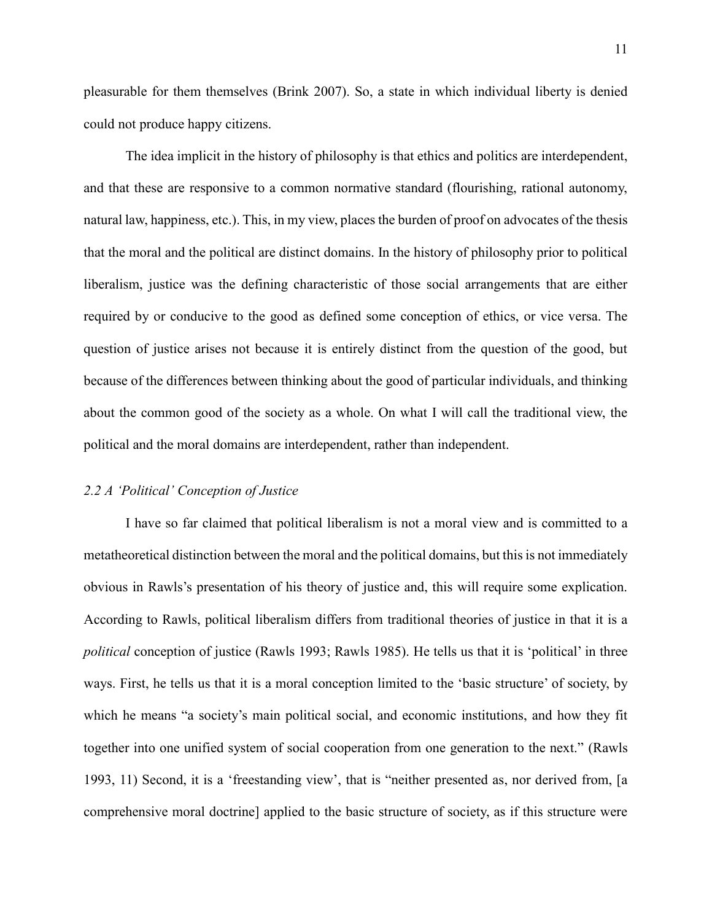pleasurable for them themselves (Brink 2007). So, a state in which individual liberty is denied could not produce happy citizens.

The idea implicit in the history of philosophy is that ethics and politics are interdependent, and that these are responsive to a common normative standard (flourishing, rational autonomy, natural law, happiness, etc.). This, in my view, places the burden of proof on advocates of the thesis that the moral and the political are distinct domains. In the history of philosophy prior to political liberalism, justice was the defining characteristic of those social arrangements that are either required by or conducive to the good as defined some conception of ethics, or vice versa. The question of justice arises not because it is entirely distinct from the question of the good, but because of the differences between thinking about the good of particular individuals, and thinking about the common good of the society as a whole. On what I will call the traditional view, the political and the moral domains are interdependent, rather than independent.

### *2.2 A 'Political' Conception of Justice*

I have so far claimed that political liberalism is not a moral view and is committed to a metatheoretical distinction between the moral and the political domains, but this is not immediately obvious in Rawls's presentation of his theory of justice and, this will require some explication. According to Rawls, political liberalism differs from traditional theories of justice in that it is a *political* conception of justice (Rawls 1993; Rawls 1985). He tells us that it is 'political' in three ways. First, he tells us that it is a moral conception limited to the 'basic structure' of society, by which he means "a society's main political social, and economic institutions, and how they fit together into one unified system of social cooperation from one generation to the next." (Rawls 1993, 11) Second, it is a 'freestanding view', that is "neither presented as, nor derived from, [a comprehensive moral doctrine] applied to the basic structure of society, as if this structure were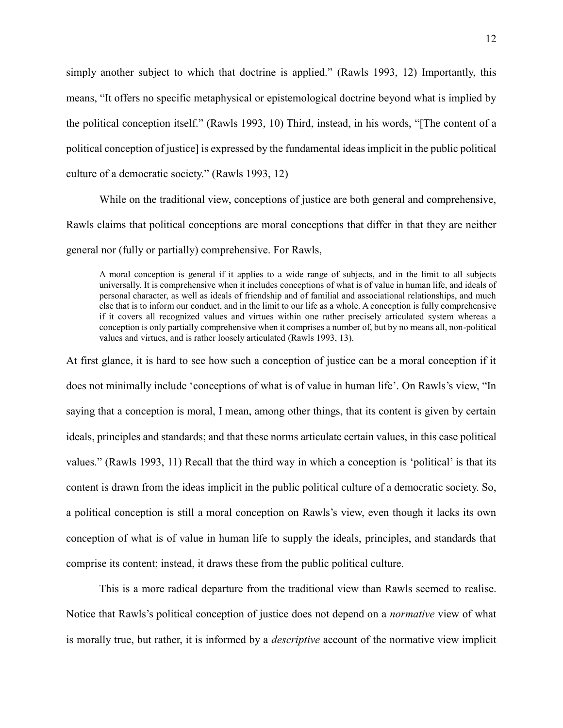simply another subject to which that doctrine is applied." (Rawls 1993, 12) Importantly, this means, "It offers no specific metaphysical or epistemological doctrine beyond what is implied by the political conception itself." (Rawls 1993, 10) Third, instead, in his words, "[The content of a political conception of justice] is expressed by the fundamental ideas implicit in the public political culture of a democratic society." (Rawls 1993, 12)

While on the traditional view, conceptions of justice are both general and comprehensive, Rawls claims that political conceptions are moral conceptions that differ in that they are neither general nor (fully or partially) comprehensive. For Rawls,

> A moral conception is general if it applies to a wide range of subjects, and in the limit to all subjects universally. It is comprehensive when it includes conceptions of what is of value in human life, and ideals of personal character, as well as ideals of friendship and of familial and associational relationships, and much else that is to inform our conduct, and in the limit to our life as a whole. A conception is fully comprehensive if it covers all recognized values and virtues within one rather precisely articulated system whereas a conception is only partially comprehensive when it comprises a number of, but by no means all, non-political values and virtues, and is rather loosely articulated (Rawls 1993, 13).

At first glance, it is hard to see how such a conception of justice can be a moral conception if it does not minimally include 'conceptions of what is of value in human life'. On Rawls's view, "In saying that a conception is moral, I mean, among other things, that its content is given by certain ideals, principles and standards; and that these norms articulate certain values, in this case political values." (Rawls 1993, 11) Recall that the third way in which a conception is 'political' is that its content is drawn from the ideas implicit in the public political culture of a democratic society. So, a political conception is still a moral conception on Rawls's view, even though it lacks its own conception of what is of value in human life to supply the ideals, principles, and standards that comprise its content; instead, it draws these from the public political culture.

This is a more radical departure from the traditional view than Rawls seemed to realise. Notice that Rawls's political conception of justice does not depend on a *normative* view of what is morally true, but rather, it is informed by a *descriptive* account of the normative view implicit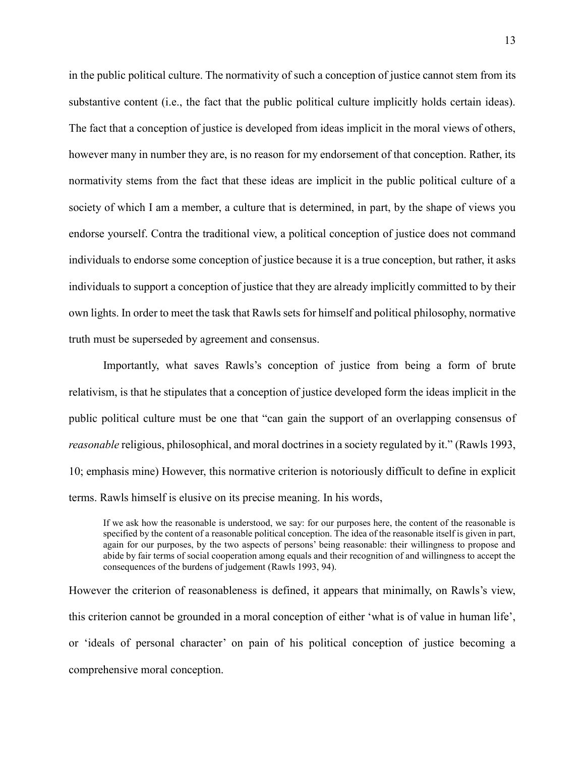in the public political culture. The normativity of such a conception of justice cannot stem from its substantive content (i.e., the fact that the public political culture implicitly holds certain ideas). The fact that a conception of justice is developed from ideas implicit in the moral views of others, however many in number they are, is no reason for my endorsement of that conception. Rather, its normativity stems from the fact that these ideas are implicit in the public political culture of a society of which I am a member, a culture that is determined, in part, by the shape of views you endorse yourself. Contra the traditional view, a political conception of justice does not command individuals to endorse some conception of justice because it is a true conception, but rather, it asks individuals to support a conception of justice that they are already implicitly committed to by their own lights. In order to meet the task that Rawls sets for himself and political philosophy, normative truth must be superseded by agreement and consensus.

Importantly, what saves Rawls's conception of justice from being a form of brute relativism, is that he stipulates that a conception of justice developed form the ideas implicit in the public political culture must be one that "can gain the support of an overlapping consensus of *reasonable* religious, philosophical, and moral doctrines in a society regulated by it." (Rawls 1993, 10; emphasis mine) However, this normative criterion is notoriously difficult to define in explicit terms. Rawls himself is elusive on its precise meaning. In his words,

> If we ask how the reasonable is understood, we say: for our purposes here, the content of the reasonable is specified by the content of a reasonable political conception. The idea of the reasonable itself is given in part, again for our purposes, by the two aspects of persons' being reasonable: their willingness to propose and abide by fair terms of social cooperation among equals and their recognition of and willingness to accept the consequences of the burdens of judgement (Rawls 1993, 94).

However the criterion of reasonableness is defined, it appears that minimally, on Rawls's view, this criterion cannot be grounded in a moral conception of either 'what is of value in human life', or 'ideals of personal character' on pain of his political conception of justice becoming a comprehensive moral conception.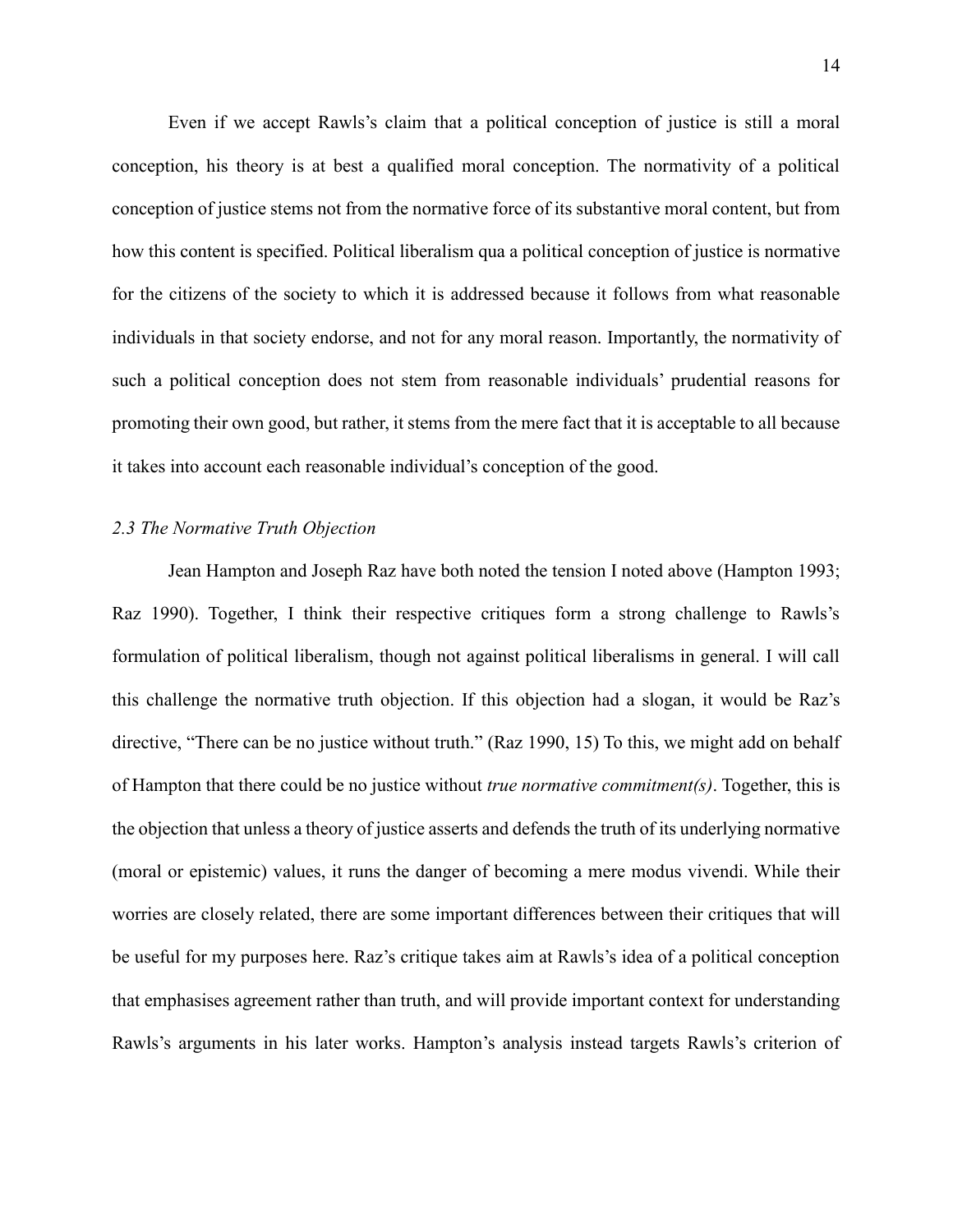Even if we accept Rawls's claim that a political conception of justice is still a moral conception, his theory is at best a qualified moral conception. The normativity of a political conception of justice stems not from the normative force of its substantive moral content, but from how this content is specified. Political liberalism qua a political conception of justice is normative for the citizens of the society to which it is addressed because it follows from what reasonable individuals in that society endorse, and not for any moral reason. Importantly, the normativity of such a political conception does not stem from reasonable individuals' prudential reasons for promoting their own good, but rather, it stems from the mere fact that it is acceptable to all because it takes into account each reasonable individual's conception of the good.

### *2.3 The Normative Truth Objection*

Jean Hampton and Joseph Raz have both noted the tension I noted above (Hampton 1993; Raz 1990). Together, I think their respective critiques form a strong challenge to Rawls's formulation of political liberalism, though not against political liberalisms in general. I will call this challenge the normative truth objection. If this objection had a slogan, it would be Raz's directive, "There can be no justice without truth." (Raz 1990, 15) To this, we might add on behalf of Hampton that there could be no justice without *true normative commitment(s)*. Together, this is the objection that unless a theory of justice asserts and defends the truth of its underlying normative (moral or epistemic) values, it runs the danger of becoming a mere modus vivendi. While their worries are closely related, there are some important differences between their critiques that will be useful for my purposes here. Raz's critique takes aim at Rawls's idea of a political conception that emphasises agreement rather than truth, and will provide important context for understanding Rawls's arguments in his later works. Hampton's analysis instead targets Rawls's criterion of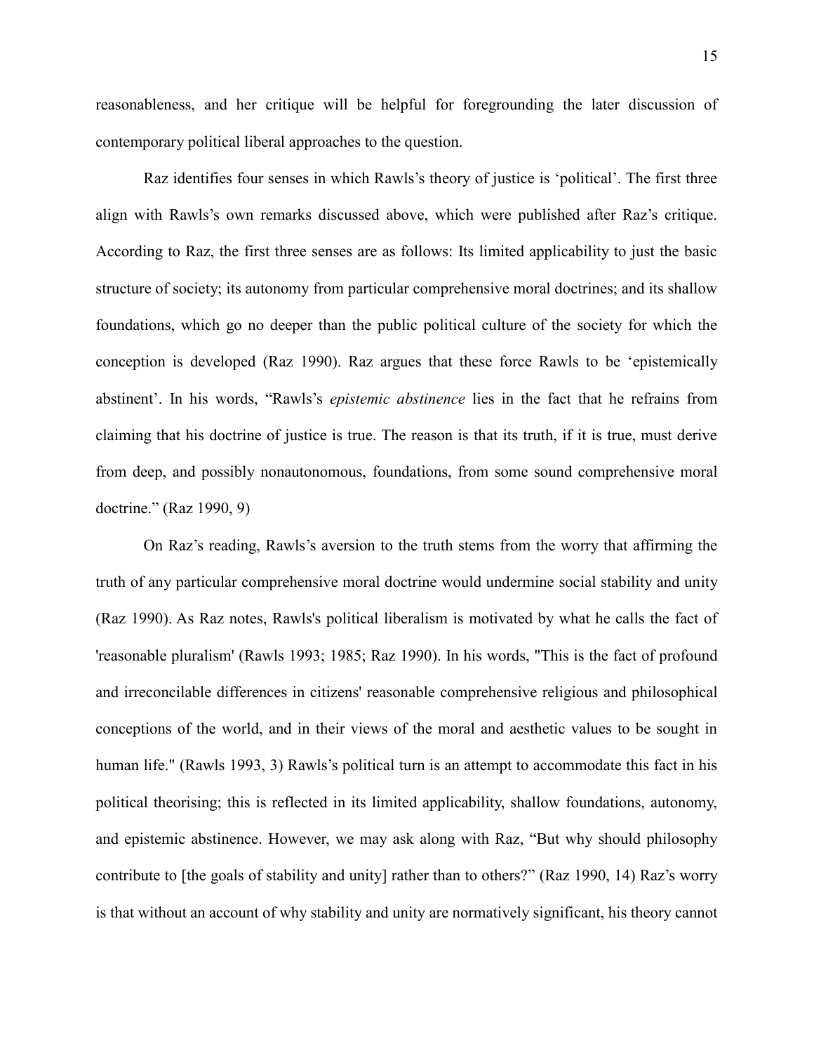reasonableness, and her critique will be helpful for foregrounding the later discussion of contemporary political liberal approaches to the question.

Raz identifies four senses in which Rawls's theory of justice is 'political'. The first three align with Rawls's own remarks discussed above, which were published after Raz's critique. According to Raz, the first three senses are as follows: Its limited applicability to just the basic structure of society; its autonomy from particular comprehensive moral doctrines; and its shallow foundations, which go no deeper than the public political culture of the society for which the conception is developed (Raz 1990). Raz argues that these force Rawls to be 'epistemically abstinent'. In his words, "Rawls's *epistemic abstinence* lies in the fact that he refrains from claiming that his doctrine of justice is true. The reason is that its truth, if it is true, must derive from deep, and possibly nonautonomous, foundations, from some sound comprehensive moral doctrine." (Raz 1990, 9)

On Raz's reading, Rawls's aversion to the truth stems from the worry that affirming the truth of any particular comprehensive moral doctrine would undermine social stability and unity (Raz 1990). As Raz notes, Rawls's political liberalism is motivated by what he calls the fact of 'reasonable pluralism' (Rawls 1993; 1985; Raz 1990). In his words, "This is the fact of profound and irreconcilable differences in citizens' reasonable comprehensive religious and philosophical conceptions of the world, and in their views of the moral and aesthetic values to be sought in human life." (Rawls 1993, 3) Rawls's political turn is an attempt to accommodate this fact in his political theorising; this is reflected in its limited applicability, shallow foundations, autonomy, and epistemic abstinence. However, we may ask along with Raz, "But why should philosophy contribute to [the goals of stability and unity] rather than to others?" (Raz 1990, 14) Raz's worry is that without an account of why stability and unity are normatively significant, his theory cannot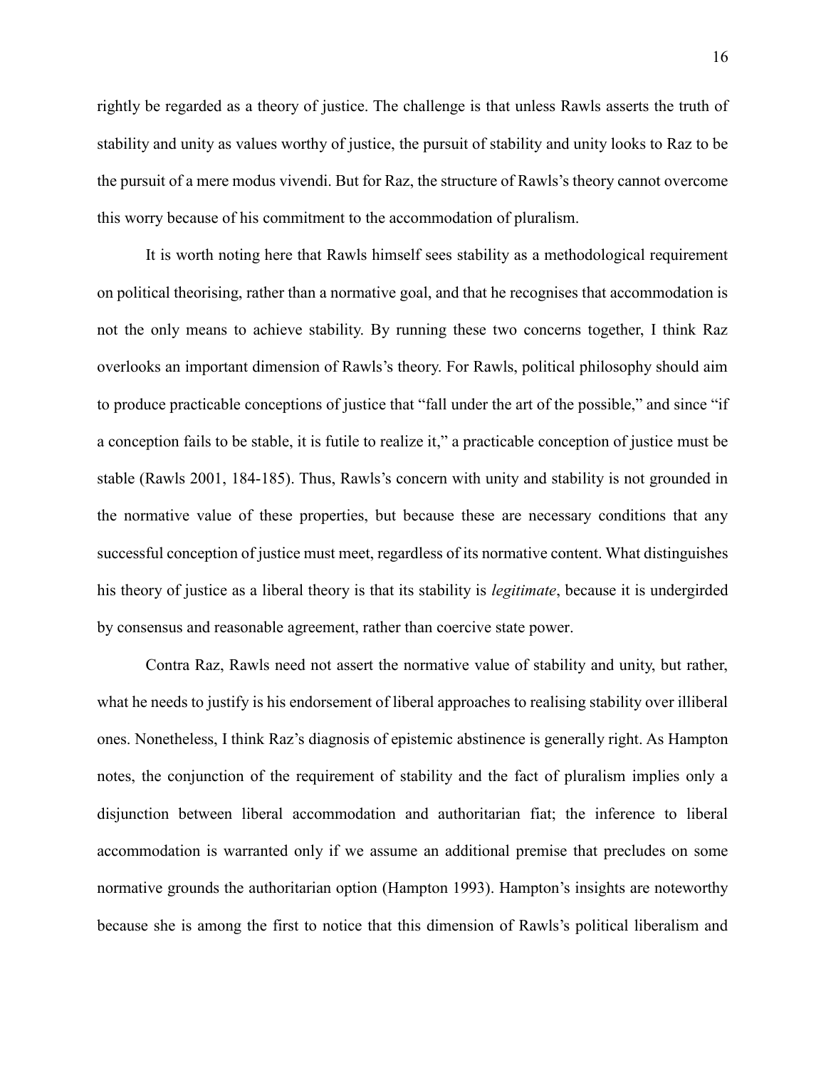rightly be regarded as a theory of justice. The challenge is that unless Rawls asserts the truth of stability and unity as values worthy of justice, the pursuit of stability and unity looks to Raz to be the pursuit of a mere modus vivendi. But for Raz, the structure of Rawls's theory cannot overcome this worry because of his commitment to the accommodation of pluralism.

It is worth noting here that Rawls himself sees stability as a methodological requirement on political theorising, rather than a normative goal, and that he recognises that accommodation is not the only means to achieve stability. By running these two concerns together, I think Raz overlooks an important dimension of Rawls's theory. For Rawls, political philosophy should aim to produce practicable conceptions of justice that "fall under the art of the possible," and since "if a conception fails to be stable, it is futile to realize it," a practicable conception of justice must be stable (Rawls 2001, 184-185). Thus, Rawls's concern with unity and stability is not grounded in the normative value of these properties, but because these are necessary conditions that any successful conception of justice must meet, regardless of its normative content. What distinguishes his theory of justice as a liberal theory is that its stability is *legitimate*, because it is undergirded by consensus and reasonable agreement, rather than coercive state power.

Contra Raz, Rawls need not assert the normative value of stability and unity, but rather, what he needs to justify is his endorsement of liberal approaches to realising stability over illiberal ones. Nonetheless, I think Raz's diagnosis of epistemic abstinence is generally right. As Hampton notes, the conjunction of the requirement of stability and the fact of pluralism implies only a disjunction between liberal accommodation and authoritarian fiat; the inference to liberal accommodation is warranted only if we assume an additional premise that precludes on some normative grounds the authoritarian option (Hampton 1993). Hampton's insights are noteworthy because she is among the first to notice that this dimension of Rawls's political liberalism and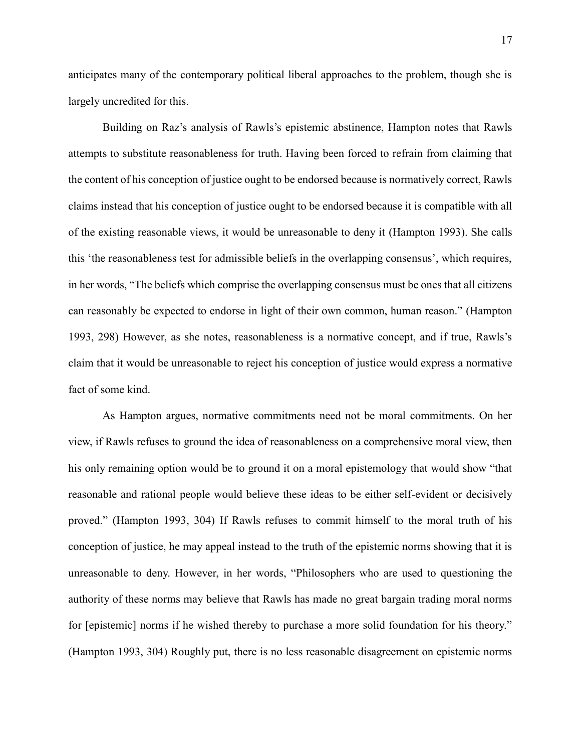anticipates many of the contemporary political liberal approaches to the problem, though she is largely uncredited for this.

Building on Raz's analysis of Rawls's epistemic abstinence, Hampton notes that Rawls attempts to substitute reasonableness for truth. Having been forced to refrain from claiming that the content of his conception of justice ought to be endorsed because is normatively correct, Rawls claims instead that his conception of justice ought to be endorsed because it is compatible with all of the existing reasonable views, it would be unreasonable to deny it (Hampton 1993). She calls this 'the reasonableness test for admissible beliefs in the overlapping consensus', which requires, in her words, "The beliefs which comprise the overlapping consensus must be ones that all citizens can reasonably be expected to endorse in light of their own common, human reason." (Hampton 1993, 298) However, as she notes, reasonableness is a normative concept, and if true, Rawls's claim that it would be unreasonable to reject his conception of justice would express a normative fact of some kind.

As Hampton argues, normative commitments need not be moral commitments. On her view, if Rawls refuses to ground the idea of reasonableness on a comprehensive moral view, then his only remaining option would be to ground it on a moral epistemology that would show "that reasonable and rational people would believe these ideas to be either self-evident or decisively proved." (Hampton 1993, 304) If Rawls refuses to commit himself to the moral truth of his conception of justice, he may appeal instead to the truth of the epistemic norms showing that it is unreasonable to deny. However, in her words, "Philosophers who are used to questioning the authority of these norms may believe that Rawls has made no great bargain trading moral norms for [epistemic] norms if he wished thereby to purchase a more solid foundation for his theory." (Hampton 1993, 304) Roughly put, there is no less reasonable disagreement on epistemic norms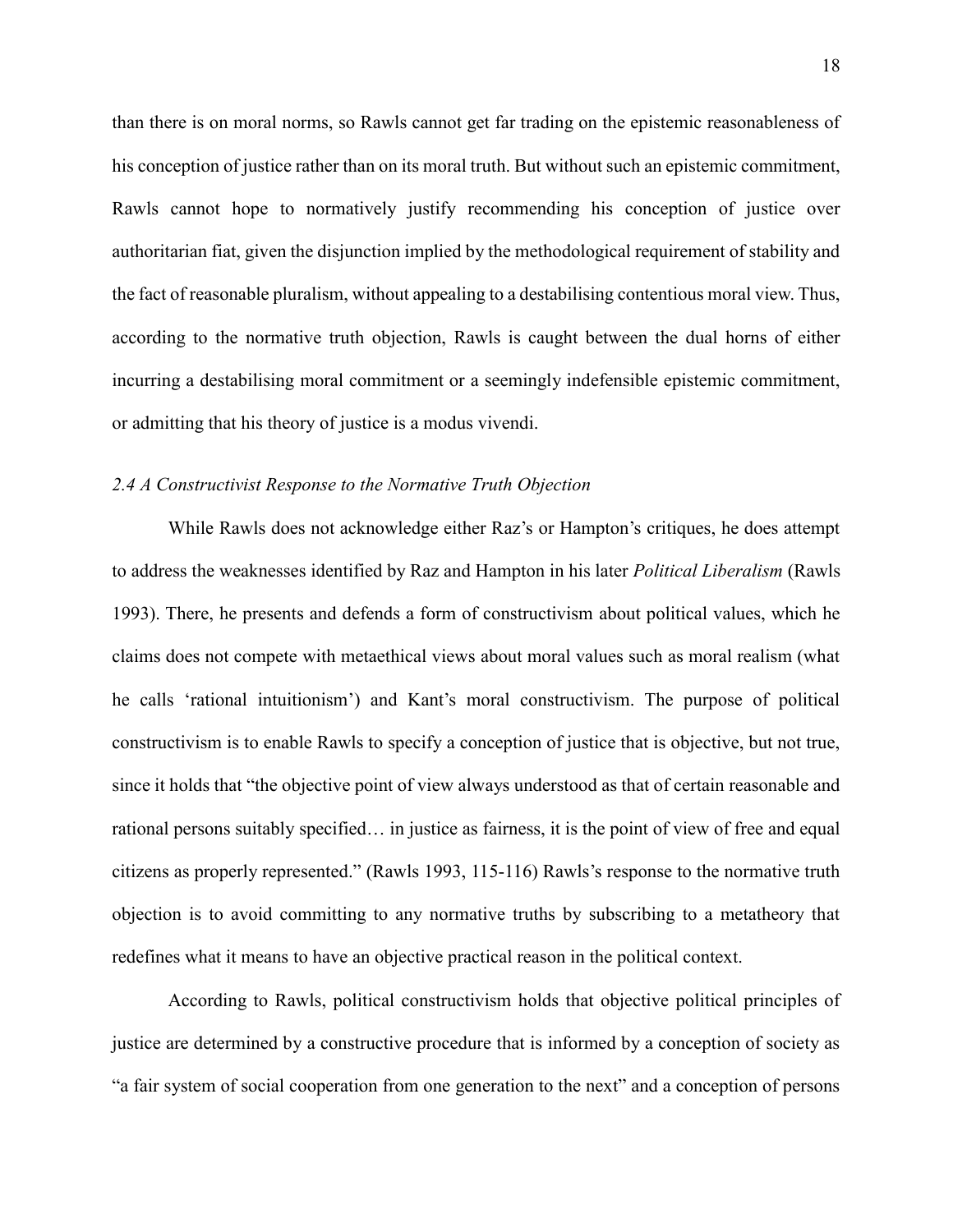than there is on moral norms, so Rawls cannot get far trading on the epistemic reasonableness of his conception of justice rather than on its moral truth. But without such an epistemic commitment, Rawls cannot hope to normatively justify recommending his conception of justice over authoritarian fiat, given the disjunction implied by the methodological requirement of stability and the fact of reasonable pluralism, without appealing to a destabilising contentious moral view. Thus, according to the normative truth objection, Rawls is caught between the dual horns of either incurring a destabilising moral commitment or a seemingly indefensible epistemic commitment, or admitting that his theory of justice is a modus vivendi.

### *2.4 A Constructivist Response to the Normative Truth Objection*

While Rawls does not acknowledge either Raz's or Hampton's critiques, he does attempt to address the weaknesses identified by Raz and Hampton in his later *Political Liberalism* (Rawls 1993). There, he presents and defends a form of constructivism about political values, which he claims does not compete with metaethical views about moral values such as moral realism (what he calls 'rational intuitionism') and Kant's moral constructivism. The purpose of political constructivism is to enable Rawls to specify a conception of justice that is objective, but not true, since it holds that "the objective point of view always understood as that of certain reasonable and rational persons suitably specified… in justice as fairness, it is the point of view of free and equal citizens as properly represented." (Rawls 1993, 115-116) Rawls's response to the normative truth objection is to avoid committing to any normative truths by subscribing to a metatheory that redefines what it means to have an objective practical reason in the political context.

According to Rawls, political constructivism holds that objective political principles of justice are determined by a constructive procedure that is informed by a conception of society as "a fair system of social cooperation from one generation to the next" and a conception of persons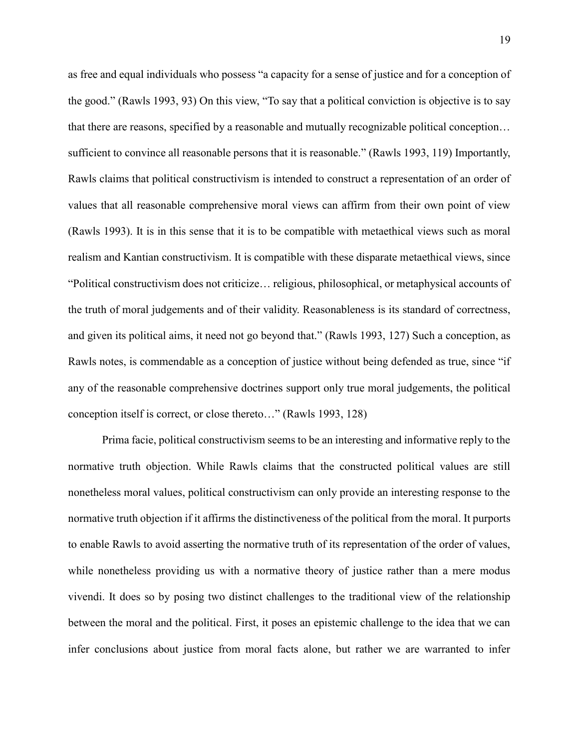as free and equal individuals who possess "a capacity for a sense of justice and for a conception of the good." (Rawls 1993, 93) On this view, "To say that a political conviction is objective is to say that there are reasons, specified by a reasonable and mutually recognizable political conception… sufficient to convince all reasonable persons that it is reasonable." (Rawls 1993, 119) Importantly, Rawls claims that political constructivism is intended to construct a representation of an order of values that all reasonable comprehensive moral views can affirm from their own point of view (Rawls 1993). It is in this sense that it is to be compatible with metaethical views such as moral realism and Kantian constructivism. It is compatible with these disparate metaethical views, since "Political constructivism does not criticize… religious, philosophical, or metaphysical accounts of the truth of moral judgements and of their validity. Reasonableness is its standard of correctness, and given its political aims, it need not go beyond that." (Rawls 1993, 127) Such a conception, as Rawls notes, is commendable as a conception of justice without being defended as true, since "if any of the reasonable comprehensive doctrines support only true moral judgements, the political conception itself is correct, or close thereto…" (Rawls 1993, 128)

Prima facie, political constructivism seems to be an interesting and informative reply to the normative truth objection. While Rawls claims that the constructed political values are still nonetheless moral values, political constructivism can only provide an interesting response to the normative truth objection if it affirms the distinctiveness of the political from the moral. It purports to enable Rawls to avoid asserting the normative truth of its representation of the order of values, while nonetheless providing us with a normative theory of justice rather than a mere modus vivendi. It does so by posing two distinct challenges to the traditional view of the relationship between the moral and the political. First, it poses an epistemic challenge to the idea that we can infer conclusions about justice from moral facts alone, but rather we are warranted to infer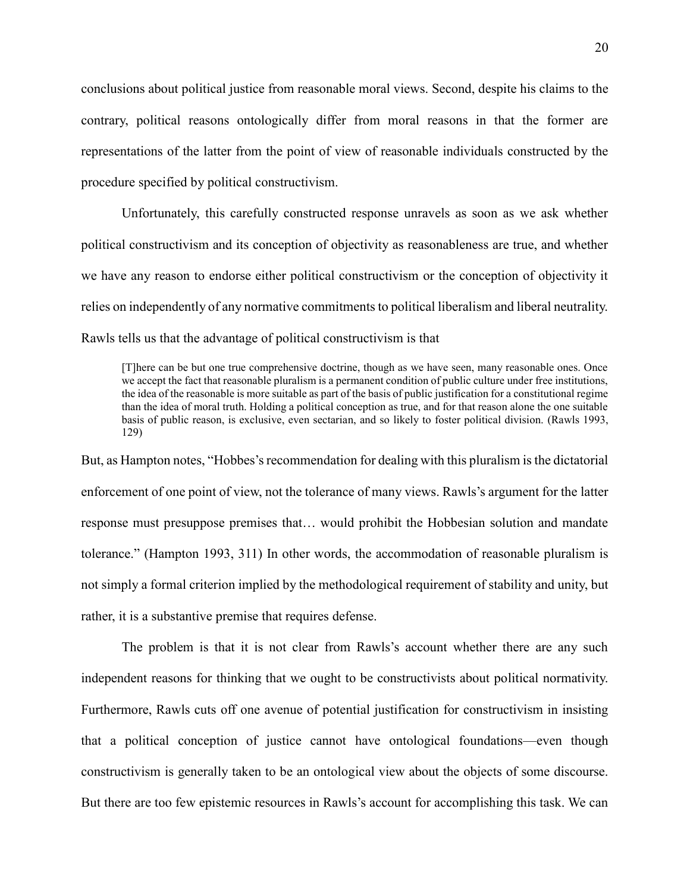conclusions about political justice from reasonable moral views. Second, despite his claims to the contrary, political reasons ontologically differ from moral reasons in that the former are representations of the latter from the point of view of reasonable individuals constructed by the procedure specified by political constructivism.

Unfortunately, this carefully constructed response unravels as soon as we ask whether political constructivism and its conception of objectivity as reasonableness are true, and whether we have any reason to endorse either political constructivism or the conception of objectivity it relies on independently of any normative commitments to political liberalism and liberal neutrality. Rawls tells us that the advantage of political constructivism is that

> [T]here can be but one true comprehensive doctrine, though as we have seen, many reasonable ones. Once we accept the fact that reasonable pluralism is a permanent condition of public culture under free institutions, the idea of the reasonable is more suitable as part of the basis of public justification for a constitutional regime than the idea of moral truth. Holding a political conception as true, and for that reason alone the one suitable basis of public reason, is exclusive, even sectarian, and so likely to foster political division. (Rawls 1993, 129)

But, as Hampton notes, "Hobbes's recommendation for dealing with this pluralism is the dictatorial enforcement of one point of view, not the tolerance of many views. Rawls's argument for the latter response must presuppose premises that… would prohibit the Hobbesian solution and mandate tolerance." (Hampton 1993, 311) In other words, the accommodation of reasonable pluralism is not simply a formal criterion implied by the methodological requirement of stability and unity, but rather, it is a substantive premise that requires defense.

The problem is that it is not clear from Rawls's account whether there are any such independent reasons for thinking that we ought to be constructivists about political normativity. Furthermore, Rawls cuts off one avenue of potential justification for constructivism in insisting that a political conception of justice cannot have ontological foundations—even though constructivism is generally taken to be an ontological view about the objects of some discourse. But there are too few epistemic resources in Rawls's account for accomplishing this task. We can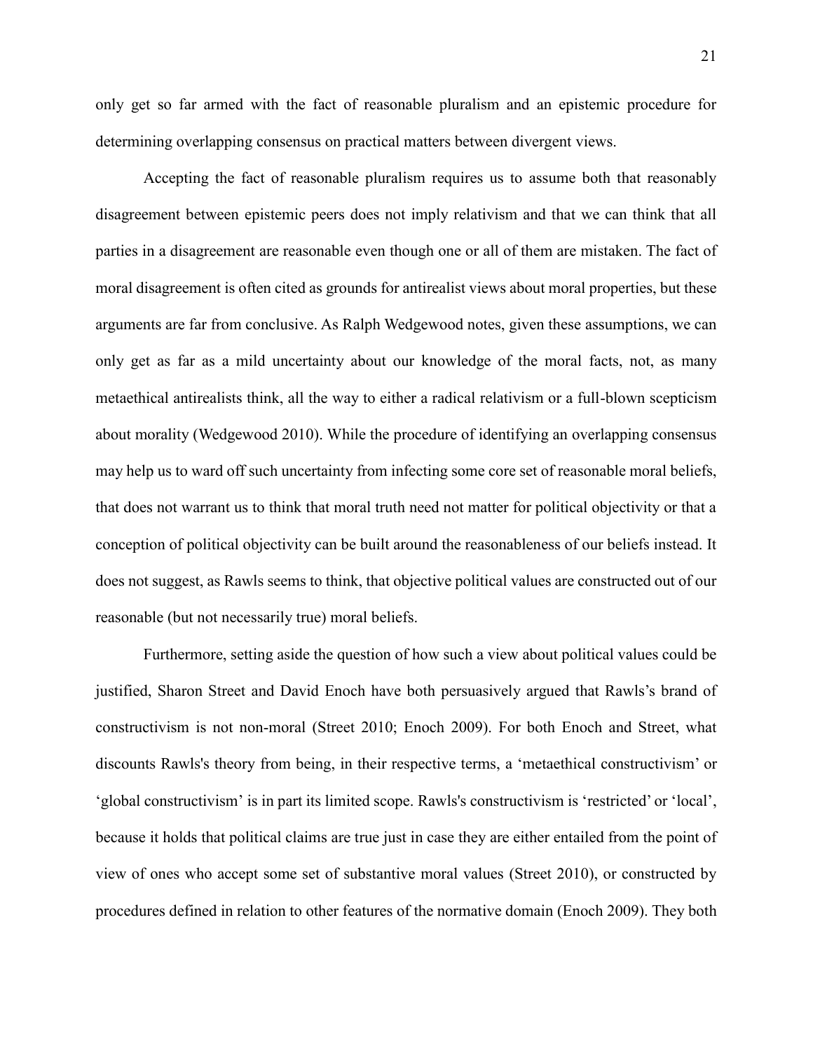only get so far armed with the fact of reasonable pluralism and an epistemic procedure for determining overlapping consensus on practical matters between divergent views.

Accepting the fact of reasonable pluralism requires us to assume both that reasonably disagreement between epistemic peers does not imply relativism and that we can think that all parties in a disagreement are reasonable even though one or all of them are mistaken. The fact of moral disagreement is often cited as grounds for antirealist views about moral properties, but these arguments are far from conclusive. As Ralph Wedgewood notes, given these assumptions, we can only get as far as a mild uncertainty about our knowledge of the moral facts, not, as many metaethical antirealists think, all the way to either a radical relativism or a full-blown scepticism about morality (Wedgewood 2010). While the procedure of identifying an overlapping consensus may help us to ward off such uncertainty from infecting some core set of reasonable moral beliefs, that does not warrant us to think that moral truth need not matter for political objectivity or that a conception of political objectivity can be built around the reasonableness of our beliefs instead. It does not suggest, as Rawls seems to think, that objective political values are constructed out of our reasonable (but not necessarily true) moral beliefs.

Furthermore, setting aside the question of how such a view about political values could be justified, Sharon Street and David Enoch have both persuasively argued that Rawls's brand of constructivism is not non-moral (Street 2010; Enoch 2009). For both Enoch and Street, what discounts Rawls's theory from being, in their respective terms, a 'metaethical constructivism' or 'global constructivism' is in part its limited scope. Rawls's constructivism is 'restricted' or 'local', because it holds that political claims are true just in case they are either entailed from the point of view of ones who accept some set of substantive moral values (Street 2010), or constructed by procedures defined in relation to other features of the normative domain (Enoch 2009). They both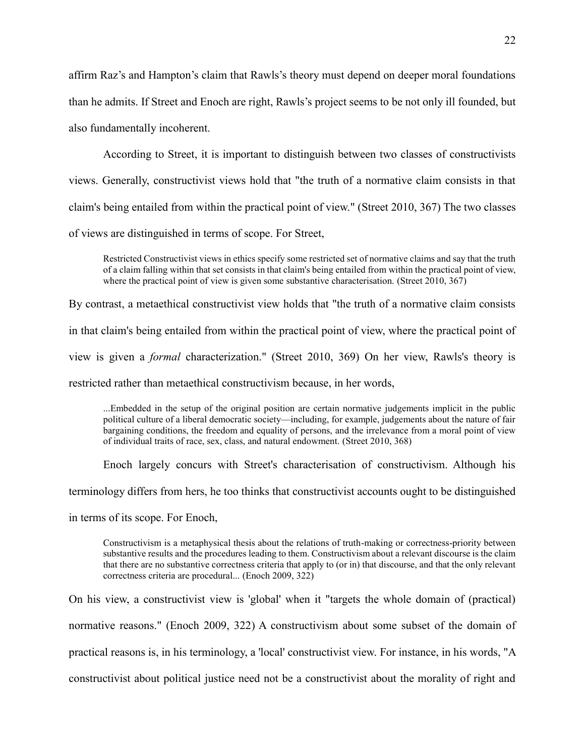affirm Raz's and Hampton's claim that Rawls's theory must depend on deeper moral foundations than he admits. If Street and Enoch are right, Rawls's project seems to be not only ill founded, but also fundamentally incoherent.

According to Street, it is important to distinguish between two classes of constructivists views. Generally, constructivist views hold that "the truth of a normative claim consists in that claim's being entailed from within the practical point of view." (Street 2010, 367) The two classes of views are distinguished in terms of scope. For Street,

> Restricted Constructivist views in ethics specify some restricted set of normative claims and say that the truth of a claim falling within that set consists in that claim's being entailed from within the practical point of view, where the practical point of view is given some substantive characterisation. (Street 2010, 367)

By contrast, a metaethical constructivist view holds that "the truth of a normative claim consists in that claim's being entailed from within the practical point of view, where the practical point of view is given a *formal* characterization." (Street 2010, 369) On her view, Rawls's theory is restricted rather than metaethical constructivism because, in her words,

> ...Embedded in the setup of the original position are certain normative judgements implicit in the public political culture of a liberal democratic society—including, for example, judgements about the nature of fair bargaining conditions, the freedom and equality of persons, and the irrelevance from a moral point of view of individual traits of race, sex, class, and natural endowment. (Street 2010, 368)

Enoch largely concurs with Street's characterisation of constructivism. Although his terminology differs from hers, he too thinks that constructivist accounts ought to be distinguished in terms of its scope. For Enoch,

> Constructivism is a metaphysical thesis about the relations of truth-making or correctness-priority between substantive results and the procedures leading to them. Constructivism about a relevant discourse is the claim that there are no substantive correctness criteria that apply to (or in) that discourse, and that the only relevant correctness criteria are procedural... (Enoch 2009, 322)

On his view, a constructivist view is 'global' when it "targets the whole domain of (practical) normative reasons." (Enoch 2009, 322) A constructivism about some subset of the domain of practical reasons is, in his terminology, a 'local' constructivist view. For instance, in his words, "A constructivist about political justice need not be a constructivist about the morality of right and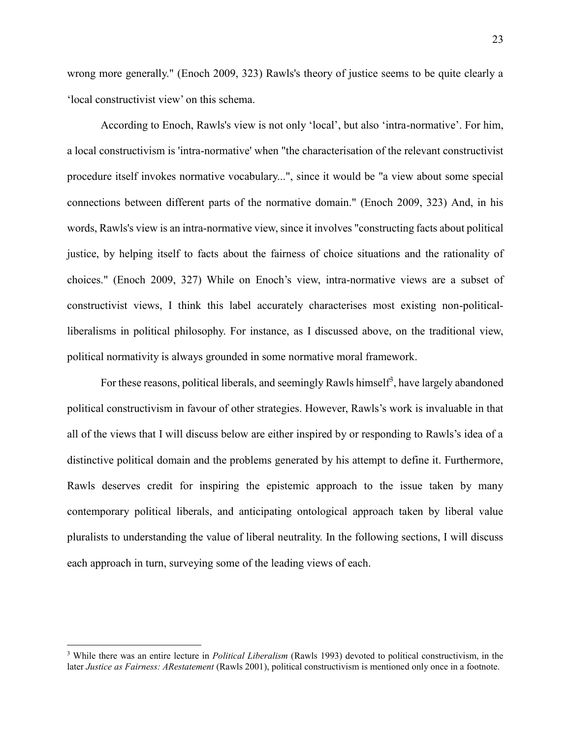wrong more generally." (Enoch 2009, 323) Rawls's theory of justice seems to be quite clearly a 'local constructivist view' on this schema.

According to Enoch, Rawls's view is not only 'local', but also 'intra-normative'. For him, a local constructivism is 'intra-normative' when "the characterisation of the relevant constructivist procedure itself invokes normative vocabulary...", since it would be "a view about some special connections between different parts of the normative domain." (Enoch 2009, 323) And, in his words, Rawls's view is an intra-normative view, since it involves "constructing facts about political justice, by helping itself to facts about the fairness of choice situations and the rationality of choices." (Enoch 2009, 327) While on Enoch's view, intra-normative views are a subset of constructivist views, I think this label accurately characterises most existing non-political-liberalisms in political philosophy. For instance, as I discussed above, on the traditional view, political normativity is always grounded in some normative moral framework.

For these reasons, political liberals, and seemingly Rawls himself[3], have largely abandoned political constructivism in favour of other strategies. However, Rawls's work is invaluable in that all of the views that I will discuss below are either inspired by or responding to Rawls's idea of a distinctive political domain and the problems generated by his attempt to define it. Furthermore, Rawls deserves credit for inspiring the epistemic approach to the issue taken by many contemporary political liberals, and anticipating ontological approach taken by liberal value pluralists to understanding the value of liberal neutrality. In the following sections, I will discuss each approach in turn, surveying some of the leading views of each.

[3] While there was an entire lecture in *Political Liberalism* (Rawls 1993) devoted to political constructivism, in the later *Justice as Fairness: ARestatement* (Rawls 2001), political constructivism is mentioned only once in a footnote.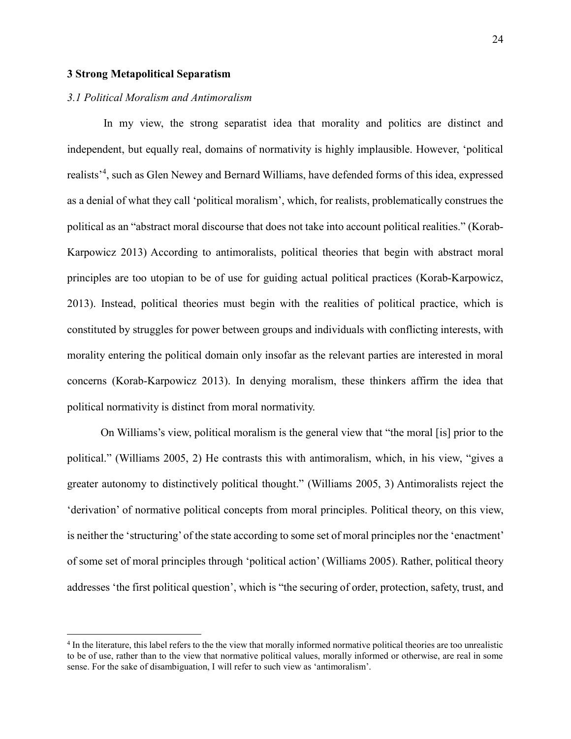## 3 Strong Metapolitical Separatism

### *3.1 Political Moralism and Antimoralism*

In my view, the strong separatist idea that morality and politics are distinct and independent, but equally real, domains of normativity is highly implausible. However, 'political realists'[4], such as Glen Newey and Bernard Williams, have defended forms of this idea, expressed as a denial of what they call 'political moralism', which, for realists, problematically construes the political as an "abstract moral discourse that does not take into account political realities." (Korab-Karpowicz 2013) According to antimoralists, political theories that begin with abstract moral principles are too utopian to be of use for guiding actual political practices (Korab-Karpowicz, 2013). Instead, political theories must begin with the realities of political practice, which is constituted by struggles for power between groups and individuals with conflicting interests, with morality entering the political domain only insofar as the relevant parties are interested in moral concerns (Korab-Karpowicz 2013). In denying moralism, these thinkers affirm the idea that political normativity is distinct from moral normativity.

On Williams's view, political moralism is the general view that "the moral [is] prior to the political." (Williams 2005, 2) He contrasts this with antimoralism, which, in his view, "gives a greater autonomy to distinctively political thought." (Williams 2005, 3) Antimoralists reject the 'derivation' of normative political concepts from moral principles. Political theory, on this view, is neither the 'structuring' of the state according to some set of moral principles nor the 'enactment' of some set of moral principles through 'political action' (Williams 2005). Rather, political theory addresses 'the first political question', which is "the securing of order, protection, safety, trust, and

---

[4] In the literature, this label refers to the the view that morally informed normative political theories are too unrealistic to be of use, rather than to the view that normative political values, morally informed or otherwise, are real in some sense. For the sake of disambiguation, I will refer to such view as 'antimoralism'.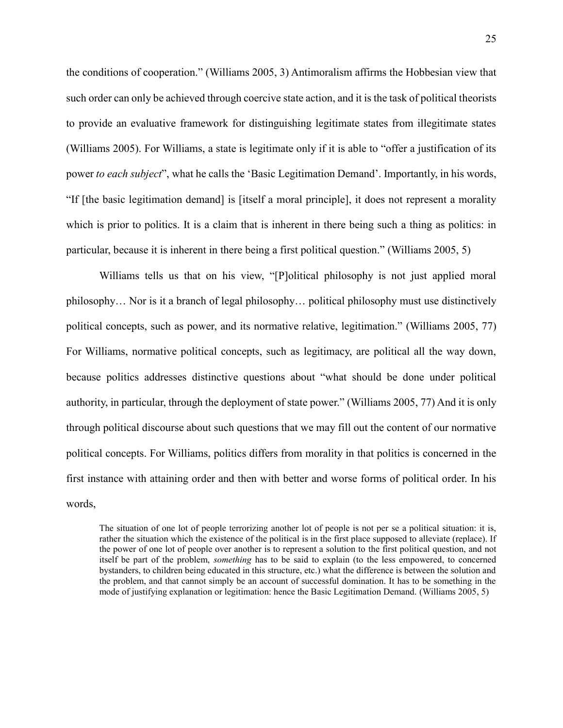the conditions of cooperation." (Williams 2005, 3) Antimoralism affirms the Hobbesian view that such order can only be achieved through coercive state action, and it is the task of political theorists to provide an evaluative framework for distinguishing legitimate states from illegitimate states (Williams 2005). For Williams, a state is legitimate only if it is able to "offer a justification of its power *to each subject*", what he calls the 'Basic Legitimation Demand'. Importantly, in his words, "If [the basic legitimation demand] is [itself a moral principle], it does not represent a morality which is prior to politics. It is a claim that is inherent in there being such a thing as politics: in particular, because it is inherent in there being a first political question." (Williams 2005, 5)

Williams tells us that on his view, "[P]olitical philosophy is not just applied moral philosophy… Nor is it a branch of legal philosophy… political philosophy must use distinctively political concepts, such as power, and its normative relative, legitimation." (Williams 2005, 77) For Williams, normative political concepts, such as legitimacy, are political all the way down, because politics addresses distinctive questions about "what should be done under political authority, in particular, through the deployment of state power." (Williams 2005, 77) And it is only through political discourse about such questions that we may fill out the content of our normative political concepts. For Williams, politics differs from morality in that politics is concerned in the first instance with attaining order and then with better and worse forms of political order. In his words,

> The situation of one lot of people terrorizing another lot of people is not per se a political situation: it is, rather the situation which the existence of the political is in the first place supposed to alleviate (replace). If the power of one lot of people over another is to represent a solution to the first political question, and not itself be part of the problem, *something* has to be said to explain (to the less empowered, to concerned bystanders, to children being educated in this structure, etc.) what the difference is between the solution and the problem, and that cannot simply be an account of successful domination. It has to be something in the mode of justifying explanation or legitimation: hence the Basic Legitimation Demand. (Williams 2005, 5)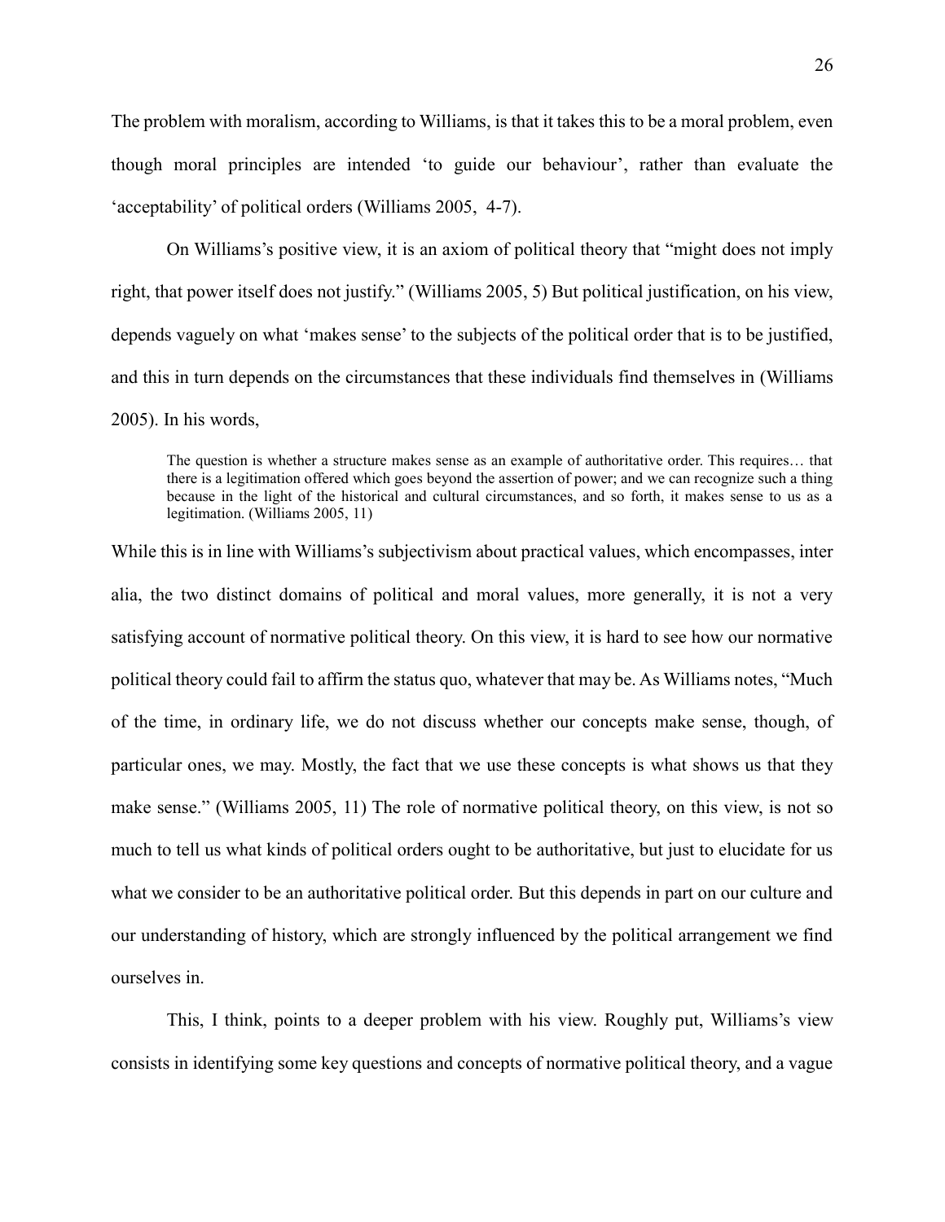The problem with moralism, according to Williams, is that it takes this to be a moral problem, even though moral principles are intended 'to guide our behaviour', rather than evaluate the 'acceptability' of political orders (Williams 2005, 4-7).

On Williams's positive view, it is an axiom of political theory that "might does not imply right, that power itself does not justify." (Williams 2005, 5) But political justification, on his view, depends vaguely on what 'makes sense' to the subjects of the political order that is to be justified, and this in turn depends on the circumstances that these individuals find themselves in (Williams 2005). In his words,

> The question is whether a structure makes sense as an example of authoritative order. This requires… that there is a legitimation offered which goes beyond the assertion of power; and we can recognize such a thing because in the light of the historical and cultural circumstances, and so forth, it makes sense to us as a legitimation. (Williams 2005, 11)

While this is in line with Williams's subjectivism about practical values, which encompasses, inter alia, the two distinct domains of political and moral values, more generally, it is not a very satisfying account of normative political theory. On this view, it is hard to see how our normative political theory could fail to affirm the status quo, whatever that may be. As Williams notes, "Much of the time, in ordinary life, we do not discuss whether our concepts make sense, though, of particular ones, we may. Mostly, the fact that we use these concepts is what shows us that they make sense." (Williams 2005, 11) The role of normative political theory, on this view, is not so much to tell us what kinds of political orders ought to be authoritative, but just to elucidate for us what we consider to be an authoritative political order. But this depends in part on our culture and our understanding of history, which are strongly influenced by the political arrangement we find ourselves in.

This, I think, points to a deeper problem with his view. Roughly put, Williams's view consists in identifying some key questions and concepts of normative political theory, and a vague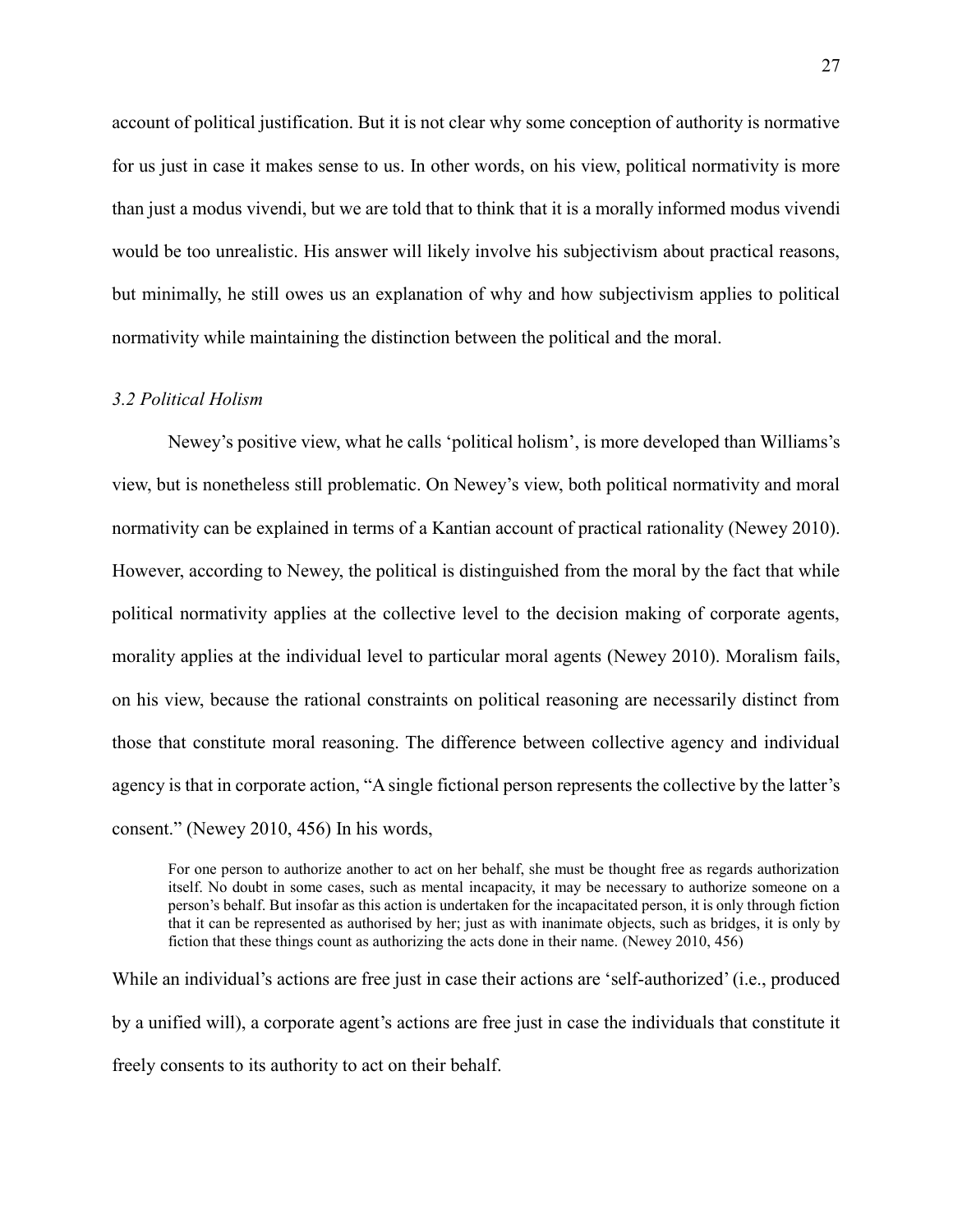account of political justification. But it is not clear why some conception of authority is normative for us just in case it makes sense to us. In other words, on his view, political normativity is more than just a modus vivendi, but we are told that to think that it is a morally informed modus vivendi would be too unrealistic. His answer will likely involve his subjectivism about practical reasons, but minimally, he still owes us an explanation of why and how subjectivism applies to political normativity while maintaining the distinction between the political and the moral.

### *3.2 Political Holism*

Newey's positive view, what he calls 'political holism', is more developed than Williams's view, but is nonetheless still problematic. On Newey's view, both political normativity and moral normativity can be explained in terms of a Kantian account of practical rationality (Newey 2010). However, according to Newey, the political is distinguished from the moral by the fact that while political normativity applies at the collective level to the decision making of corporate agents, morality applies at the individual level to particular moral agents (Newey 2010). Moralism fails, on his view, because the rational constraints on political reasoning are necessarily distinct from those that constitute moral reasoning. The difference between collective agency and individual agency is that in corporate action, "A single fictional person represents the collective by the latter's consent." (Newey 2010, 456) In his words,

> For one person to authorize another to act on her behalf, she must be thought free as regards authorization itself. No doubt in some cases, such as mental incapacity, it may be necessary to authorize someone on a person's behalf. But insofar as this action is undertaken for the incapacitated person, it is only through fiction that it can be represented as authorised by her; just as with inanimate objects, such as bridges, it is only by fiction that these things count as authorizing the acts done in their name. (Newey 2010, 456)

While an individual's actions are free just in case their actions are 'self-authorized' (i.e., produced by a unified will), a corporate agent's actions are free just in case the individuals that constitute it freely consents to its authority to act on their behalf.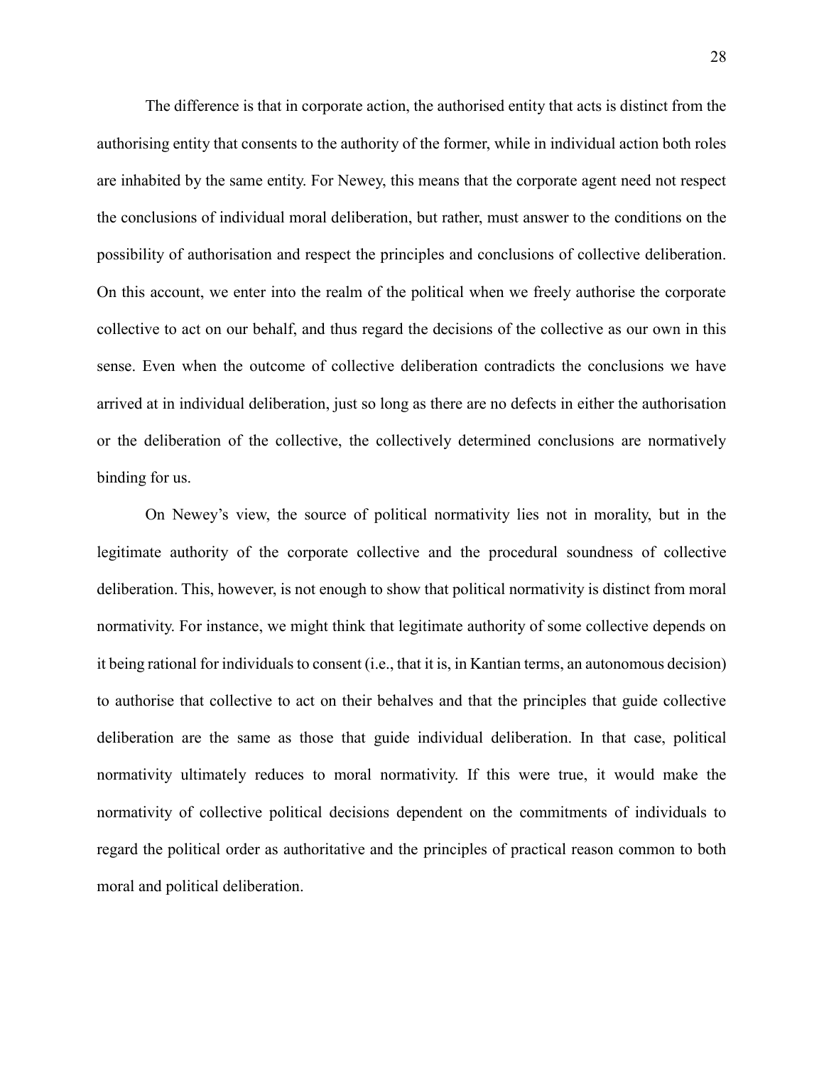The difference is that in corporate action, the authorised entity that acts is distinct from the authorising entity that consents to the authority of the former, while in individual action both roles are inhabited by the same entity. For Newey, this means that the corporate agent need not respect the conclusions of individual moral deliberation, but rather, must answer to the conditions on the possibility of authorisation and respect the principles and conclusions of collective deliberation. On this account, we enter into the realm of the political when we freely authorise the corporate collective to act on our behalf, and thus regard the decisions of the collective as our own in this sense. Even when the outcome of collective deliberation contradicts the conclusions we have arrived at in individual deliberation, just so long as there are no defects in either the authorisation or the deliberation of the collective, the collectively determined conclusions are normatively binding for us.

On Newey's view, the source of political normativity lies not in morality, but in the legitimate authority of the corporate collective and the procedural soundness of collective deliberation. This, however, is not enough to show that political normativity is distinct from moral normativity. For instance, we might think that legitimate authority of some collective depends on it being rational for individuals to consent (i.e., that it is, in Kantian terms, an autonomous decision) to authorise that collective to act on their behalves and that the principles that guide collective deliberation are the same as those that guide individual deliberation. In that case, political normativity ultimately reduces to moral normativity. If this were true, it would make the normativity of collective political decisions dependent on the commitments of individuals to regard the political order as authoritative and the principles of practical reason common to both moral and political deliberation.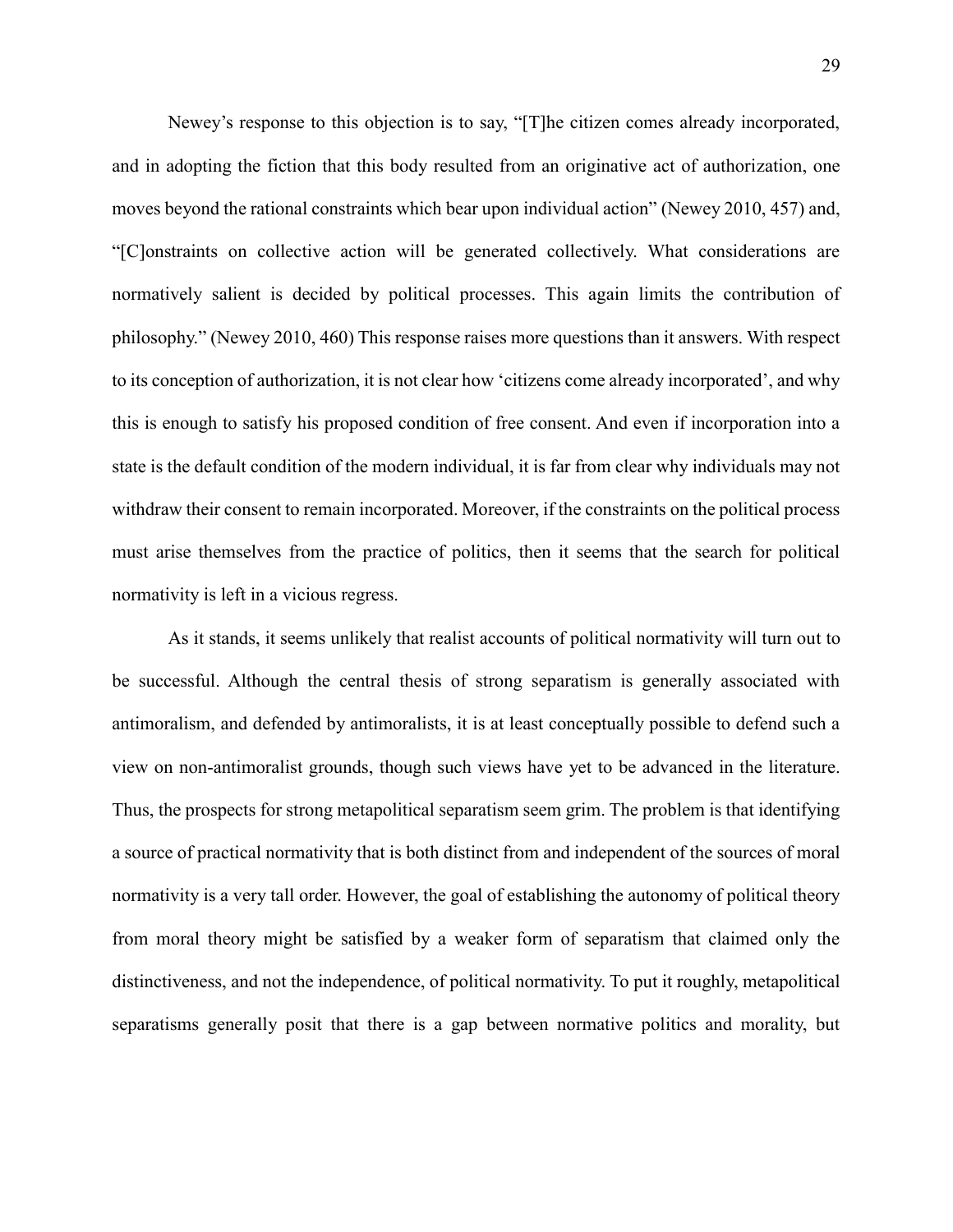Newey's response to this objection is to say, "[T]he citizen comes already incorporated, and in adopting the fiction that this body resulted from an originative act of authorization, one moves beyond the rational constraints which bear upon individual action" (Newey 2010, 457) and, "[C]onstraints on collective action will be generated collectively. What considerations are normatively salient is decided by political processes. This again limits the contribution of philosophy." (Newey 2010, 460) This response raises more questions than it answers. With respect to its conception of authorization, it is not clear how 'citizens come already incorporated', and why this is enough to satisfy his proposed condition of free consent. And even if incorporation into a state is the default condition of the modern individual, it is far from clear why individuals may not withdraw their consent to remain incorporated. Moreover, if the constraints on the political process must arise themselves from the practice of politics, then it seems that the search for political normativity is left in a vicious regress.

As it stands, it seems unlikely that realist accounts of political normativity will turn out to be successful. Although the central thesis of strong separatism is generally associated with antimoralism, and defended by antimoralists, it is at least conceptually possible to defend such a view on non-antimoralist grounds, though such views have yet to be advanced in the literature. Thus, the prospects for strong metapolitical separatism seem grim. The problem is that identifying a source of practical normativity that is both distinct from and independent of the sources of moral normativity is a very tall order. However, the goal of establishing the autonomy of political theory from moral theory might be satisfied by a weaker form of separatism that claimed only the distinctiveness, and not the independence, of political normativity. To put it roughly, metapolitical separatisms generally posit that there is a gap between normative politics and morality, but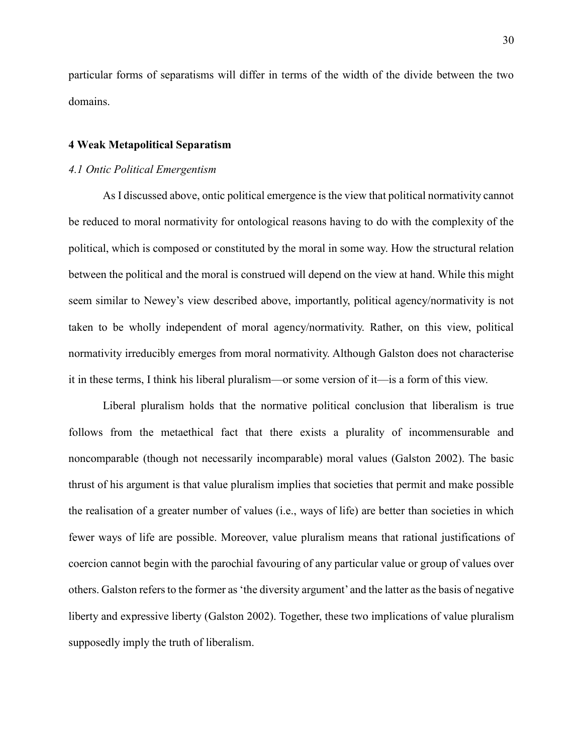particular forms of separatisms will differ in terms of the width of the divide between the two domains.

## 4 Weak Metapolitical Separatism

### *4.1 Ontic Political Emergentism*

As I discussed above, ontic political emergence is the view that political normativity cannot be reduced to moral normativity for ontological reasons having to do with the complexity of the political, which is composed or constituted by the moral in some way. How the structural relation between the political and the moral is construed will depend on the view at hand. While this might seem similar to Newey's view described above, importantly, political agency/normativity is not taken to be wholly independent of moral agency/normativity. Rather, on this view, political normativity irreducibly emerges from moral normativity. Although Galston does not characterise it in these terms, I think his liberal pluralism—or some version of it—is a form of this view.

Liberal pluralism holds that the normative political conclusion that liberalism is true follows from the metaethical fact that there exists a plurality of incommensurable and noncomparable (though not necessarily incomparable) moral values (Galston 2002). The basic thrust of his argument is that value pluralism implies that societies that permit and make possible the realisation of a greater number of values (i.e., ways of life) are better than societies in which fewer ways of life are possible. Moreover, value pluralism means that rational justifications of coercion cannot begin with the parochial favouring of any particular value or group of values over others. Galston refers to the former as 'the diversity argument' and the latter as the basis of negative liberty and expressive liberty (Galston 2002). Together, these two implications of value pluralism supposedly imply the truth of liberalism.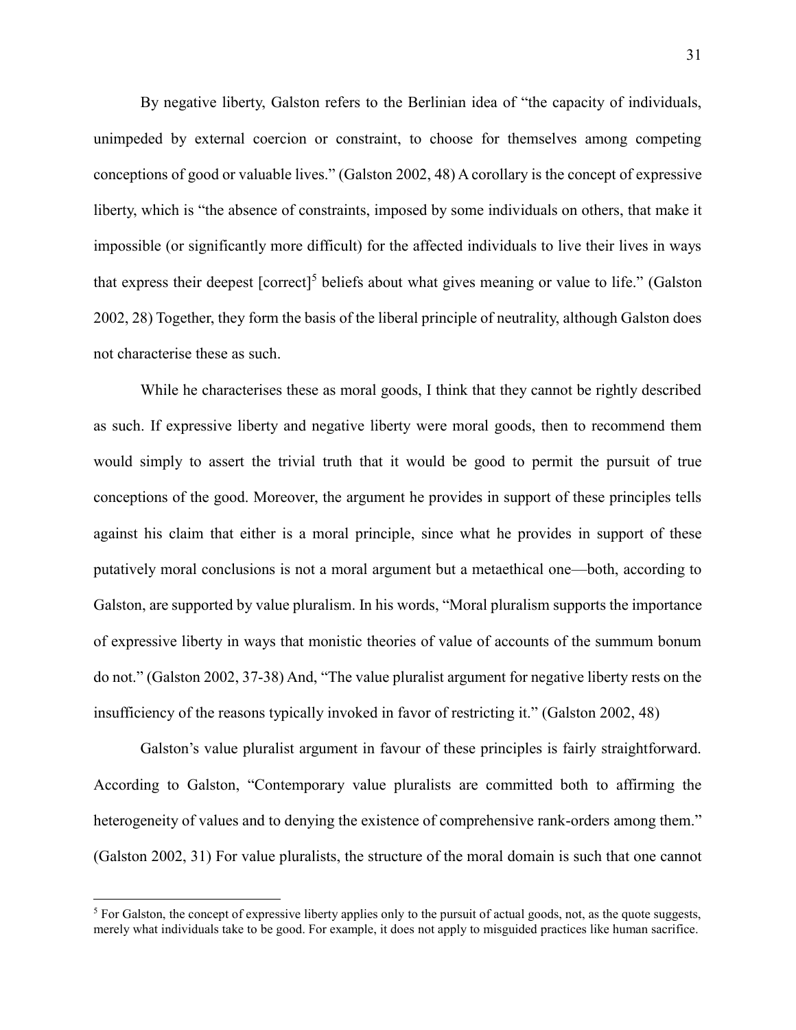By negative liberty, Galston refers to the Berlinian idea of "the capacity of individuals, unimpeded by external coercion or constraint, to choose for themselves among competing conceptions of good or valuable lives." (Galston 2002, 48) A corollary is the concept of expressive liberty, which is "the absence of constraints, imposed by some individuals on others, that make it impossible (or significantly more difficult) for the affected individuals to live their lives in ways that express their deepest [correct][5] beliefs about what gives meaning or value to life." (Galston 2002, 28) Together, they form the basis of the liberal principle of neutrality, although Galston does not characterise these as such.

While he characterises these as moral goods, I think that they cannot be rightly described as such. If expressive liberty and negative liberty were moral goods, then to recommend them would simply to assert the trivial truth that it would be good to permit the pursuit of true conceptions of the good. Moreover, the argument he provides in support of these principles tells against his claim that either is a moral principle, since what he provides in support of these putatively moral conclusions is not a moral argument but a metaethical one—both, according to Galston, are supported by value pluralism. In his words, "Moral pluralism supports the importance of expressive liberty in ways that monistic theories of value of accounts of the summum bonum do not." (Galston 2002, 37-38) And, "The value pluralist argument for negative liberty rests on the insufficiency of the reasons typically invoked in favor of restricting it." (Galston 2002, 48)

Galston's value pluralist argument in favour of these principles is fairly straightforward. According to Galston, "Contemporary value pluralists are committed both to affirming the heterogeneity of values and to denying the existence of comprehensive rank-orders among them." (Galston 2002, 31) For value pluralists, the structure of the moral domain is such that one cannot

[5] For Galston, the concept of expressive liberty applies only to the pursuit of actual goods, not, as the quote suggests, merely what individuals take to be good. For example, it does not apply to misguided practices like human sacrifice.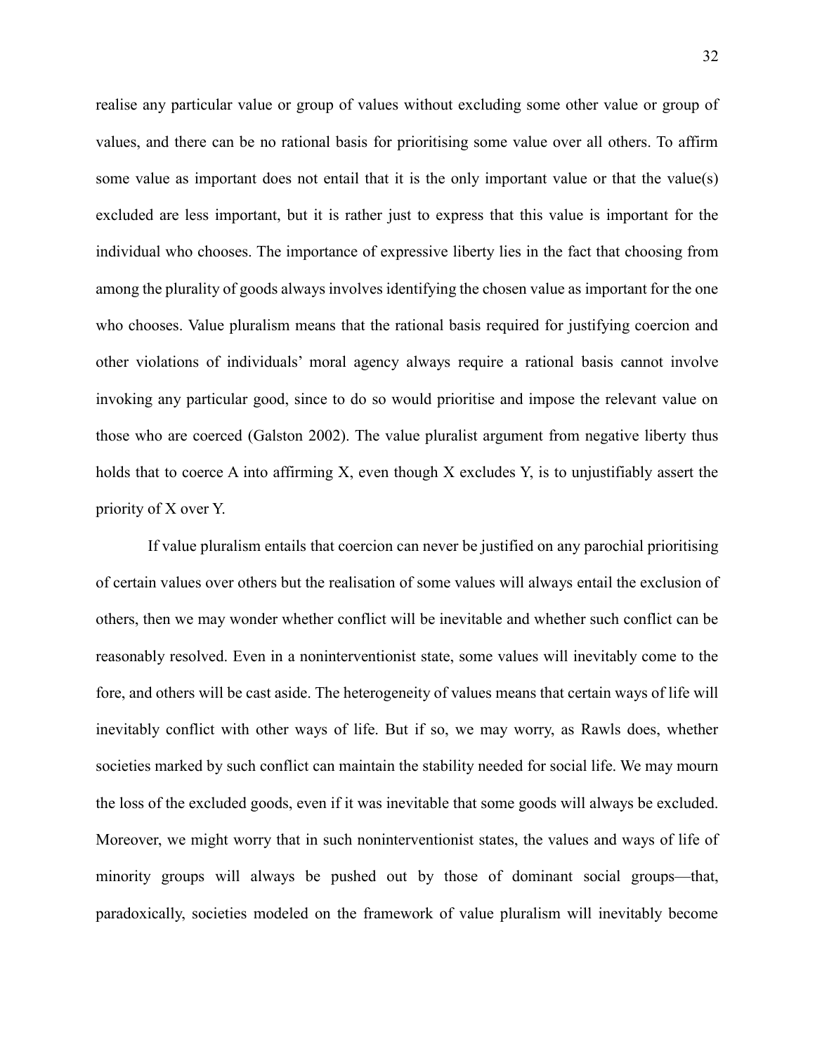realise any particular value or group of values without excluding some other value or group of values, and there can be no rational basis for prioritising some value over all others. To affirm some value as important does not entail that it is the only important value or that the value(s) excluded are less important, but it is rather just to express that this value is important for the individual who chooses. The importance of expressive liberty lies in the fact that choosing from among the plurality of goods always involves identifying the chosen value as important for the one who chooses. Value pluralism means that the rational basis required for justifying coercion and other violations of individuals' moral agency always require a rational basis cannot involve invoking any particular good, since to do so would prioritise and impose the relevant value on those who are coerced (Galston 2002). The value pluralist argument from negative liberty thus holds that to coerce A into affirming X, even though X excludes Y, is to unjustifiably assert the priority of X over Y.

If value pluralism entails that coercion can never be justified on any parochial prioritising of certain values over others but the realisation of some values will always entail the exclusion of others, then we may wonder whether conflict will be inevitable and whether such conflict can be reasonably resolved. Even in a noninterventionist state, some values will inevitably come to the fore, and others will be cast aside. The heterogeneity of values means that certain ways of life will inevitably conflict with other ways of life. But if so, we may worry, as Rawls does, whether societies marked by such conflict can maintain the stability needed for social life. We may mourn the loss of the excluded goods, even if it was inevitable that some goods will always be excluded. Moreover, we might worry that in such noninterventionist states, the values and ways of life of minority groups will always be pushed out by those of dominant social groups—that, paradoxically, societies modeled on the framework of value pluralism will inevitably become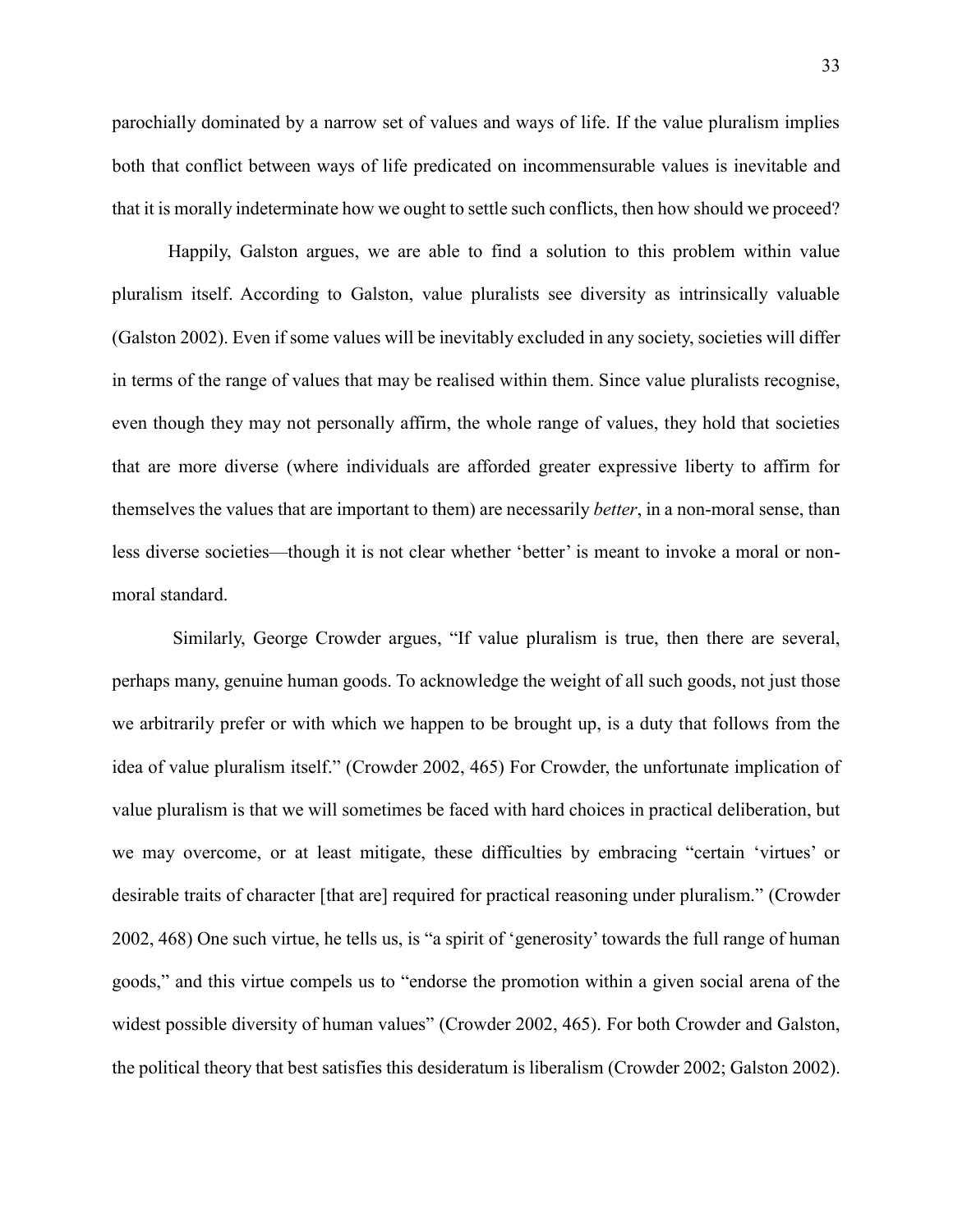parochially dominated by a narrow set of values and ways of life. If the value pluralism implies both that conflict between ways of life predicated on incommensurable values is inevitable and that it is morally indeterminate how we ought to settle such conflicts, then how should we proceed?

Happily, Galston argues, we are able to find a solution to this problem within value pluralism itself. According to Galston, value pluralists see diversity as intrinsically valuable (Galston 2002). Even if some values will be inevitably excluded in any society, societies will differ in terms of the range of values that may be realised within them. Since value pluralists recognise, even though they may not personally affirm, the whole range of values, they hold that societies that are more diverse (where individuals are afforded greater expressive liberty to affirm for themselves the values that are important to them) are necessarily *better*, in a non-moral sense, than less diverse societies—though it is not clear whether 'better' is meant to invoke a moral or non-moral standard.

Similarly, George Crowder argues, "If value pluralism is true, then there are several, perhaps many, genuine human goods. To acknowledge the weight of all such goods, not just those we arbitrarily prefer or with which we happen to be brought up, is a duty that follows from the idea of value pluralism itself." (Crowder 2002, 465) For Crowder, the unfortunate implication of value pluralism is that we will sometimes be faced with hard choices in practical deliberation, but we may overcome, or at least mitigate, these difficulties by embracing "certain 'virtues' or desirable traits of character [that are] required for practical reasoning under pluralism." (Crowder 2002, 468) One such virtue, he tells us, is "a spirit of 'generosity' towards the full range of human goods," and this virtue compels us to "endorse the promotion within a given social arena of the widest possible diversity of human values" (Crowder 2002, 465). For both Crowder and Galston, the political theory that best satisfies this desideratum is liberalism (Crowder 2002; Galston 2002).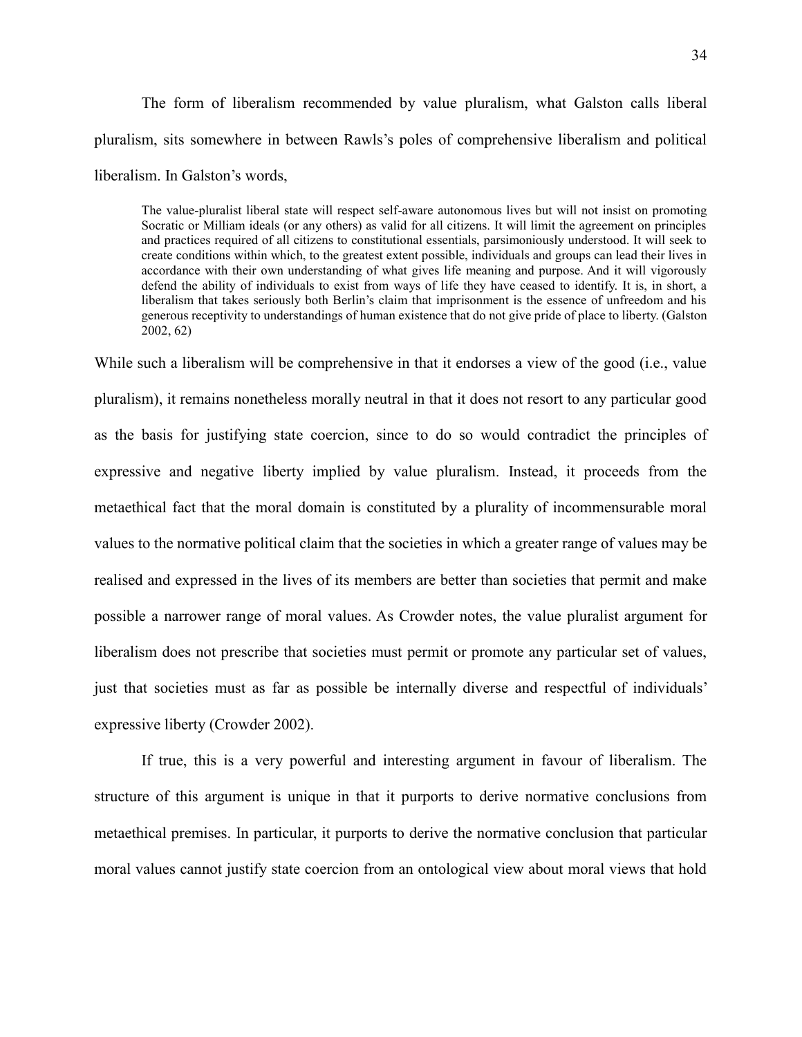The form of liberalism recommended by value pluralism, what Galston calls liberal pluralism, sits somewhere in between Rawls's poles of comprehensive liberalism and political liberalism. In Galston's words,

> The value-pluralist liberal state will respect self-aware autonomous lives but will not insist on promoting Socratic or Milliam ideals (or any others) as valid for all citizens. It will limit the agreement on principles and practices required of all citizens to constitutional essentials, parsimoniously understood. It will seek to create conditions within which, to the greatest extent possible, individuals and groups can lead their lives in accordance with their own understanding of what gives life meaning and purpose. And it will vigorously defend the ability of individuals to exist from ways of life they have ceased to identify. It is, in short, a liberalism that takes seriously both Berlin's claim that imprisonment is the essence of unfreedom and his generous receptivity to understandings of human existence that do not give pride of place to liberty. (Galston 2002, 62)

While such a liberalism will be comprehensive in that it endorses a view of the good (i.e., value pluralism), it remains nonetheless morally neutral in that it does not resort to any particular good as the basis for justifying state coercion, since to do so would contradict the principles of expressive and negative liberty implied by value pluralism. Instead, it proceeds from the metaethical fact that the moral domain is constituted by a plurality of incommensurable moral values to the normative political claim that the societies in which a greater range of values may be realised and expressed in the lives of its members are better than societies that permit and make possible a narrower range of moral values. As Crowder notes, the value pluralist argument for liberalism does not prescribe that societies must permit or promote any particular set of values, just that societies must as far as possible be internally diverse and respectful of individuals' expressive liberty (Crowder 2002).

If true, this is a very powerful and interesting argument in favour of liberalism. The structure of this argument is unique in that it purports to derive normative conclusions from metaethical premises. In particular, it purports to derive the normative conclusion that particular moral values cannot justify state coercion from an ontological view about moral views that hold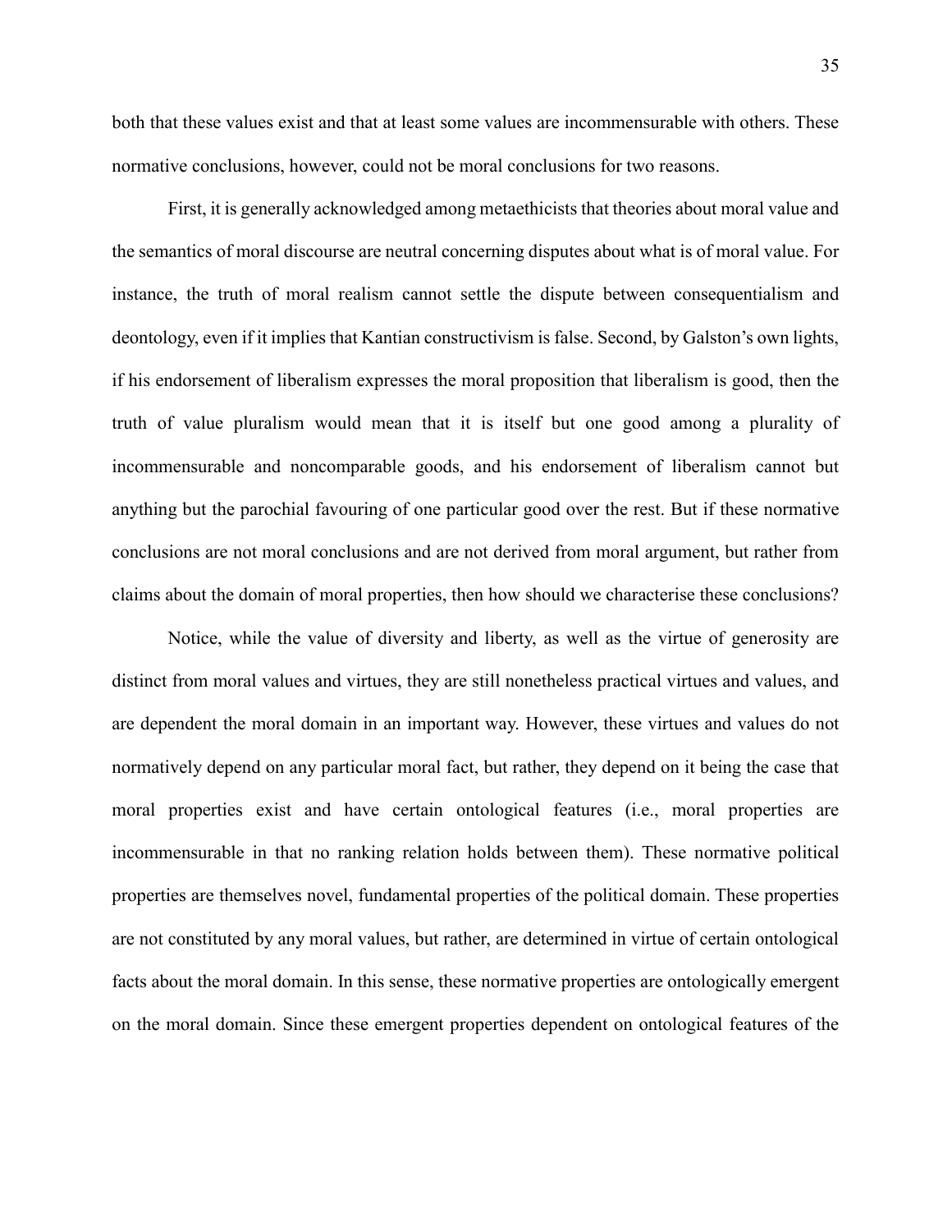both that these values exist and that at least some values are incommensurable with others. These normative conclusions, however, could not be moral conclusions for two reasons.

First, it is generally acknowledged among metaethicists that theories about moral value and the semantics of moral discourse are neutral concerning disputes about what is of moral value. For instance, the truth of moral realism cannot settle the dispute between consequentialism and deontology, even if it implies that Kantian constructivism is false. Second, by Galston's own lights, if his endorsement of liberalism expresses the moral proposition that liberalism is good, then the truth of value pluralism would mean that it is itself but one good among a plurality of incommensurable and noncomparable goods, and his endorsement of liberalism cannot but anything but the parochial favouring of one particular good over the rest. But if these normative conclusions are not moral conclusions and are not derived from moral argument, but rather from claims about the domain of moral properties, then how should we characterise these conclusions?

Notice, while the value of diversity and liberty, as well as the virtue of generosity are distinct from moral values and virtues, they are still nonetheless practical virtues and values, and are dependent the moral domain in an important way. However, these virtues and values do not normatively depend on any particular moral fact, but rather, they depend on it being the case that moral properties exist and have certain ontological features (i.e., moral properties are incommensurable in that no ranking relation holds between them). These normative political properties are themselves novel, fundamental properties of the political domain. These properties are not constituted by any moral values, but rather, are determined in virtue of certain ontological facts about the moral domain. In this sense, these normative properties are ontologically emergent on the moral domain. Since these emergent properties dependent on ontological features of the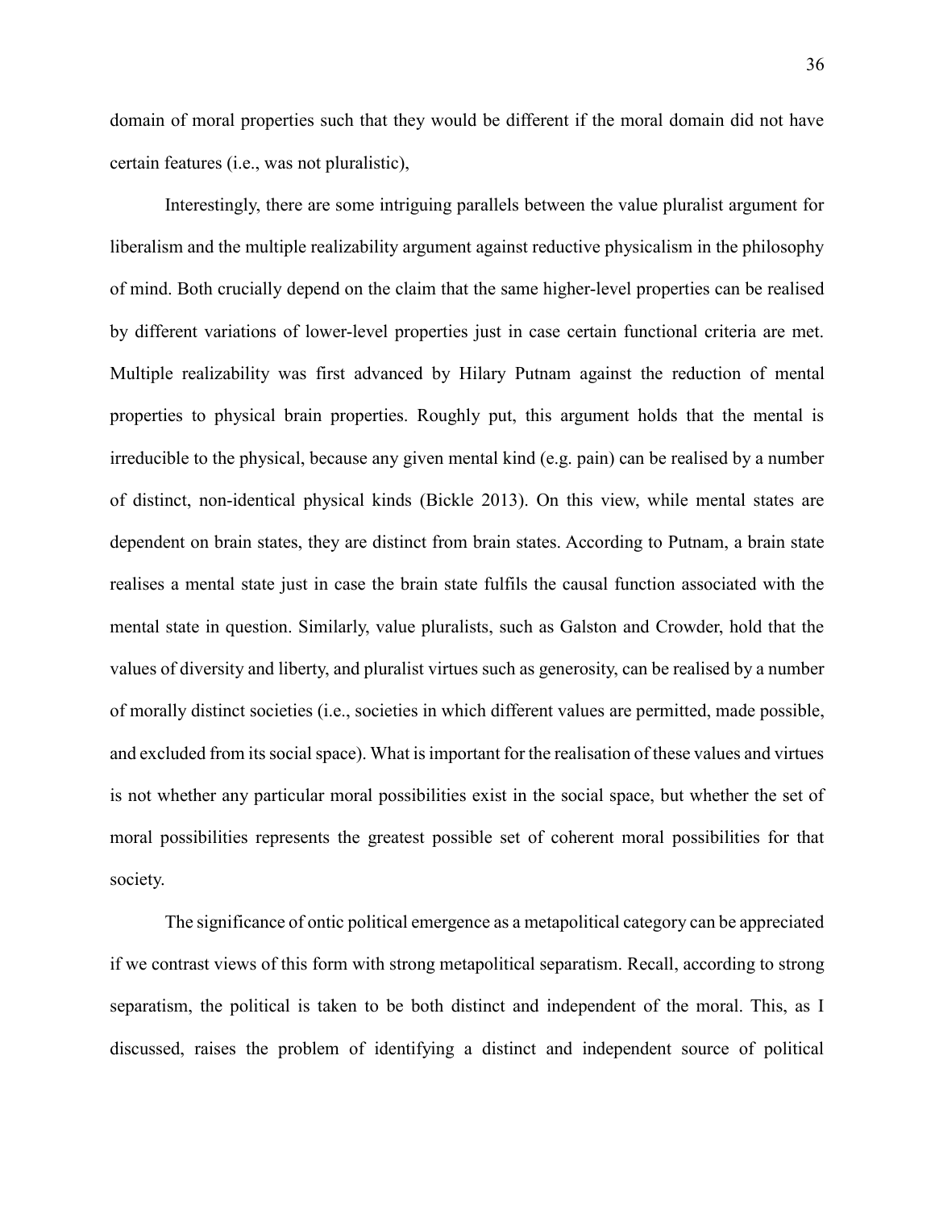domain of moral properties such that they would be different if the moral domain did not have certain features (i.e., was not pluralistic),

Interestingly, there are some intriguing parallels between the value pluralist argument for liberalism and the multiple realizability argument against reductive physicalism in the philosophy of mind. Both crucially depend on the claim that the same higher-level properties can be realised by different variations of lower-level properties just in case certain functional criteria are met. Multiple realizability was first advanced by Hilary Putnam against the reduction of mental properties to physical brain properties. Roughly put, this argument holds that the mental is irreducible to the physical, because any given mental kind (e.g. pain) can be realised by a number of distinct, non-identical physical kinds (Bickle 2013). On this view, while mental states are dependent on brain states, they are distinct from brain states. According to Putnam, a brain state realises a mental state just in case the brain state fulfils the causal function associated with the mental state in question. Similarly, value pluralists, such as Galston and Crowder, hold that the values of diversity and liberty, and pluralist virtues such as generosity, can be realised by a number of morally distinct societies (i.e., societies in which different values are permitted, made possible, and excluded from its social space). What is important for the realisation of these values and virtues is not whether any particular moral possibilities exist in the social space, but whether the set of moral possibilities represents the greatest possible set of coherent moral possibilities for that society.

The significance of ontic political emergence as a metapolitical category can be appreciated if we contrast views of this form with strong metapolitical separatism. Recall, according to strong separatism, the political is taken to be both distinct and independent of the moral. This, as I discussed, raises the problem of identifying a distinct and independent source of political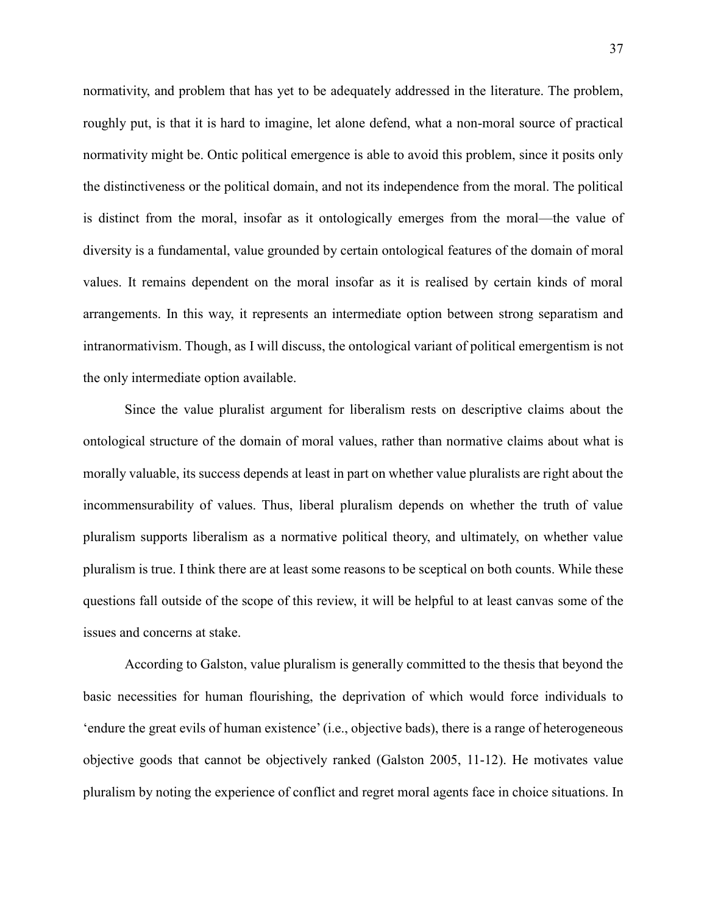normativity, and problem that has yet to be adequately addressed in the literature. The problem, roughly put, is that it is hard to imagine, let alone defend, what a non-moral source of practical normativity might be. Ontic political emergence is able to avoid this problem, since it posits only the distinctiveness or the political domain, and not its independence from the moral. The political is distinct from the moral, insofar as it ontologically emerges from the moral—the value of diversity is a fundamental, value grounded by certain ontological features of the domain of moral values. It remains dependent on the moral insofar as it is realised by certain kinds of moral arrangements. In this way, it represents an intermediate option between strong separatism and intranormativism. Though, as I will discuss, the ontological variant of political emergentism is not the only intermediate option available.

Since the value pluralist argument for liberalism rests on descriptive claims about the ontological structure of the domain of moral values, rather than normative claims about what is morally valuable, its success depends at least in part on whether value pluralists are right about the incommensurability of values. Thus, liberal pluralism depends on whether the truth of value pluralism supports liberalism as a normative political theory, and ultimately, on whether value pluralism is true. I think there are at least some reasons to be sceptical on both counts. While these questions fall outside of the scope of this review, it will be helpful to at least canvas some of the issues and concerns at stake.

According to Galston, value pluralism is generally committed to the thesis that beyond the basic necessities for human flourishing, the deprivation of which would force individuals to 'endure the great evils of human existence' (i.e., objective bads), there is a range of heterogeneous objective goods that cannot be objectively ranked (Galston 2005, 11-12). He motivates value pluralism by noting the experience of conflict and regret moral agents face in choice situations. In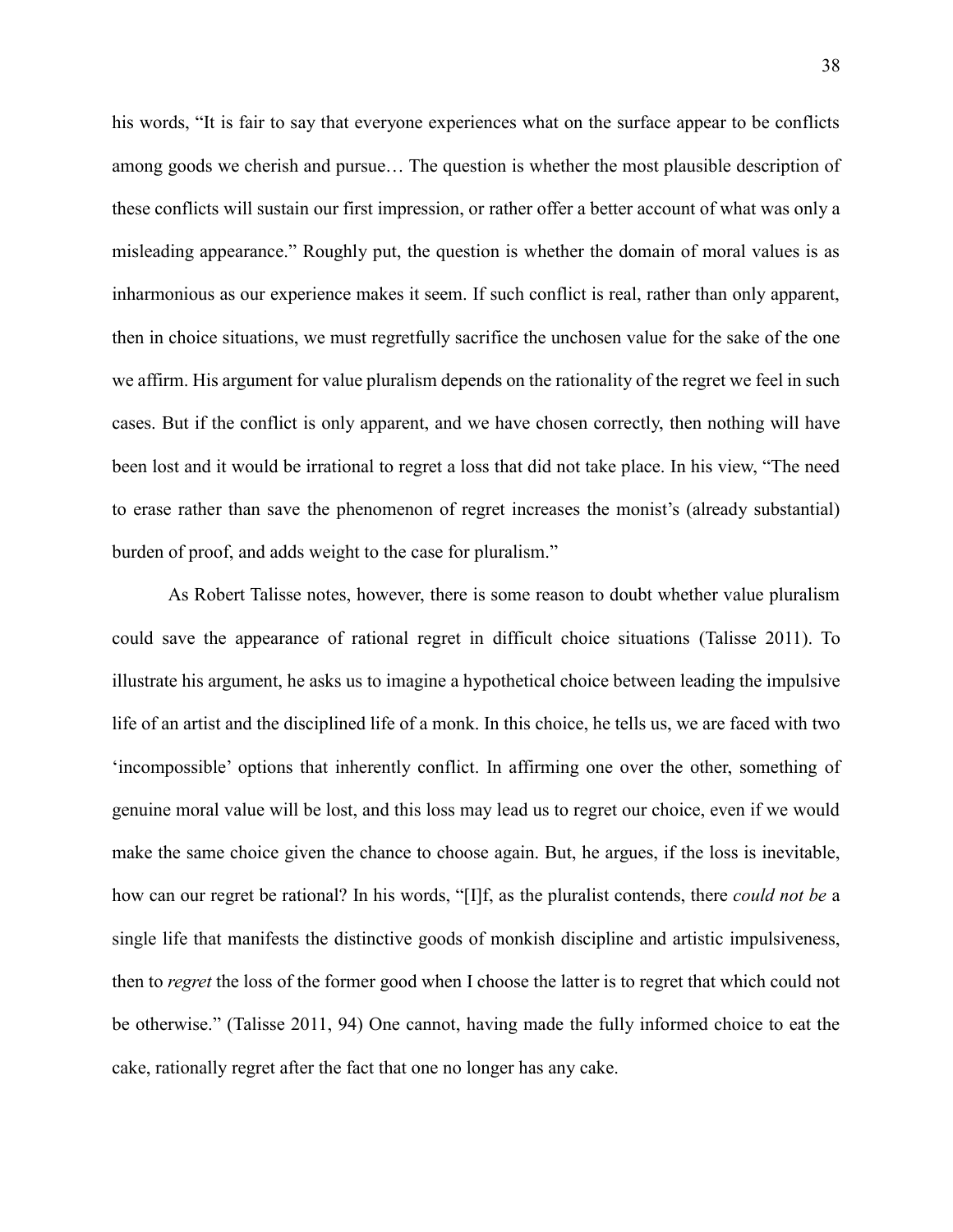his words, "It is fair to say that everyone experiences what on the surface appear to be conflicts among goods we cherish and pursue… The question is whether the most plausible description of these conflicts will sustain our first impression, or rather offer a better account of what was only a misleading appearance." Roughly put, the question is whether the domain of moral values is as inharmonious as our experience makes it seem. If such conflict is real, rather than only apparent, then in choice situations, we must regretfully sacrifice the unchosen value for the sake of the one we affirm. His argument for value pluralism depends on the rationality of the regret we feel in such cases. But if the conflict is only apparent, and we have chosen correctly, then nothing will have been lost and it would be irrational to regret a loss that did not take place. In his view, "The need to erase rather than save the phenomenon of regret increases the monist's (already substantial) burden of proof, and adds weight to the case for pluralism."

As Robert Talisse notes, however, there is some reason to doubt whether value pluralism could save the appearance of rational regret in difficult choice situations (Talisse 2011). To illustrate his argument, he asks us to imagine a hypothetical choice between leading the impulsive life of an artist and the disciplined life of a monk. In this choice, he tells us, we are faced with two 'incompossible' options that inherently conflict. In affirming one over the other, something of genuine moral value will be lost, and this loss may lead us to regret our choice, even if we would make the same choice given the chance to choose again. But, he argues, if the loss is inevitable, how can our regret be rational? In his words, "[I]f, as the pluralist contends, there *could not be* a single life that manifests the distinctive goods of monkish discipline and artistic impulsiveness, then to *regret* the loss of the former good when I choose the latter is to regret that which could not be otherwise." (Talisse 2011, 94) One cannot, having made the fully informed choice to eat the cake, rationally regret after the fact that one no longer has any cake.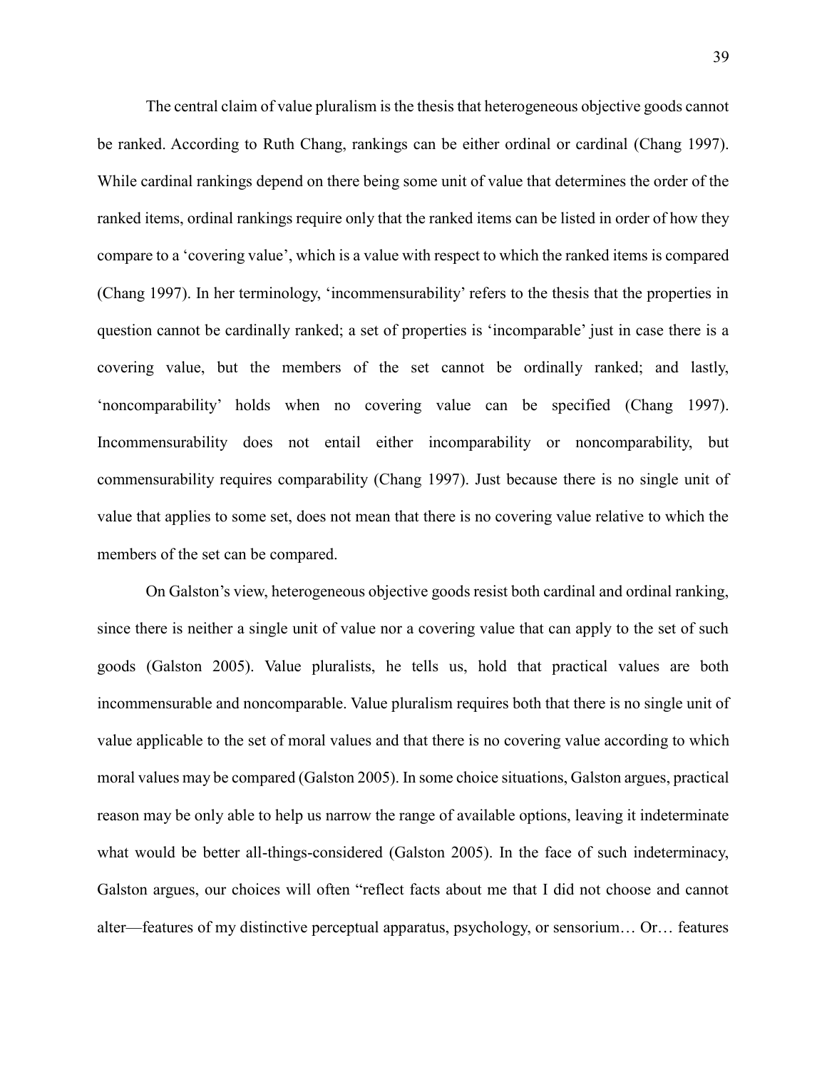The central claim of value pluralism is the thesis that heterogeneous objective goods cannot be ranked. According to Ruth Chang, rankings can be either ordinal or cardinal (Chang 1997). While cardinal rankings depend on there being some unit of value that determines the order of the ranked items, ordinal rankings require only that the ranked items can be listed in order of how they compare to a 'covering value', which is a value with respect to which the ranked items is compared (Chang 1997). In her terminology, 'incommensurability' refers to the thesis that the properties in question cannot be cardinally ranked; a set of properties is 'incomparable' just in case there is a covering value, but the members of the set cannot be ordinally ranked; and lastly, 'noncomparability' holds when no covering value can be specified (Chang 1997). Incommensurability does not entail either incomparability or noncomparability, but commensurability requires comparability (Chang 1997). Just because there is no single unit of value that applies to some set, does not mean that there is no covering value relative to which the members of the set can be compared.

On Galston's view, heterogeneous objective goods resist both cardinal and ordinal ranking, since there is neither a single unit of value nor a covering value that can apply to the set of such goods (Galston 2005). Value pluralists, he tells us, hold that practical values are both incommensurable and noncomparable. Value pluralism requires both that there is no single unit of value applicable to the set of moral values and that there is no covering value according to which moral values may be compared (Galston 2005). In some choice situations, Galston argues, practical reason may be only able to help us narrow the range of available options, leaving it indeterminate what would be better all-things-considered (Galston 2005). In the face of such indeterminacy, Galston argues, our choices will often "reflect facts about me that I did not choose and cannot alter—features of my distinctive perceptual apparatus, psychology, or sensorium… Or… features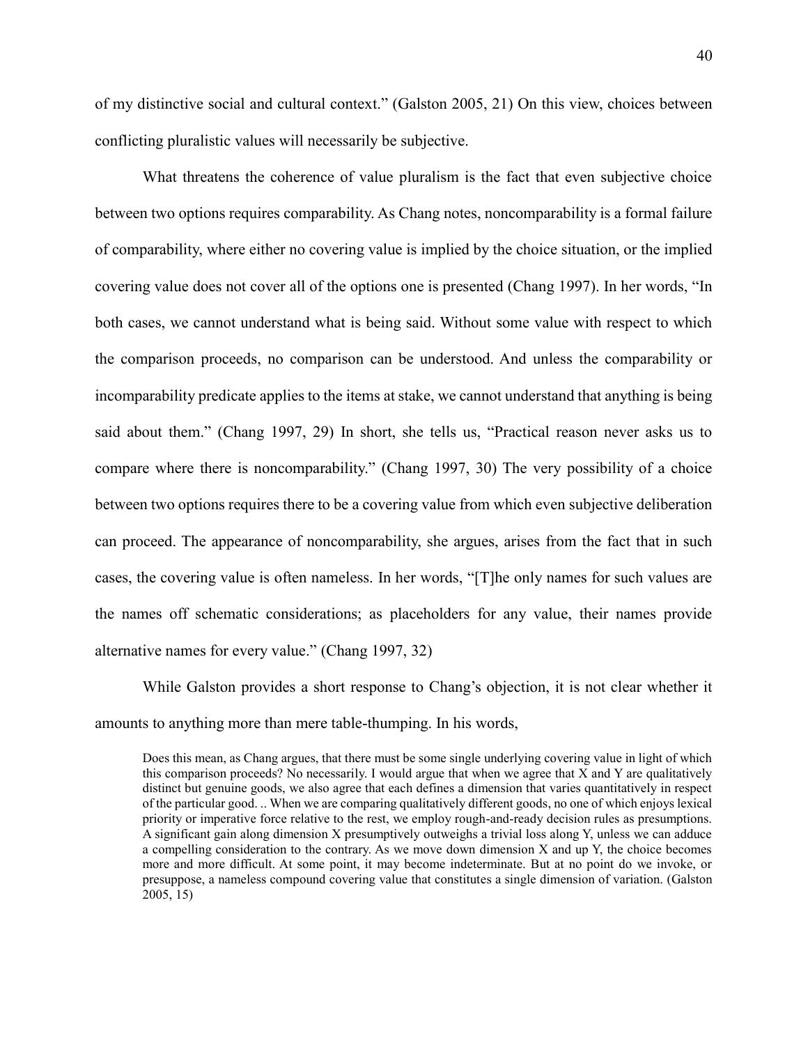of my distinctive social and cultural context." (Galston 2005, 21) On this view, choices between conflicting pluralistic values will necessarily be subjective.

What threatens the coherence of value pluralism is the fact that even subjective choice between two options requires comparability. As Chang notes, noncomparability is a formal failure of comparability, where either no covering value is implied by the choice situation, or the implied covering value does not cover all of the options one is presented (Chang 1997). In her words, "In both cases, we cannot understand what is being said. Without some value with respect to which the comparison proceeds, no comparison can be understood. And unless the comparability or incomparability predicate applies to the items at stake, we cannot understand that anything is being said about them." (Chang 1997, 29) In short, she tells us, "Practical reason never asks us to compare where there is noncomparability." (Chang 1997, 30) The very possibility of a choice between two options requires there to be a covering value from which even subjective deliberation can proceed. The appearance of noncomparability, she argues, arises from the fact that in such cases, the covering value is often nameless. In her words, "[T]he only names for such values are the names off schematic considerations; as placeholders for any value, their names provide alternative names for every value." (Chang 1997, 32)

While Galston provides a short response to Chang's objection, it is not clear whether it amounts to anything more than mere table-thumping. In his words,

> Does this mean, as Chang argues, that there must be some single underlying covering value in light of which this comparison proceeds? No necessarily. I would argue that when we agree that X and Y are qualitatively distinct but genuine goods, we also agree that each defines a dimension that varies quantitatively in respect of the particular good. .. When we are comparing qualitatively different goods, no one of which enjoys lexical priority or imperative force relative to the rest, we employ rough-and-ready decision rules as presumptions. A significant gain along dimension X presumptively outweighs a trivial loss along Y, unless we can adduce a compelling consideration to the contrary. As we move down dimension X and up Y, the choice becomes more and more difficult. At some point, it may become indeterminate. But at no point do we invoke, or presuppose, a nameless compound covering value that constitutes a single dimension of variation. (Galston 2005, 15)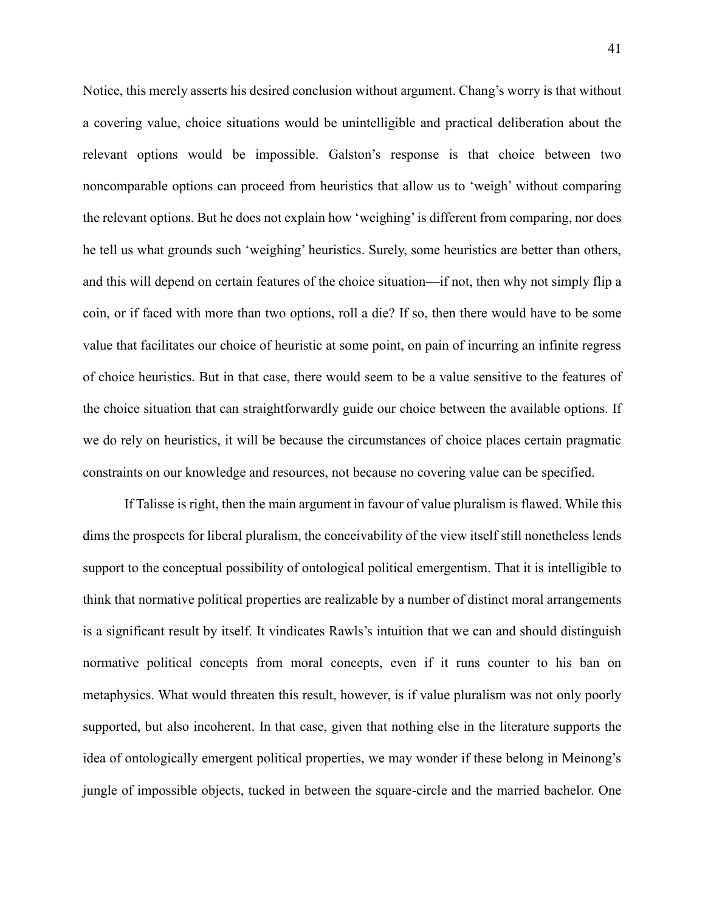Notice, this merely asserts his desired conclusion without argument. Chang's worry is that without a covering value, choice situations would be unintelligible and practical deliberation about the relevant options would be impossible. Galston's response is that choice between two noncomparable options can proceed from heuristics that allow us to 'weigh' without comparing the relevant options. But he does not explain how 'weighing' is different from comparing, nor does he tell us what grounds such 'weighing' heuristics. Surely, some heuristics are better than others, and this will depend on certain features of the choice situation—if not, then why not simply flip a coin, or if faced with more than two options, roll a die? If so, then there would have to be some value that facilitates our choice of heuristic at some point, on pain of incurring an infinite regress of choice heuristics. But in that case, there would seem to be a value sensitive to the features of the choice situation that can straightforwardly guide our choice between the available options. If we do rely on heuristics, it will be because the circumstances of choice places certain pragmatic constraints on our knowledge and resources, not because no covering value can be specified.

If Talisse is right, then the main argument in favour of value pluralism is flawed. While this dims the prospects for liberal pluralism, the conceivability of the view itself still nonetheless lends support to the conceptual possibility of ontological political emergentism. That it is intelligible to think that normative political properties are realizable by a number of distinct moral arrangements is a significant result by itself. It vindicates Rawls's intuition that we can and should distinguish normative political concepts from moral concepts, even if it runs counter to his ban on metaphysics. What would threaten this result, however, is if value pluralism was not only poorly supported, but also incoherent. In that case, given that nothing else in the literature supports the idea of ontologically emergent political properties, we may wonder if these belong in Meinong's jungle of impossible objects, tucked in between the square-circle and the married bachelor. One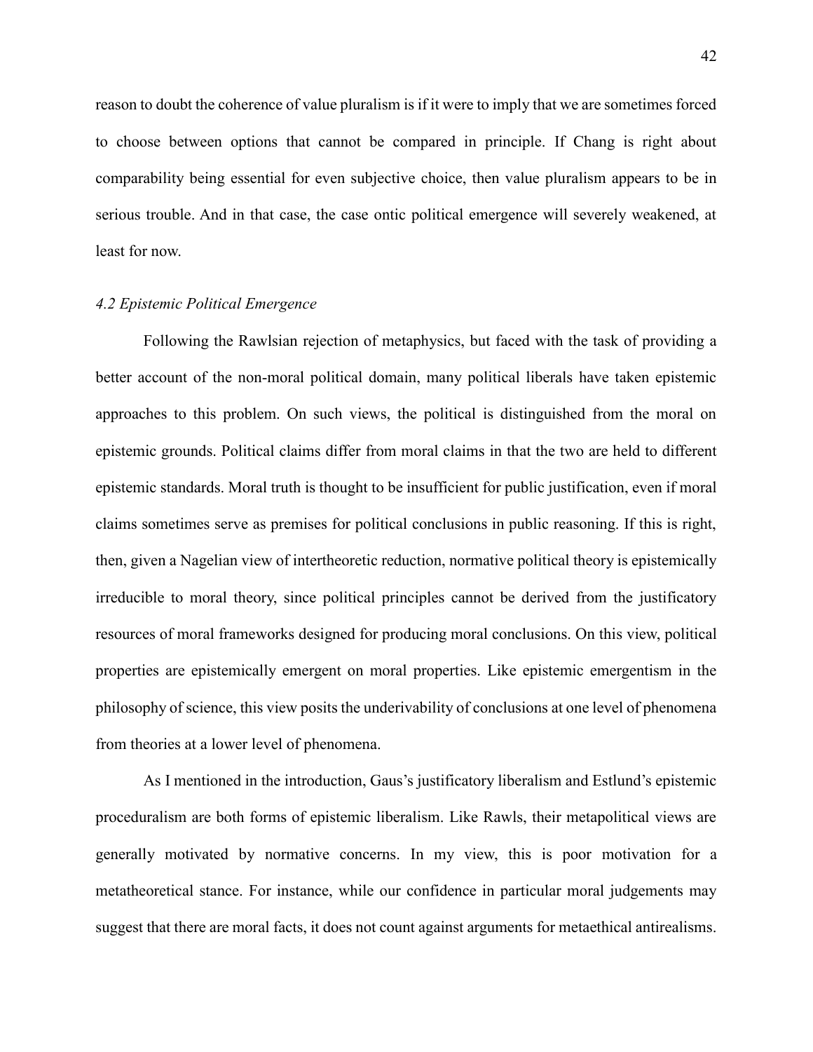reason to doubt the coherence of value pluralism is if it were to imply that we are sometimes forced to choose between options that cannot be compared in principle. If Chang is right about comparability being essential for even subjective choice, then value pluralism appears to be in serious trouble. And in that case, the case ontic political emergence will severely weakened, at least for now.

### *4.2 Epistemic Political Emergence*

Following the Rawlsian rejection of metaphysics, but faced with the task of providing a better account of the non-moral political domain, many political liberals have taken epistemic approaches to this problem. On such views, the political is distinguished from the moral on epistemic grounds. Political claims differ from moral claims in that the two are held to different epistemic standards. Moral truth is thought to be insufficient for public justification, even if moral claims sometimes serve as premises for political conclusions in public reasoning. If this is right, then, given a Nagelian view of intertheoretic reduction, normative political theory is epistemically irreducible to moral theory, since political principles cannot be derived from the justificatory resources of moral frameworks designed for producing moral conclusions. On this view, political properties are epistemically emergent on moral properties. Like epistemic emergentism in the philosophy of science, this view posits the underivability of conclusions at one level of phenomena from theories at a lower level of phenomena.

As I mentioned in the introduction, Gaus's justificatory liberalism and Estlund's epistemic proceduralism are both forms of epistemic liberalism. Like Rawls, their metapolitical views are generally motivated by normative concerns. In my view, this is poor motivation for a metatheoretical stance. For instance, while our confidence in particular moral judgements may suggest that there are moral facts, it does not count against arguments for metaethical antirealisms.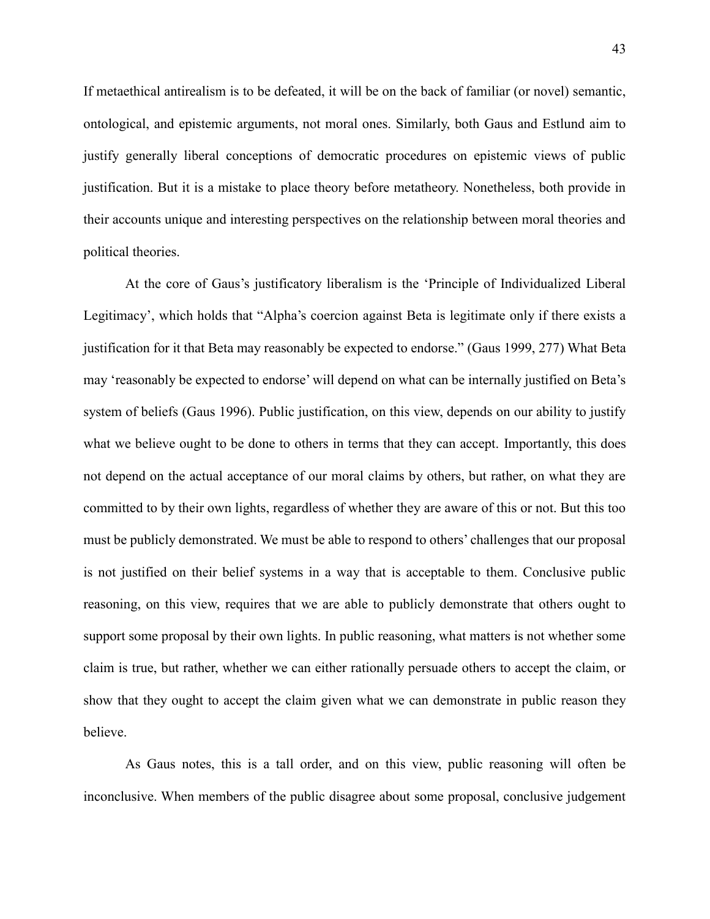If metaethical antirealism is to be defeated, it will be on the back of familiar (or novel) semantic, ontological, and epistemic arguments, not moral ones. Similarly, both Gaus and Estlund aim to justify generally liberal conceptions of democratic procedures on epistemic views of public justification. But it is a mistake to place theory before metatheory. Nonetheless, both provide in their accounts unique and interesting perspectives on the relationship between moral theories and political theories.

At the core of Gaus's justificatory liberalism is the 'Principle of Individualized Liberal Legitimacy', which holds that "Alpha's coercion against Beta is legitimate only if there exists a justification for it that Beta may reasonably be expected to endorse." (Gaus 1999, 277) What Beta may 'reasonably be expected to endorse' will depend on what can be internally justified on Beta's system of beliefs (Gaus 1996). Public justification, on this view, depends on our ability to justify what we believe ought to be done to others in terms that they can accept. Importantly, this does not depend on the actual acceptance of our moral claims by others, but rather, on what they are committed to by their own lights, regardless of whether they are aware of this or not. But this too must be publicly demonstrated. We must be able to respond to others' challenges that our proposal is not justified on their belief systems in a way that is acceptable to them. Conclusive public reasoning, on this view, requires that we are able to publicly demonstrate that others ought to support some proposal by their own lights. In public reasoning, what matters is not whether some claim is true, but rather, whether we can either rationally persuade others to accept the claim, or show that they ought to accept the claim given what we can demonstrate in public reason they believe.

As Gaus notes, this is a tall order, and on this view, public reasoning will often be inconclusive. When members of the public disagree about some proposal, conclusive judgement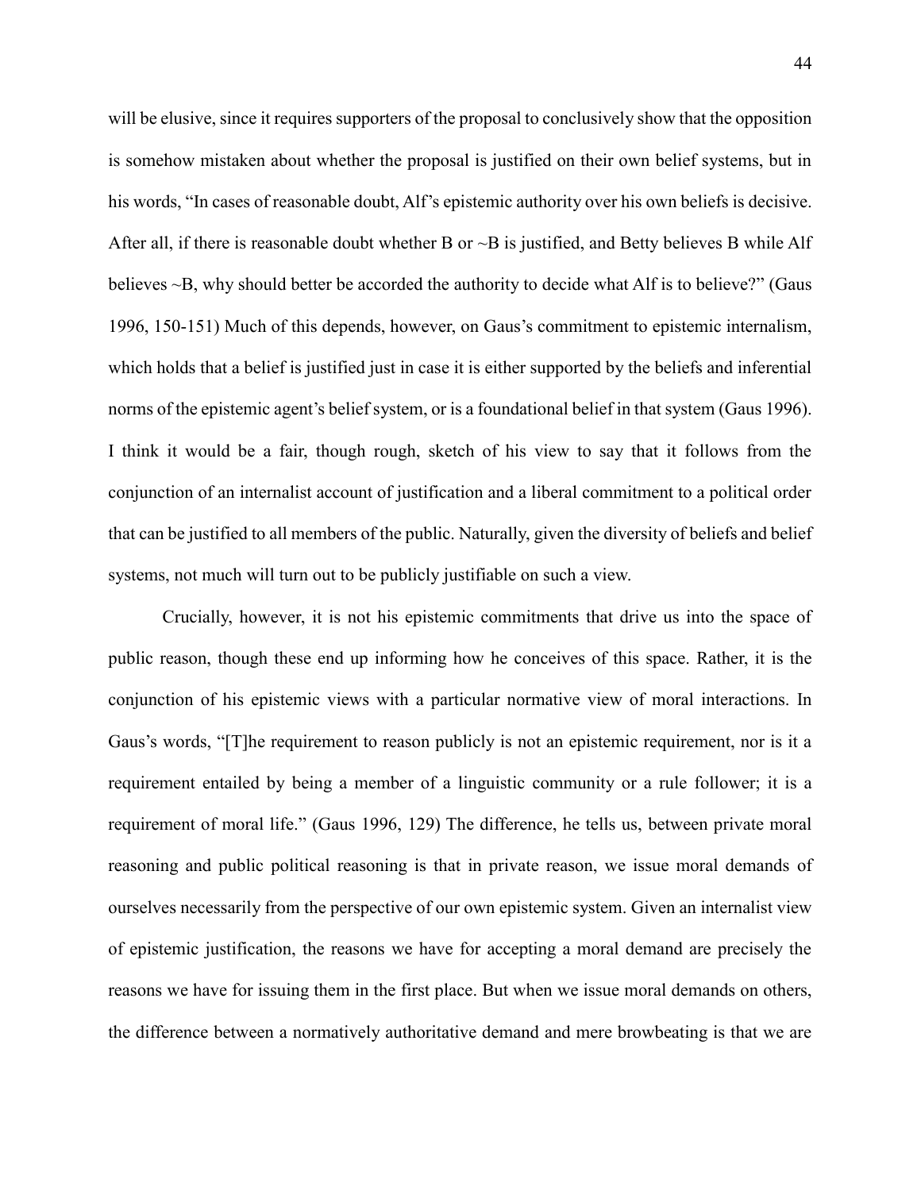will be elusive, since it requires supporters of the proposal to conclusively show that the opposition is somehow mistaken about whether the proposal is justified on their own belief systems, but in his words, “In cases of reasonable doubt, Alf’s epistemic authority over his own beliefs is decisive. After all, if there is reasonable doubt whether B or ~B is justified, and Betty believes B while Alf believes ~B, why should better be accorded the authority to decide what Alf is to believe?” (Gaus 1996, 150-151) Much of this depends, however, on Gaus’s commitment to epistemic internalism, which holds that a belief is justified just in case it is either supported by the beliefs and inferential norms of the epistemic agent’s belief system, or is a foundational belief in that system (Gaus 1996). I think it would be a fair, though rough, sketch of his view to say that it follows from the conjunction of an internalist account of justification and a liberal commitment to a political order that can be justified to all members of the public. Naturally, given the diversity of beliefs and belief systems, not much will turn out to be publicly justifiable on such a view.

Crucially, however, it is not his epistemic commitments that drive us into the space of public reason, though these end up informing how he conceives of this space. Rather, it is the conjunction of his epistemic views with a particular normative view of moral interactions. In Gaus’s words, “[T]he requirement to reason publicly is not an epistemic requirement, nor is it a requirement entailed by being a member of a linguistic community or a rule follower; it is a requirement of moral life.” (Gaus 1996, 129) The difference, he tells us, between private moral reasoning and public political reasoning is that in private reason, we issue moral demands of ourselves necessarily from the perspective of our own epistemic system. Given an internalist view of epistemic justification, the reasons we have for accepting a moral demand are precisely the reasons we have for issuing them in the first place. But when we issue moral demands on others, the difference between a normatively authoritative demand and mere browbeating is that we are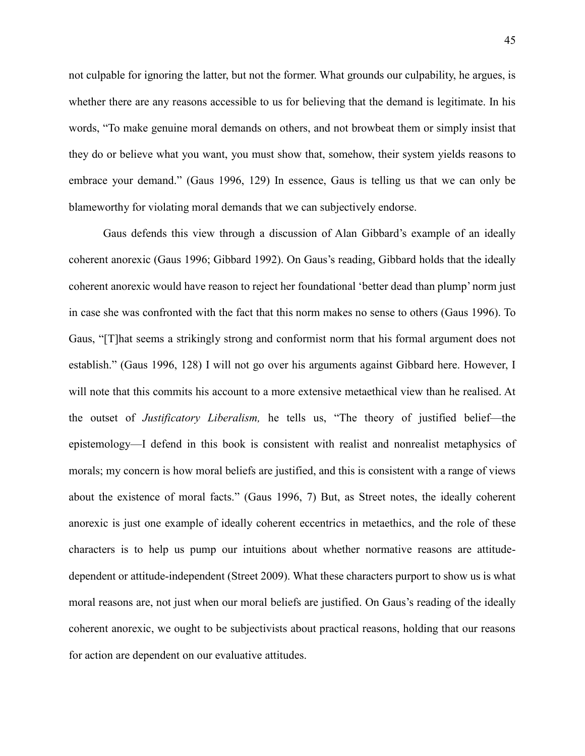not culpable for ignoring the latter, but not the former. What grounds our culpability, he argues, is whether there are any reasons accessible to us for believing that the demand is legitimate. In his words, "To make genuine moral demands on others, and not browbeat them or simply insist that they do or believe what you want, you must show that, somehow, their system yields reasons to embrace your demand." (Gaus 1996, 129) In essence, Gaus is telling us that we can only be blameworthy for violating moral demands that we can subjectively endorse.

Gaus defends this view through a discussion of Alan Gibbard's example of an ideally coherent anorexic (Gaus 1996; Gibbard 1992). On Gaus's reading, Gibbard holds that the ideally coherent anorexic would have reason to reject her foundational 'better dead than plump' norm just in case she was confronted with the fact that this norm makes no sense to others (Gaus 1996). To Gaus, "[T]hat seems a strikingly strong and conformist norm that his formal argument does not establish." (Gaus 1996, 128) I will not go over his arguments against Gibbard here. However, I will note that this commits his account to a more extensive metaethical view than he realised. At the outset of *Justificatory Liberalism,* he tells us, "The theory of justified belief—the epistemology—I defend in this book is consistent with realist and nonrealist metaphysics of morals; my concern is how moral beliefs are justified, and this is consistent with a range of views about the existence of moral facts." (Gaus 1996, 7) But, as Street notes, the ideally coherent anorexic is just one example of ideally coherent eccentrics in metaethics, and the role of these characters is to help us pump our intuitions about whether normative reasons are attitude-dependent or attitude-independent (Street 2009). What these characters purport to show us is what moral reasons are, not just when our moral beliefs are justified. On Gaus's reading of the ideally coherent anorexic, we ought to be subjectivists about practical reasons, holding that our reasons for action are dependent on our evaluative attitudes.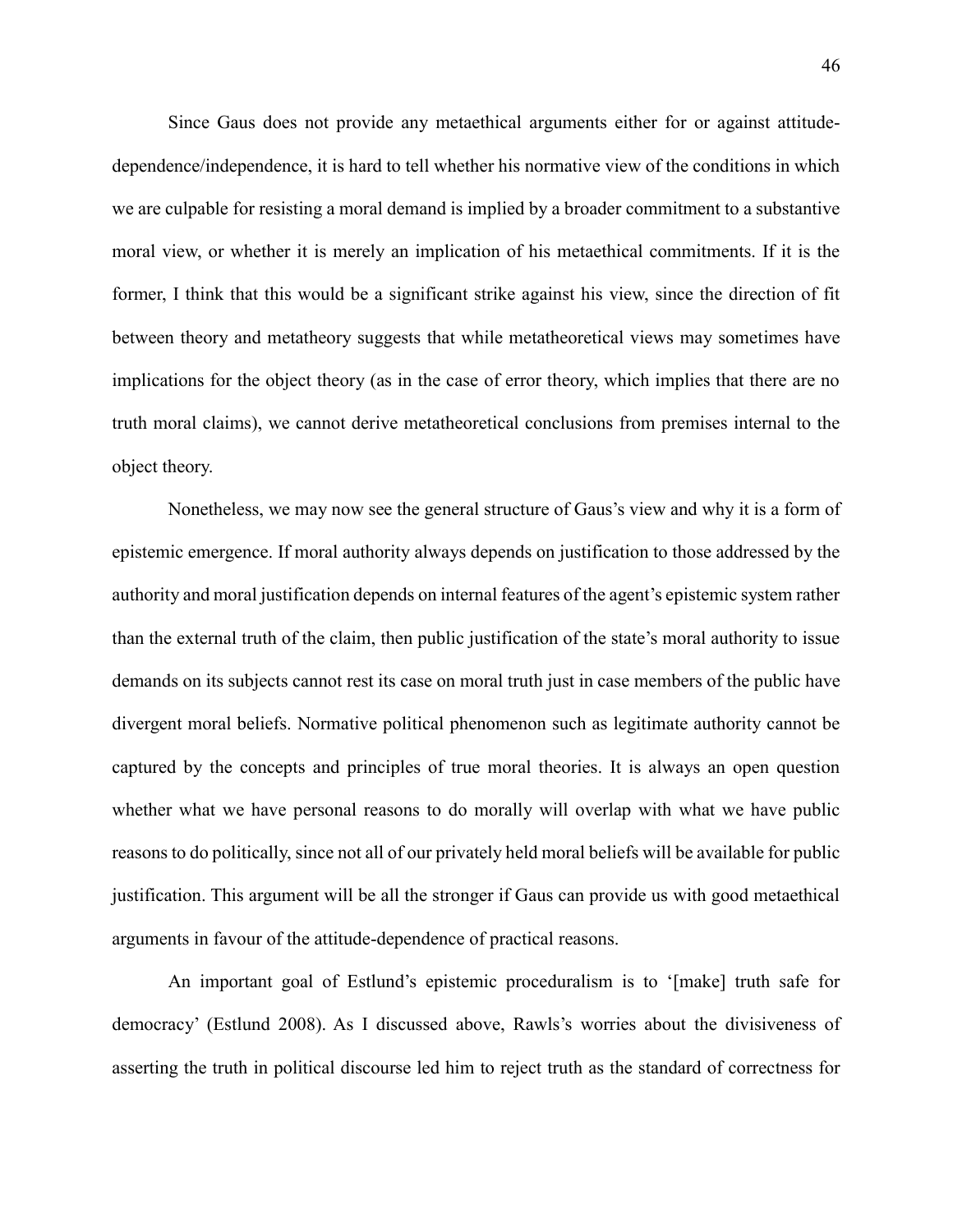Since Gaus does not provide any metaethical arguments either for or against attitude-dependence/independence, it is hard to tell whether his normative view of the conditions in which we are culpable for resisting a moral demand is implied by a broader commitment to a substantive moral view, or whether it is merely an implication of his metaethical commitments. If it is the former, I think that this would be a significant strike against his view, since the direction of fit between theory and metatheory suggests that while metatheoretical views may sometimes have implications for the object theory (as in the case of error theory, which implies that there are no truth moral claims), we cannot derive metatheoretical conclusions from premises internal to the object theory.

Nonetheless, we may now see the general structure of Gaus's view and why it is a form of epistemic emergence. If moral authority always depends on justification to those addressed by the authority and moral justification depends on internal features of the agent's epistemic system rather than the external truth of the claim, then public justification of the state's moral authority to issue demands on its subjects cannot rest its case on moral truth just in case members of the public have divergent moral beliefs. Normative political phenomenon such as legitimate authority cannot be captured by the concepts and principles of true moral theories. It is always an open question whether what we have personal reasons to do morally will overlap with what we have public reasons to do politically, since not all of our privately held moral beliefs will be available for public justification. This argument will be all the stronger if Gaus can provide us with good metaethical arguments in favour of the attitude-dependence of practical reasons.

An important goal of Estlund's epistemic proceduralism is to '[make] truth safe for democracy' (Estlund 2008). As I discussed above, Rawls's worries about the divisiveness of asserting the truth in political discourse led him to reject truth as the standard of correctness for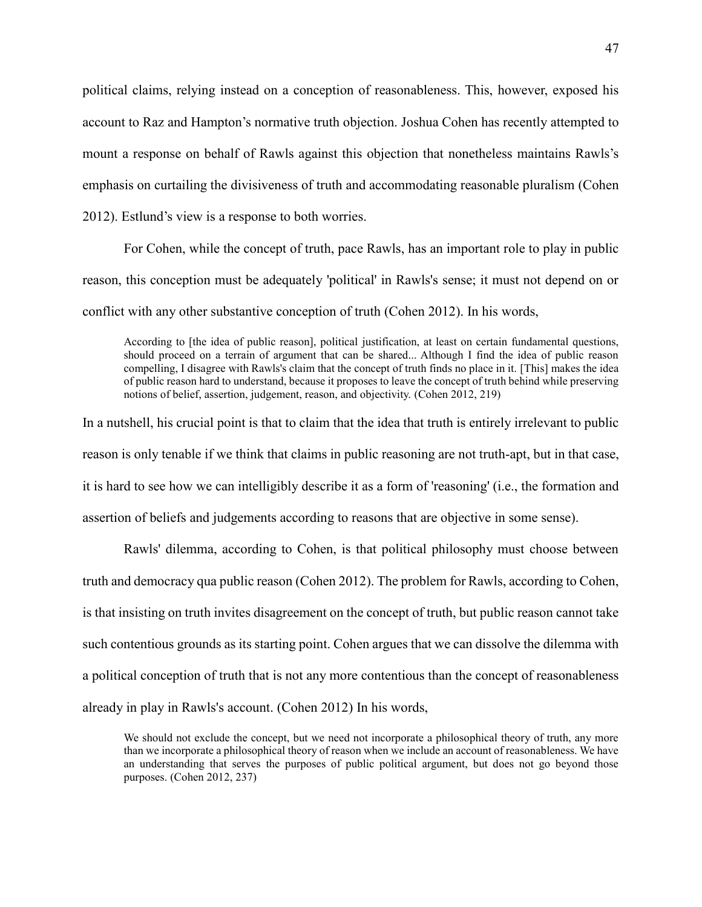political claims, relying instead on a conception of reasonableness. This, however, exposed his account to Raz and Hampton's normative truth objection. Joshua Cohen has recently attempted to mount a response on behalf of Rawls against this objection that nonetheless maintains Rawls's emphasis on curtailing the divisiveness of truth and accommodating reasonable pluralism (Cohen 2012). Estlund's view is a response to both worries.

For Cohen, while the concept of truth, pace Rawls, has an important role to play in public reason, this conception must be adequately 'political' in Rawls's sense; it must not depend on or conflict with any other substantive conception of truth (Cohen 2012). In his words,

> According to [the idea of public reason], political justification, at least on certain fundamental questions, should proceed on a terrain of argument that can be shared... Although I find the idea of public reason compelling, I disagree with Rawls's claim that the concept of truth finds no place in it. [This] makes the idea of public reason hard to understand, because it proposes to leave the concept of truth behind while preserving notions of belief, assertion, judgement, reason, and objectivity. (Cohen 2012, 219)

In a nutshell, his crucial point is that to claim that the idea that truth is entirely irrelevant to public reason is only tenable if we think that claims in public reasoning are not truth-apt, but in that case, it is hard to see how we can intelligibly describe it as a form of 'reasoning' (i.e., the formation and assertion of beliefs and judgements according to reasons that are objective in some sense).

Rawls' dilemma, according to Cohen, is that political philosophy must choose between truth and democracy qua public reason (Cohen 2012). The problem for Rawls, according to Cohen, is that insisting on truth invites disagreement on the concept of truth, but public reason cannot take such contentious grounds as its starting point. Cohen argues that we can dissolve the dilemma with a political conception of truth that is not any more contentious than the concept of reasonableness already in play in Rawls's account. (Cohen 2012) In his words,

> We should not exclude the concept, but we need not incorporate a philosophical theory of truth, any more than we incorporate a philosophical theory of reason when we include an account of reasonableness. We have an understanding that serves the purposes of public political argument, but does not go beyond those purposes. (Cohen 2012, 237)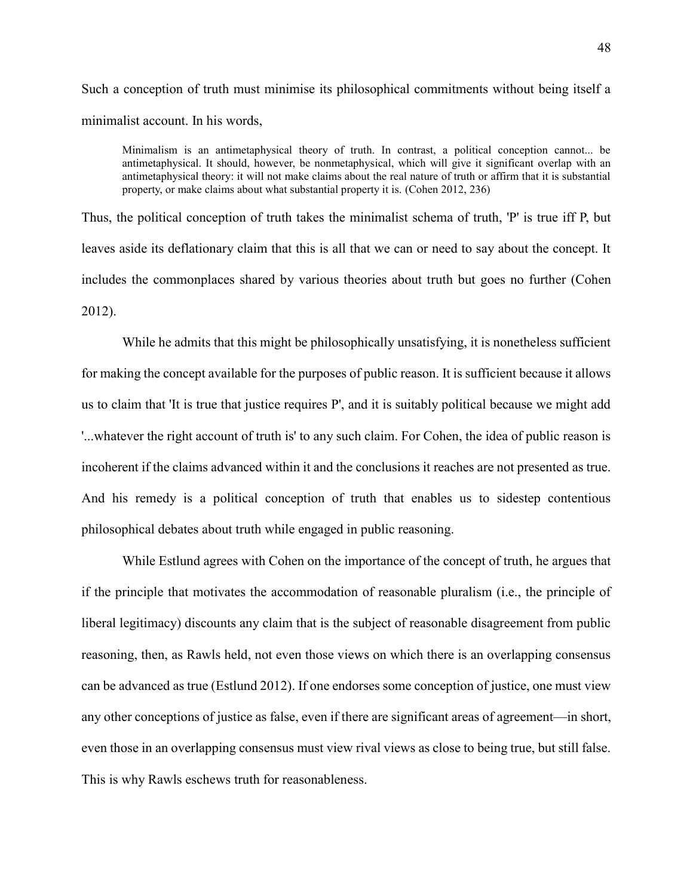Such a conception of truth must minimise its philosophical commitments without being itself a minimalist account. In his words,

> Minimalism is an antimetaphysical theory of truth. In contrast, a political conception cannot... be antimetaphysical. It should, however, be nonmetaphysical, which will give it significant overlap with an antimetaphysical theory: it will not make claims about the real nature of truth or affirm that it is substantial property, or make claims about what substantial property it is. (Cohen 2012, 236)

Thus, the political conception of truth takes the minimalist schema of truth, 'P' is true iff P, but leaves aside its deflationary claim that this is all that we can or need to say about the concept. It includes the commonplaces shared by various theories about truth but goes no further (Cohen 2012).

While he admits that this might be philosophically unsatisfying, it is nonetheless sufficient for making the concept available for the purposes of public reason. It is sufficient because it allows us to claim that 'It is true that justice requires P', and it is suitably political because we might add '...whatever the right account of truth is' to any such claim. For Cohen, the idea of public reason is incoherent if the claims advanced within it and the conclusions it reaches are not presented as true. And his remedy is a political conception of truth that enables us to sidestep contentious philosophical debates about truth while engaged in public reasoning.

While Estlund agrees with Cohen on the importance of the concept of truth, he argues that if the principle that motivates the accommodation of reasonable pluralism (i.e., the principle of liberal legitimacy) discounts any claim that is the subject of reasonable disagreement from public reasoning, then, as Rawls held, not even those views on which there is an overlapping consensus can be advanced as true (Estlund 2012). If one endorses some conception of justice, one must view any other conceptions of justice as false, even if there are significant areas of agreement—in short, even those in an overlapping consensus must view rival views as close to being true, but still false. This is why Rawls eschews truth for reasonableness.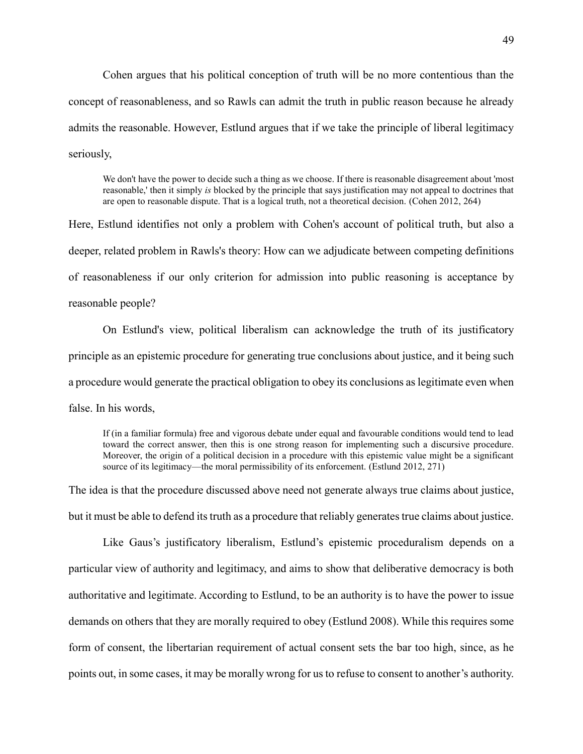Cohen argues that his political conception of truth will be no more contentious than the concept of reasonableness, and so Rawls can admit the truth in public reason because he already admits the reasonable. However, Estlund argues that if we take the principle of liberal legitimacy seriously,

> We don't have the power to decide such a thing as we choose. If there is reasonable disagreement about 'most reasonable,' then it simply *is* blocked by the principle that says justification may not appeal to doctrines that are open to reasonable dispute. That is a logical truth, not a theoretical decision. (Cohen 2012, 264)

Here, Estlund identifies not only a problem with Cohen's account of political truth, but also a deeper, related problem in Rawls's theory: How can we adjudicate between competing definitions of reasonableness if our only criterion for admission into public reasoning is acceptance by reasonable people?

On Estlund's view, political liberalism can acknowledge the truth of its justificatory principle as an epistemic procedure for generating true conclusions about justice, and it being such a procedure would generate the practical obligation to obey its conclusions as legitimate even when false. In his words,

> If (in a familiar formula) free and vigorous debate under equal and favourable conditions would tend to lead toward the correct answer, then this is one strong reason for implementing such a discursive procedure. Moreover, the origin of a political decision in a procedure with this epistemic value might be a significant source of its legitimacy—the moral permissibility of its enforcement. (Estlund 2012, 271)

The idea is that the procedure discussed above need not generate always true claims about justice, but it must be able to defend its truth as a procedure that reliably generates true claims about justice.

Like Gaus's justificatory liberalism, Estlund's epistemic proceduralism depends on a particular view of authority and legitimacy, and aims to show that deliberative democracy is both authoritative and legitimate. According to Estlund, to be an authority is to have the power to issue demands on others that they are morally required to obey (Estlund 2008). While this requires some form of consent, the libertarian requirement of actual consent sets the bar too high, since, as he points out, in some cases, it may be morally wrong for us to refuse to consent to another's authority.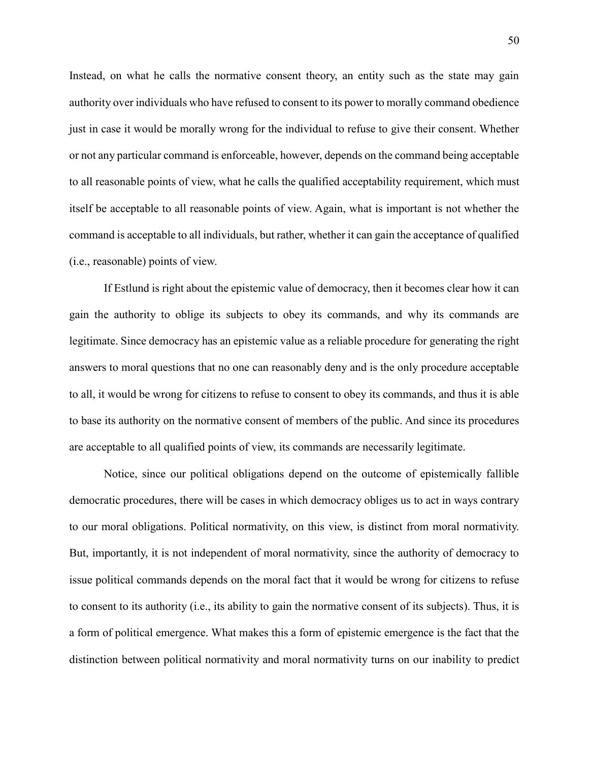Instead, on what he calls the normative consent theory, an entity such as the state may gain authority over individuals who have refused to consent to its power to morally command obedience just in case it would be morally wrong for the individual to refuse to give their consent. Whether or not any particular command is enforceable, however, depends on the command being acceptable to all reasonable points of view, what he calls the qualified acceptability requirement, which must itself be acceptable to all reasonable points of view. Again, what is important is not whether the command is acceptable to all individuals, but rather, whether it can gain the acceptance of qualified (i.e., reasonable) points of view.

If Estlund is right about the epistemic value of democracy, then it becomes clear how it can gain the authority to oblige its subjects to obey its commands, and why its commands are legitimate. Since democracy has an epistemic value as a reliable procedure for generating the right answers to moral questions that no one can reasonably deny and is the only procedure acceptable to all, it would be wrong for citizens to refuse to consent to obey its commands, and thus it is able to base its authority on the normative consent of members of the public. And since its procedures are acceptable to all qualified points of view, its commands are necessarily legitimate.

Notice, since our political obligations depend on the outcome of epistemically fallible democratic procedures, there will be cases in which democracy obliges us to act in ways contrary to our moral obligations. Political normativity, on this view, is distinct from moral normativity. But, importantly, it is not independent of moral normativity, since the authority of democracy to issue political commands depends on the moral fact that it would be wrong for citizens to refuse to consent to its authority (i.e., its ability to gain the normative consent of its subjects). Thus, it is a form of political emergence. What makes this a form of epistemic emergence is the fact that the distinction between political normativity and moral normativity turns on our inability to predict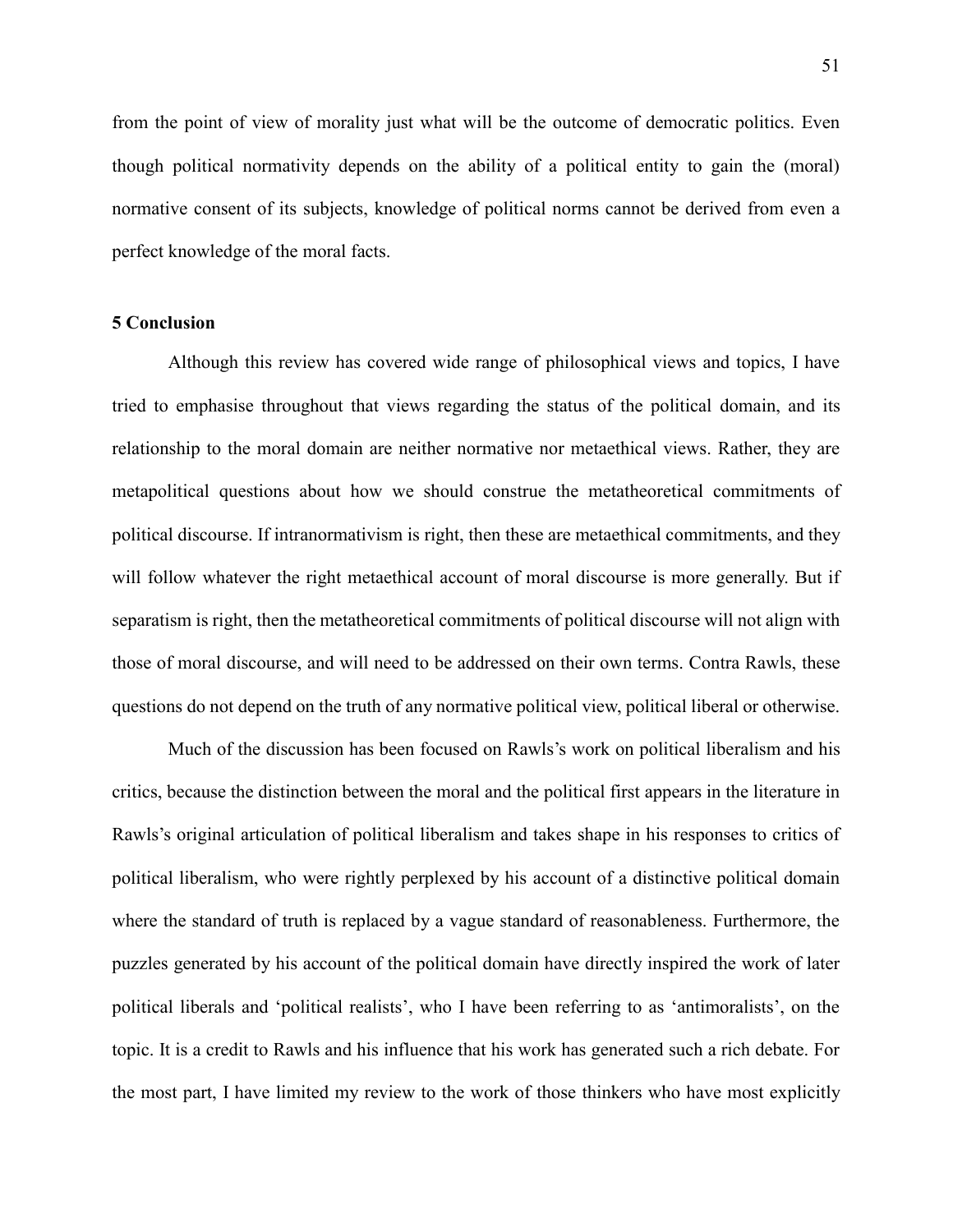from the point of view of morality just what will be the outcome of democratic politics. Even though political normativity depends on the ability of a political entity to gain the (moral) normative consent of its subjects, knowledge of political norms cannot be derived from even a perfect knowledge of the moral facts.

## 5 Conclusion

Although this review has covered wide range of philosophical views and topics, I have tried to emphasise throughout that views regarding the status of the political domain, and its relationship to the moral domain are neither normative nor metaethical views. Rather, they are metapolitical questions about how we should construe the metatheoretical commitments of political discourse. If intranormativism is right, then these are metaethical commitments, and they will follow whatever the right metaethical account of moral discourse is more generally. But if separatism is right, then the metatheoretical commitments of political discourse will not align with those of moral discourse, and will need to be addressed on their own terms. Contra Rawls, these questions do not depend on the truth of any normative political view, political liberal or otherwise.

Much of the discussion has been focused on Rawls's work on political liberalism and his critics, because the distinction between the moral and the political first appears in the literature in Rawls's original articulation of political liberalism and takes shape in his responses to critics of political liberalism, who were rightly perplexed by his account of a distinctive political domain where the standard of truth is replaced by a vague standard of reasonableness. Furthermore, the puzzles generated by his account of the political domain have directly inspired the work of later political liberals and 'political realists', who I have been referring to as 'antimoralists', on the topic. It is a credit to Rawls and his influence that his work has generated such a rich debate. For the most part, I have limited my review to the work of those thinkers who have most explicitly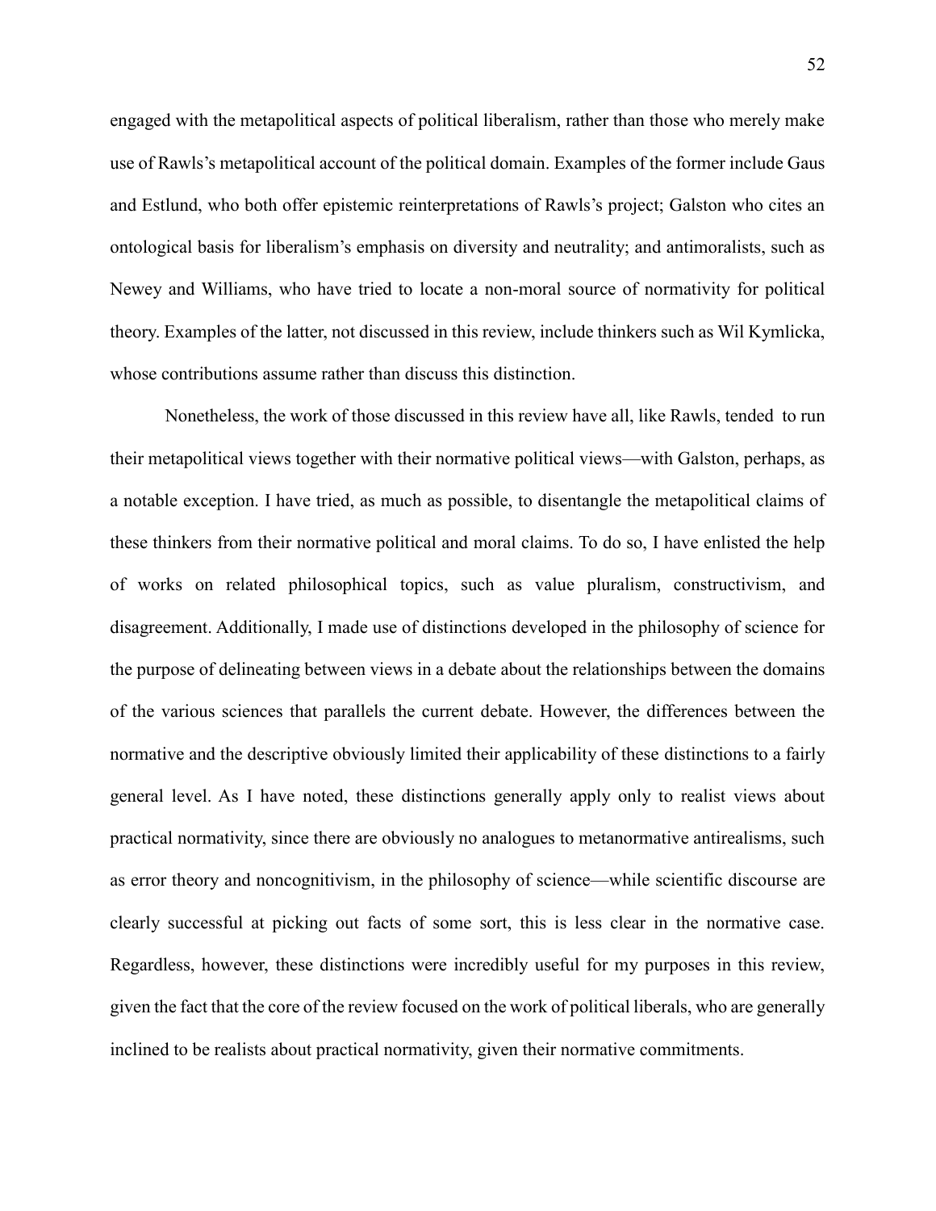engaged with the metapolitical aspects of political liberalism, rather than those who merely make use of Rawls's metapolitical account of the political domain. Examples of the former include Gaus and Estlund, who both offer epistemic reinterpretations of Rawls's project; Galston who cites an ontological basis for liberalism's emphasis on diversity and neutrality; and antimoralists, such as Newey and Williams, who have tried to locate a non-moral source of normativity for political theory. Examples of the latter, not discussed in this review, include thinkers such as Wil Kymlicka, whose contributions assume rather than discuss this distinction.

Nonetheless, the work of those discussed in this review have all, like Rawls, tended to run their metapolitical views together with their normative political views—with Galston, perhaps, as a notable exception. I have tried, as much as possible, to disentangle the metapolitical claims of these thinkers from their normative political and moral claims. To do so, I have enlisted the help of works on related philosophical topics, such as value pluralism, constructivism, and disagreement. Additionally, I made use of distinctions developed in the philosophy of science for the purpose of delineating between views in a debate about the relationships between the domains of the various sciences that parallels the current debate. However, the differences between the normative and the descriptive obviously limited their applicability of these distinctions to a fairly general level. As I have noted, these distinctions generally apply only to realist views about practical normativity, since there are obviously no analogues to metanormative antirealisms, such as error theory and noncognitivism, in the philosophy of science—while scientific discourse are clearly successful at picking out facts of some sort, this is less clear in the normative case. Regardless, however, these distinctions were incredibly useful for my purposes in this review, given the fact that the core of the review focused on the work of political liberals, who are generally inclined to be realists about practical normativity, given their normative commitments.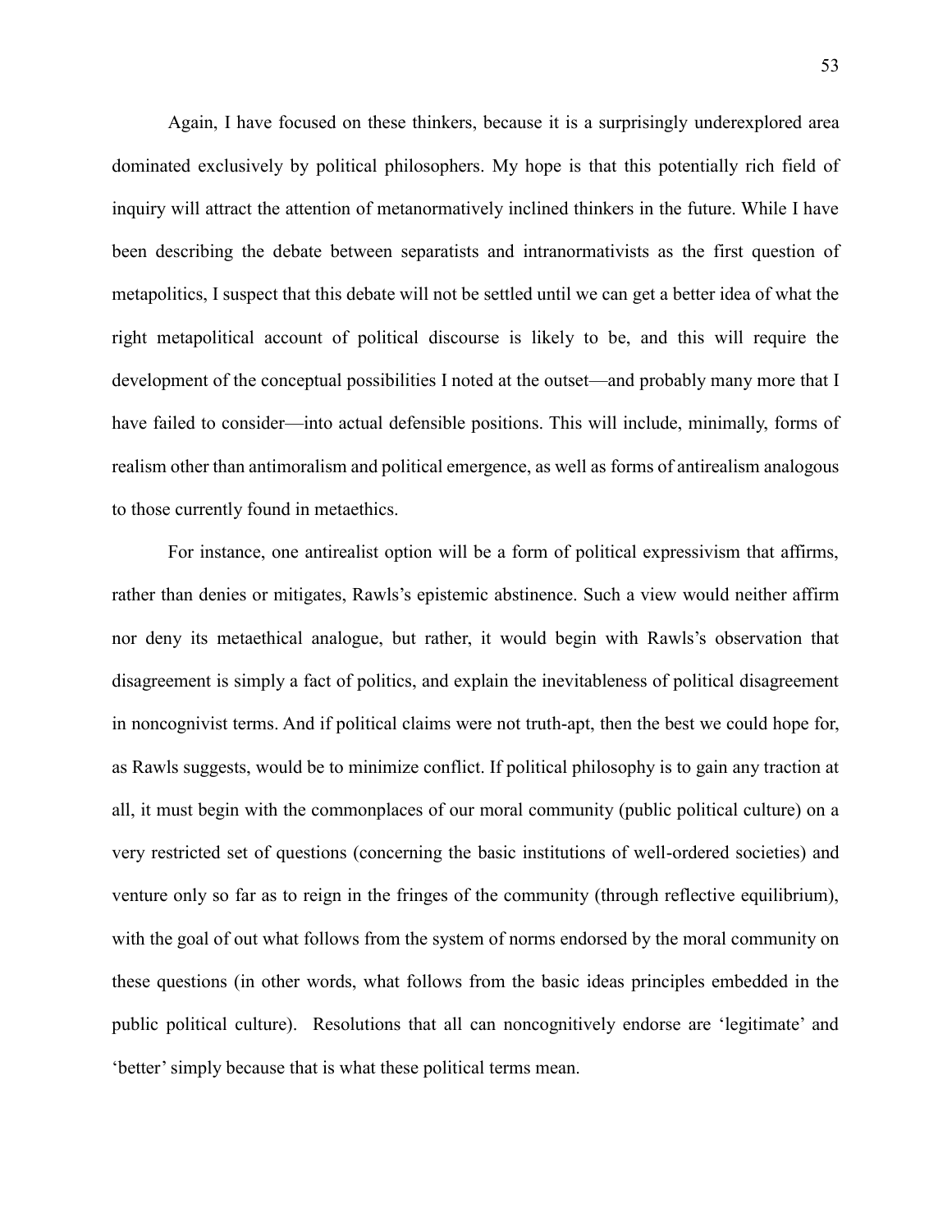Again, I have focused on these thinkers, because it is a surprisingly underexplored area dominated exclusively by political philosophers. My hope is that this potentially rich field of inquiry will attract the attention of metanormatively inclined thinkers in the future. While I have been describing the debate between separatists and intranormativists as the first question of metapolitics, I suspect that this debate will not be settled until we can get a better idea of what the right metapolitical account of political discourse is likely to be, and this will require the development of the conceptual possibilities I noted at the outset—and probably many more that I have failed to consider—into actual defensible positions. This will include, minimally, forms of realism other than antimoralism and political emergence, as well as forms of antirealism analogous to those currently found in metaethics.

For instance, one antirealist option will be a form of political expressivism that affirms, rather than denies or mitigates, Rawls's epistemic abstinence. Such a view would neither affirm nor deny its metaethical analogue, but rather, it would begin with Rawls's observation that disagreement is simply a fact of politics, and explain the inevitableness of political disagreement in noncognivist terms. And if political claims were not truth-apt, then the best we could hope for, as Rawls suggests, would be to minimize conflict. If political philosophy is to gain any traction at all, it must begin with the commonplaces of our moral community (public political culture) on a very restricted set of questions (concerning the basic institutions of well-ordered societies) and venture only so far as to reign in the fringes of the community (through reflective equilibrium), with the goal of out what follows from the system of norms endorsed by the moral community on these questions (in other words, what follows from the basic ideas principles embedded in the public political culture). Resolutions that all can noncognitively endorse are 'legitimate' and 'better' simply because that is what these political terms mean.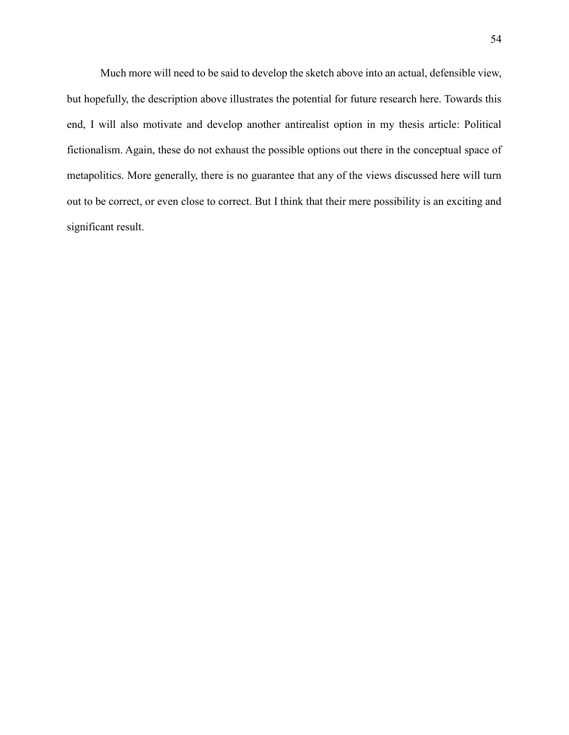Much more will need to be said to develop the sketch above into an actual, defensible view, but hopefully, the description above illustrates the potential for future research here. Towards this end, I will also motivate and develop another antirealist option in my thesis article: Political fictionalism. Again, these do not exhaust the possible options out there in the conceptual space of metapolitics. More generally, there is no guarantee that any of the views discussed here will turn out to be correct, or even close to correct. But I think that their mere possibility is an exciting and significant result.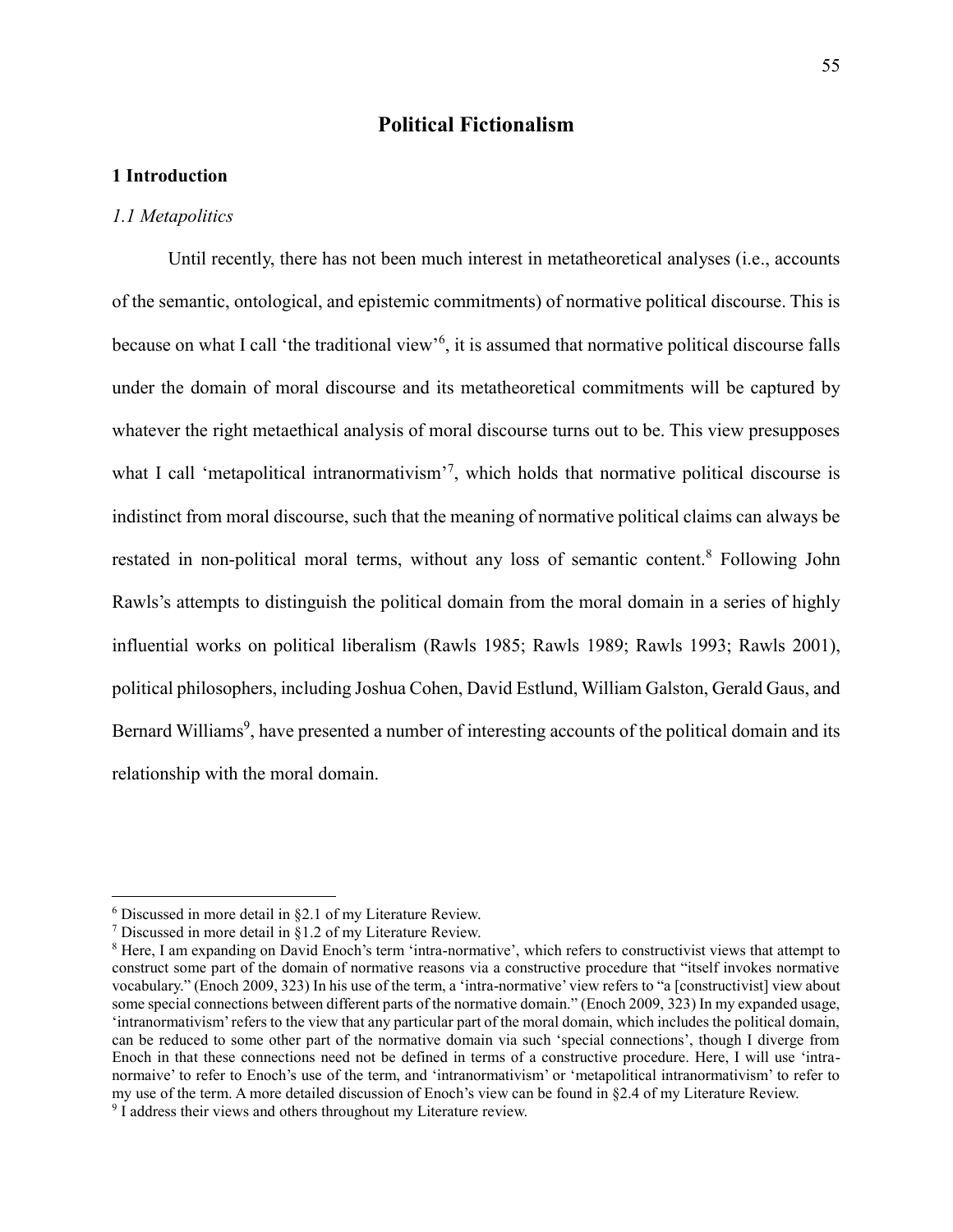# Political Fictionalism

## 1 Introduction

### *1.1 Metapolitics*

Until recently, there has not been much interest in metatheoretical analyses (i.e., accounts of the semantic, ontological, and epistemic commitments) of normative political discourse. This is because on what I call 'the traditional view'[6], it is assumed that normative political discourse falls under the domain of moral discourse and its metatheoretical commitments will be captured by whatever the right metaethical analysis of moral discourse turns out to be. This view presupposes what I call 'metapolitical intranormativism'[7], which holds that normative political discourse is indistinct from moral discourse, such that the meaning of normative political claims can always be restated in non-political moral terms, without any loss of semantic content.[8] Following John Rawls's attempts to distinguish the political domain from the moral domain in a series of highly influential works on political liberalism (Rawls 1985; Rawls 1989; Rawls 1993; Rawls 2001), political philosophers, including Joshua Cohen, David Estlund, William Galston, Gerald Gaus, and Bernard Williams[9], have presented a number of interesting accounts of the political domain and its relationship with the moral domain.

---

[6] Discussed in more detail in §2.1 of my Literature Review.

[7] Discussed in more detail in §1.2 of my Literature Review.

[8] Here, I am expanding on David Enoch's term 'intra-normative', which refers to constructivist views that attempt to construct some part of the domain of normative reasons via a constructive procedure that "itself invokes normative vocabulary." (Enoch 2009, 323) In his use of the term, a 'intra-normative' view refers to "a [constructivist] view about some special connections between different parts of the normative domain." (Enoch 2009, 323) In my expanded usage, 'intranormativism' refers to the view that any particular part of the moral domain, which includes the political domain, can be reduced to some other part of the normative domain via such 'special connections', though I diverge from Enoch in that these connections need not be defined in terms of a constructive procedure. Here, I will use 'intra-normaive' to refer to Enoch's use of the term, and 'intranormativism' or 'metapolitical intranormativism' to refer to my use of the term. A more detailed discussion of Enoch's view can be found in §2.4 of my Literature Review.

[9] I address their views and others throughout my Literature review.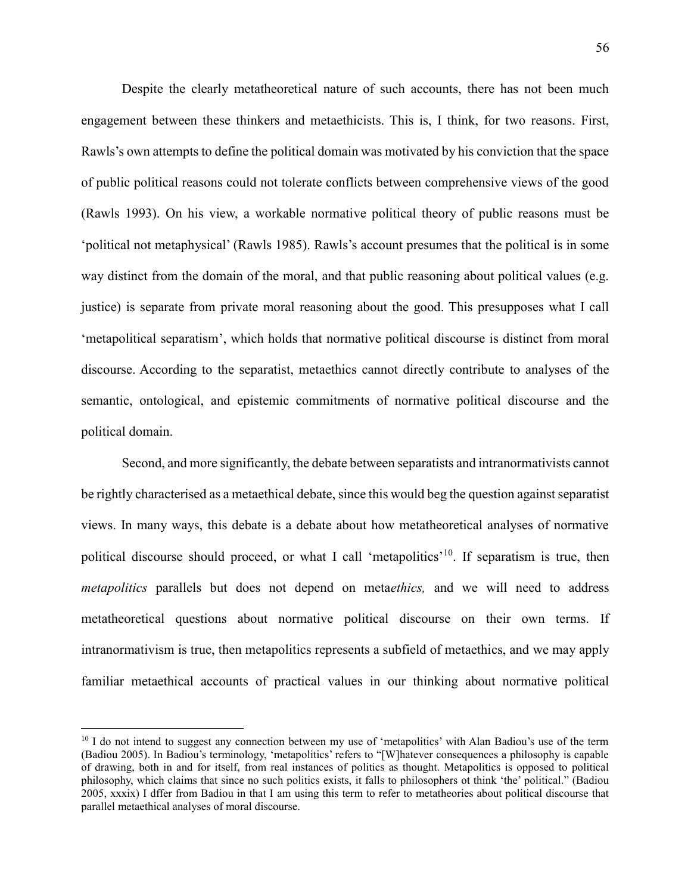Despite the clearly metatheoretical nature of such accounts, there has not been much engagement between these thinkers and metaethicists. This is, I think, for two reasons. First, Rawls's own attempts to define the political domain was motivated by his conviction that the space of public political reasons could not tolerate conflicts between comprehensive views of the good (Rawls 1993). On his view, a workable normative political theory of public reasons must be 'political not metaphysical' (Rawls 1985). Rawls's account presumes that the political is in some way distinct from the domain of the moral, and that public reasoning about political values (e.g. justice) is separate from private moral reasoning about the good. This presupposes what I call 'metapolitical separatism', which holds that normative political discourse is distinct from moral discourse. According to the separatist, metaethics cannot directly contribute to analyses of the semantic, ontological, and epistemic commitments of normative political discourse and the political domain.

Second, and more significantly, the debate between separatists and intranormativists cannot be rightly characterised as a metaethical debate, since this would beg the question against separatist views. In many ways, this debate is a debate about how metatheoretical analyses of normative political discourse should proceed, or what I call 'metapolitics'[10]. If separatism is true, then *metapolitics* parallels but does not depend on meta*ethics,* and we will need to address metatheoretical questions about normative political discourse on their own terms. If intranormativism is true, then metapolitics represents a subfield of metaethics, and we may apply familiar metaethical accounts of practical values in our thinking about normative political

[10] I do not intend to suggest any connection between my use of 'metapolitics' with Alan Badiou's use of the term (Badiou 2005). In Badiou's terminology, 'metapolitics' refers to "[W]hatever consequences a philosophy is capable of drawing, both in and for itself, from real instances of politics as thought. Metapolitics is opposed to political philosophy, which claims that since no such politics exists, it falls to philosophers ot think 'the' political." (Badiou 2005, xxxix) I dffer from Badiou in that I am using this term to refer to metatheories about political discourse that parallel metaethical analyses of moral discourse.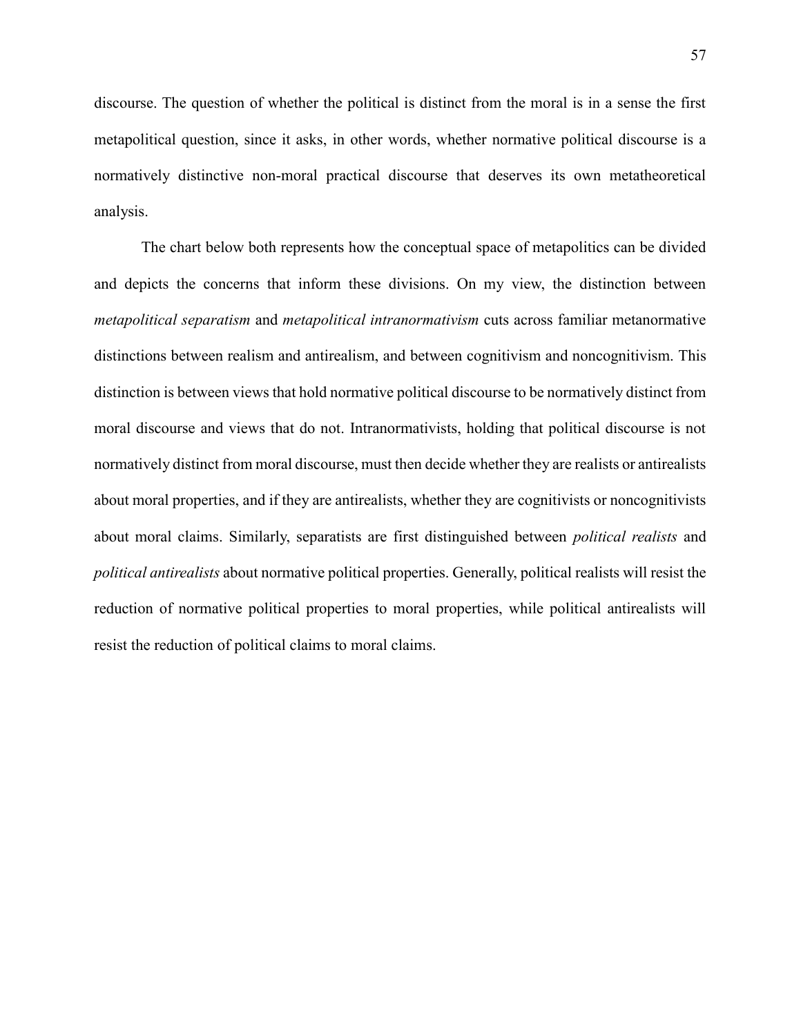discourse. The question of whether the political is distinct from the moral is in a sense the first metapolitical question, since it asks, in other words, whether normative political discourse is a normatively distinctive non-moral practical discourse that deserves its own metatheoretical analysis.

The chart below both represents how the conceptual space of metapolitics can be divided and depicts the concerns that inform these divisions. On my view, the distinction between *metapolitical separatism* and *metapolitical intranormativism* cuts across familiar metanormative distinctions between realism and antirealism, and between cognitivism and noncognitivism. This distinction is between views that hold normative political discourse to be normatively distinct from moral discourse and views that do not. Intranormativists, holding that political discourse is not normatively distinct from moral discourse, must then decide whether they are realists or antirealists about moral properties, and if they are antirealists, whether they are cognitivists or noncognitivists about moral claims. Similarly, separatists are first distinguished between *political realists* and *political antirealists* about normative political properties. Generally, political realists will resist the reduction of normative political properties to moral properties, while political antirealists will resist the reduction of political claims to moral claims.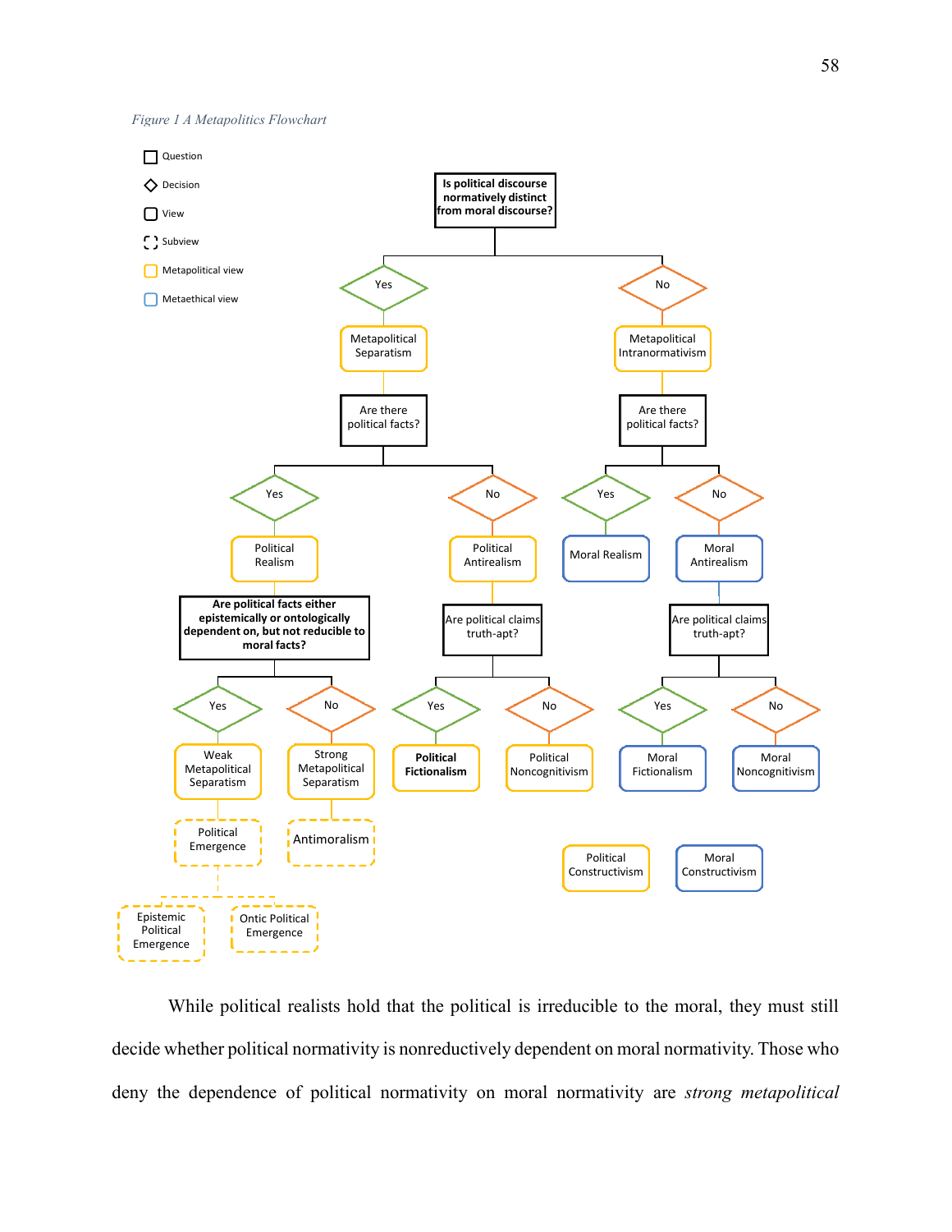*Figure 1 A Metapolitics Flowchart*

While political realists hold that the political is irreducible to the moral, they must still decide whether political normativity is nonreductively dependent on moral normativity. Those who deny the dependence of political normativity on moral normativity are *strong metapolitical*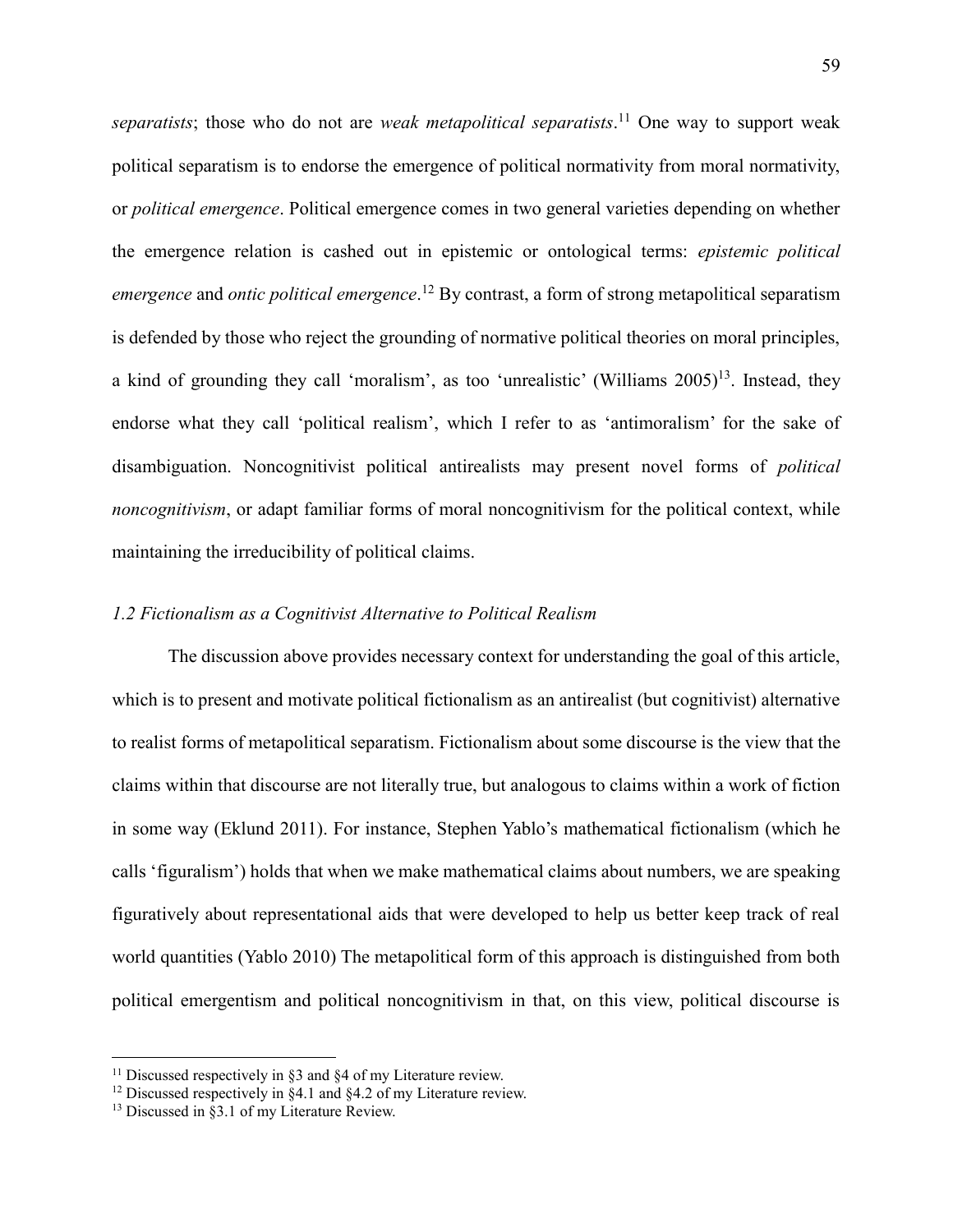*separatists*; those who do not are *weak metapolitical separatists*.[11] One way to support weak political separatism is to endorse the emergence of political normativity from moral normativity, or *political emergence*. Political emergence comes in two general varieties depending on whether the emergence relation is cashed out in epistemic or ontological terms: *epistemic political emergence* and *ontic political emergence*.[12] By contrast, a form of strong metapolitical separatism is defended by those who reject the grounding of normative political theories on moral principles, a kind of grounding they call 'moralism', as too 'unrealistic' (Williams 2005)[13]. Instead, they endorse what they call 'political realism', which I refer to as 'antimoralism' for the sake of disambiguation. Noncognitivist political antirealists may present novel forms of *political noncognitivism*, or adapt familiar forms of moral noncognitivism for the political context, while maintaining the irreducibility of political claims.

### *1.2 Fictionalism as a Cognitivist Alternative to Political Realism*

The discussion above provides necessary context for understanding the goal of this article, which is to present and motivate political fictionalism as an antirealist (but cognitivist) alternative to realist forms of metapolitical separatism. Fictionalism about some discourse is the view that the claims within that discourse are not literally true, but analogous to claims within a work of fiction in some way (Eklund 2011). For instance, Stephen Yablo's mathematical fictionalism (which he calls 'figuralism') holds that when we make mathematical claims about numbers, we are speaking figuratively about representational aids that were developed to help us better keep track of real world quantities (Yablo 2010) The metapolitical form of this approach is distinguished from both political emergentism and political noncognitivism in that, on this view, political discourse is

[11] Discussed respectively in §3 and §4 of my Literature review.

[12] Discussed respectively in §4.1 and §4.2 of my Literature review.

[13] Discussed in §3.1 of my Literature Review.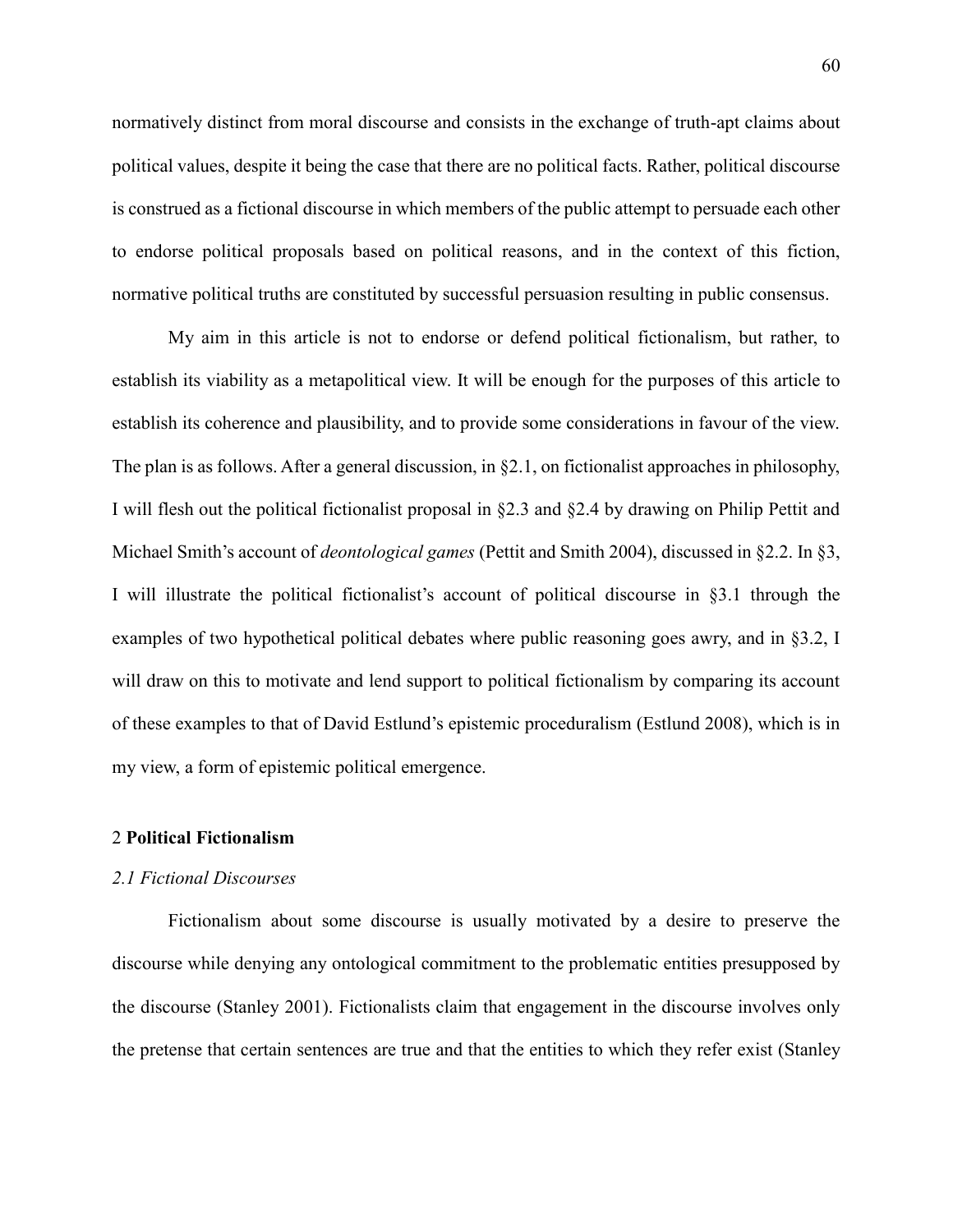normatively distinct from moral discourse and consists in the exchange of truth-apt claims about political values, despite it being the case that there are no political facts. Rather, political discourse is construed as a fictional discourse in which members of the public attempt to persuade each other to endorse political proposals based on political reasons, and in the context of this fiction, normative political truths are constituted by successful persuasion resulting in public consensus.

My aim in this article is not to endorse or defend political fictionalism, but rather, to establish its viability as a metapolitical view. It will be enough for the purposes of this article to establish its coherence and plausibility, and to provide some considerations in favour of the view. The plan is as follows. After a general discussion, in §2.1, on fictionalist approaches in philosophy, I will flesh out the political fictionalist proposal in §2.3 and §2.4 by drawing on Philip Pettit and Michael Smith's account of *deontological games* (Pettit and Smith 2004), discussed in §2.2. In §3, I will illustrate the political fictionalist's account of political discourse in §3.1 through the examples of two hypothetical political debates where public reasoning goes awry, and in §3.2, I will draw on this to motivate and lend support to political fictionalism by comparing its account of these examples to that of David Estlund's epistemic proceduralism (Estlund 2008), which is in my view, a form of epistemic political emergence.

## 2 **Political Fictionalism**

### *2.1 Fictional Discourses*

Fictionalism about some discourse is usually motivated by a desire to preserve the discourse while denying any ontological commitment to the problematic entities presupposed by the discourse (Stanley 2001). Fictionalists claim that engagement in the discourse involves only the pretense that certain sentences are true and that the entities to which they refer exist (Stanley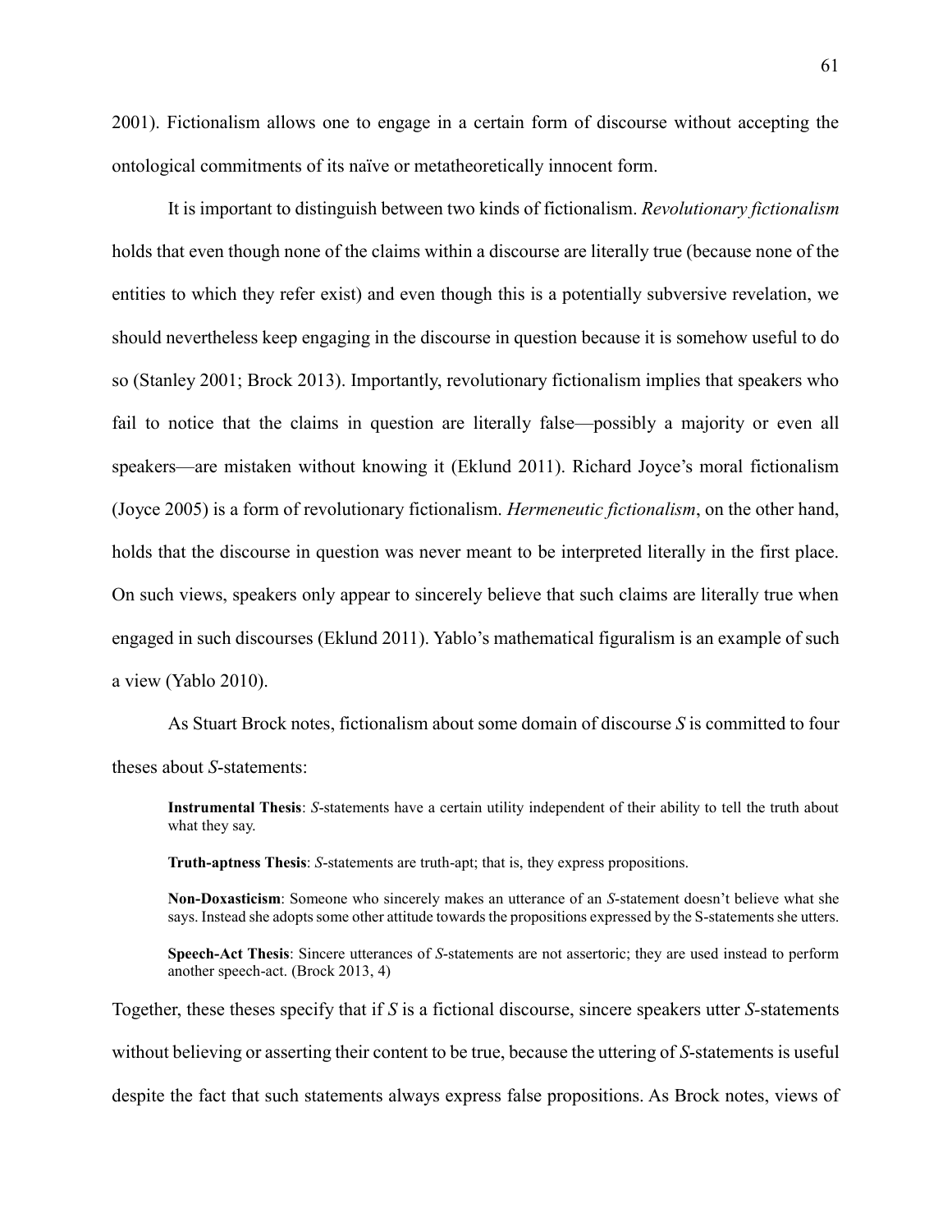2001). Fictionalism allows one to engage in a certain form of discourse without accepting the ontological commitments of its naïve or metatheoretically innocent form.

It is important to distinguish between two kinds of fictionalism. *Revolutionary fictionalism* holds that even though none of the claims within a discourse are literally true (because none of the entities to which they refer exist) and even though this is a potentially subversive revelation, we should nevertheless keep engaging in the discourse in question because it is somehow useful to do so (Stanley 2001; Brock 2013). Importantly, revolutionary fictionalism implies that speakers who fail to notice that the claims in question are literally false—possibly a majority or even all speakers—are mistaken without knowing it (Eklund 2011). Richard Joyce's moral fictionalism (Joyce 2005) is a form of revolutionary fictionalism. *Hermeneutic fictionalism*, on the other hand, holds that the discourse in question was never meant to be interpreted literally in the first place. On such views, speakers only appear to sincerely believe that such claims are literally true when engaged in such discourses (Eklund 2011). Yablo's mathematical figuralism is an example of such a view (Yablo 2010).

As Stuart Brock notes, fictionalism about some domain of discourse *S* is committed to four theses about *S*-statements:

> **Instrumental Thesis**: *S*-statements have a certain utility independent of their ability to tell the truth about what they say.
>
> **Truth-aptness Thesis**: *S*-statements are truth-apt; that is, they express propositions.
>
> **Non-Doxasticism**: Someone who sincerely makes an utterance of an *S*-statement doesn't believe what she says. Instead she adopts some other attitude towards the propositions expressed by the S-statements she utters.
>
> **Speech-Act Thesis**: Sincere utterances of *S*-statements are not assertoric; they are used instead to perform another speech-act. (Brock 2013, 4)

Together, these theses specify that if *S* is a fictional discourse, sincere speakers utter *S*-statements without believing or asserting their content to be true, because the uttering of *S*-statements is useful despite the fact that such statements always express false propositions. As Brock notes, views of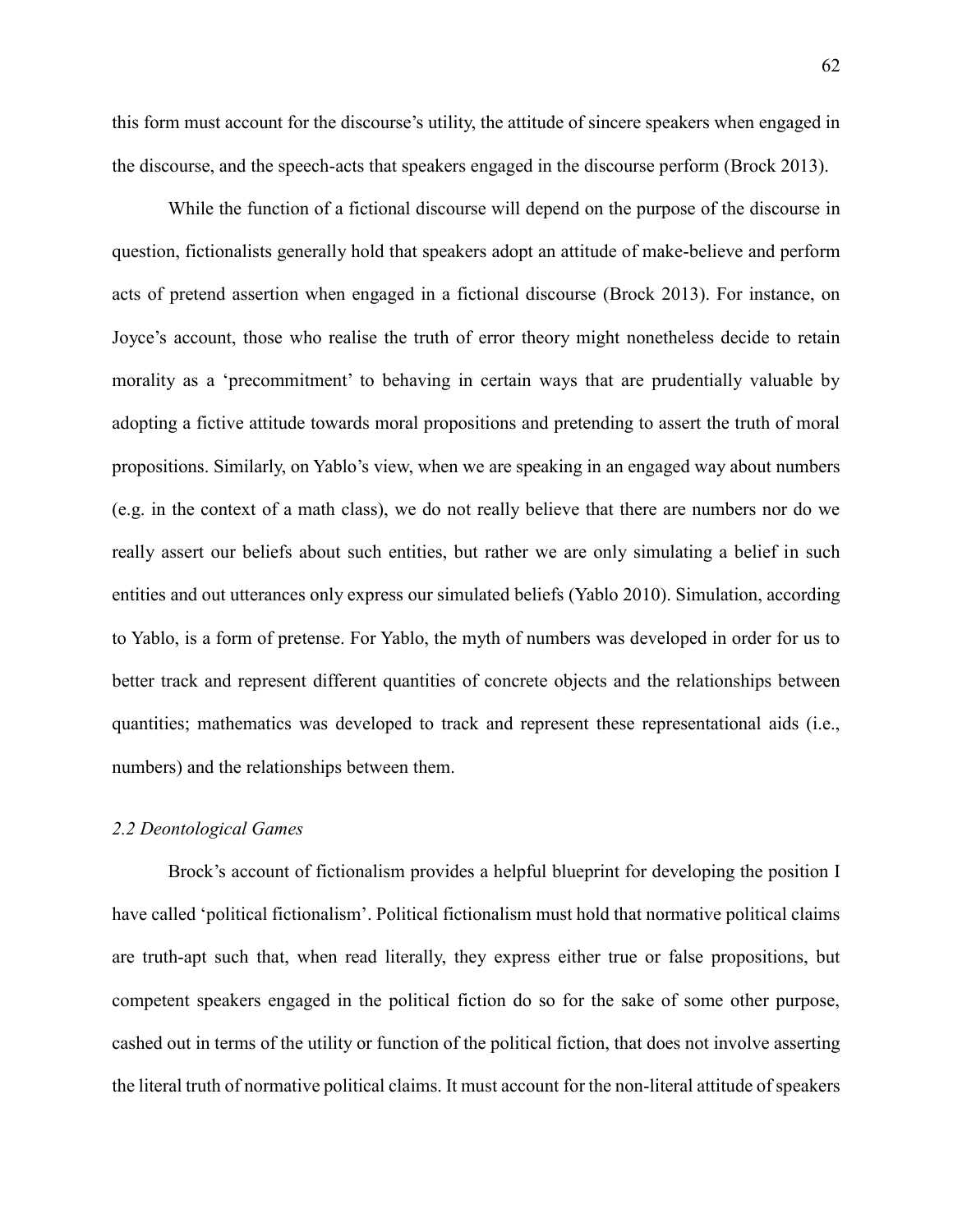this form must account for the discourse's utility, the attitude of sincere speakers when engaged in the discourse, and the speech-acts that speakers engaged in the discourse perform (Brock 2013).

While the function of a fictional discourse will depend on the purpose of the discourse in question, fictionalists generally hold that speakers adopt an attitude of make-believe and perform acts of pretend assertion when engaged in a fictional discourse (Brock 2013). For instance, on Joyce's account, those who realise the truth of error theory might nonetheless decide to retain morality as a 'precommitment' to behaving in certain ways that are prudentially valuable by adopting a fictive attitude towards moral propositions and pretending to assert the truth of moral propositions. Similarly, on Yablo's view, when we are speaking in an engaged way about numbers (e.g. in the context of a math class), we do not really believe that there are numbers nor do we really assert our beliefs about such entities, but rather we are only simulating a belief in such entities and out utterances only express our simulated beliefs (Yablo 2010). Simulation, according to Yablo, is a form of pretense. For Yablo, the myth of numbers was developed in order for us to better track and represent different quantities of concrete objects and the relationships between quantities; mathematics was developed to track and represent these representational aids (i.e., numbers) and the relationships between them.

### *2.2 Deontological Games*

Brock's account of fictionalism provides a helpful blueprint for developing the position I have called 'political fictionalism'. Political fictionalism must hold that normative political claims are truth-apt such that, when read literally, they express either true or false propositions, but competent speakers engaged in the political fiction do so for the sake of some other purpose, cashed out in terms of the utility or function of the political fiction, that does not involve asserting the literal truth of normative political claims. It must account for the non-literal attitude of speakers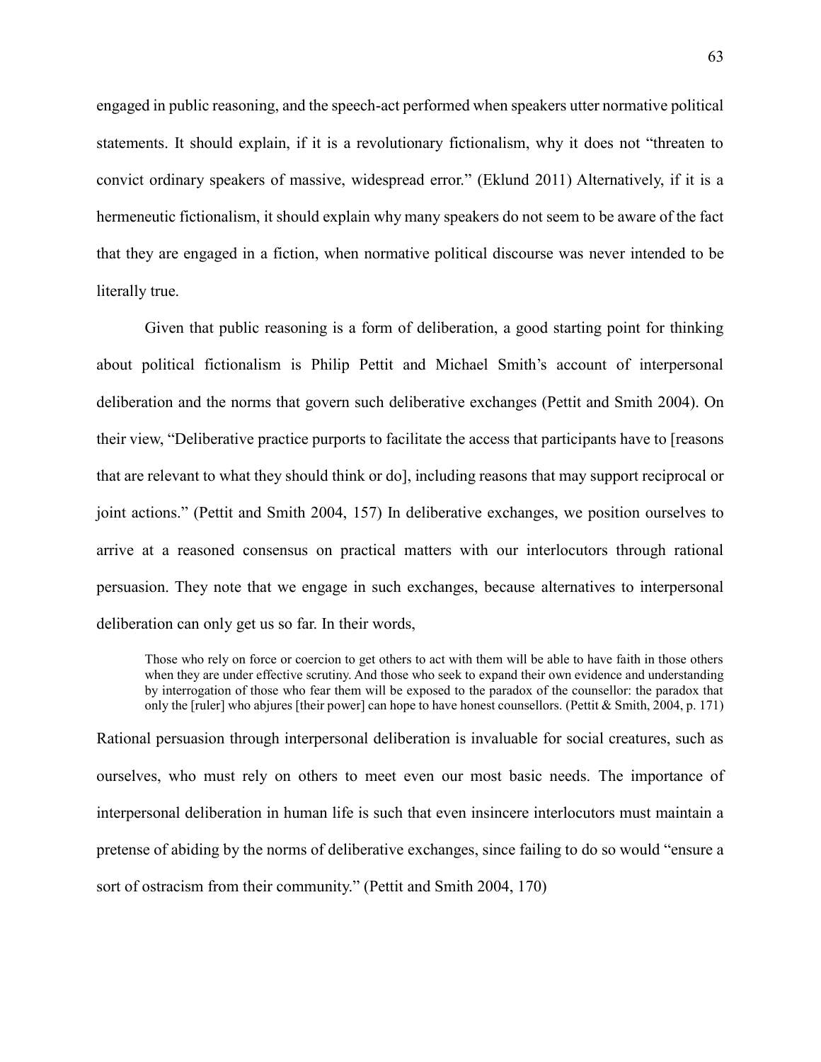engaged in public reasoning, and the speech-act performed when speakers utter normative political statements. It should explain, if it is a revolutionary fictionalism, why it does not "threaten to convict ordinary speakers of massive, widespread error." (Eklund 2011) Alternatively, if it is a hermeneutic fictionalism, it should explain why many speakers do not seem to be aware of the fact that they are engaged in a fiction, when normative political discourse was never intended to be literally true.

Given that public reasoning is a form of deliberation, a good starting point for thinking about political fictionalism is Philip Pettit and Michael Smith's account of interpersonal deliberation and the norms that govern such deliberative exchanges (Pettit and Smith 2004). On their view, "Deliberative practice purports to facilitate the access that participants have to [reasons that are relevant to what they should think or do], including reasons that may support reciprocal or joint actions." (Pettit and Smith 2004, 157) In deliberative exchanges, we position ourselves to arrive at a reasoned consensus on practical matters with our interlocutors through rational persuasion. They note that we engage in such exchanges, because alternatives to interpersonal deliberation can only get us so far. In their words,

> Those who rely on force or coercion to get others to act with them will be able to have faith in those others when they are under effective scrutiny. And those who seek to expand their own evidence and understanding by interrogation of those who fear them will be exposed to the paradox of the counsellor: the paradox that only the [ruler] who abjures [their power] can hope to have honest counsellors. (Pettit & Smith, 2004, p. 171)

Rational persuasion through interpersonal deliberation is invaluable for social creatures, such as ourselves, who must rely on others to meet even our most basic needs. The importance of interpersonal deliberation in human life is such that even insincere interlocutors must maintain a pretense of abiding by the norms of deliberative exchanges, since failing to do so would "ensure a sort of ostracism from their community." (Pettit and Smith 2004, 170)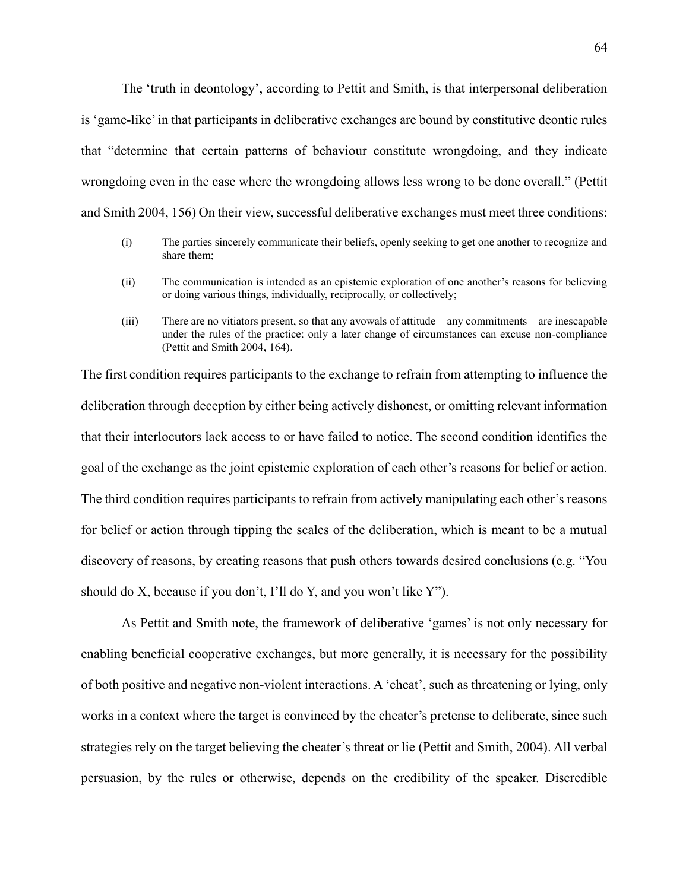The 'truth in deontology', according to Pettit and Smith, is that interpersonal deliberation is 'game-like' in that participants in deliberative exchanges are bound by constitutive deontic rules that "determine that certain patterns of behaviour constitute wrongdoing, and they indicate wrongdoing even in the case where the wrongdoing allows less wrong to be done overall." (Pettit and Smith 2004, 156) On their view, successful deliberative exchanges must meet three conditions:

> (i) The parties sincerely communicate their beliefs, openly seeking to get one another to recognize and share them;
>
> (ii) The communication is intended as an epistemic exploration of one another's reasons for believing or doing various things, individually, reciprocally, or collectively;
>
> (iii) There are no vitiators present, so that any avowals of attitude—any commitments—are inescapable under the rules of the practice: only a later change of circumstances can excuse non-compliance (Pettit and Smith 2004, 164).

The first condition requires participants to the exchange to refrain from attempting to influence the deliberation through deception by either being actively dishonest, or omitting relevant information that their interlocutors lack access to or have failed to notice. The second condition identifies the goal of the exchange as the joint epistemic exploration of each other's reasons for belief or action. The third condition requires participants to refrain from actively manipulating each other's reasons for belief or action through tipping the scales of the deliberation, which is meant to be a mutual discovery of reasons, by creating reasons that push others towards desired conclusions (e.g. "You should do X, because if you don't, I'll do Y, and you won't like Y").

As Pettit and Smith note, the framework of deliberative 'games' is not only necessary for enabling beneficial cooperative exchanges, but more generally, it is necessary for the possibility of both positive and negative non-violent interactions. A 'cheat', such as threatening or lying, only works in a context where the target is convinced by the cheater's pretense to deliberate, since such strategies rely on the target believing the cheater's threat or lie (Pettit and Smith, 2004). All verbal persuasion, by the rules or otherwise, depends on the credibility of the speaker. Discredible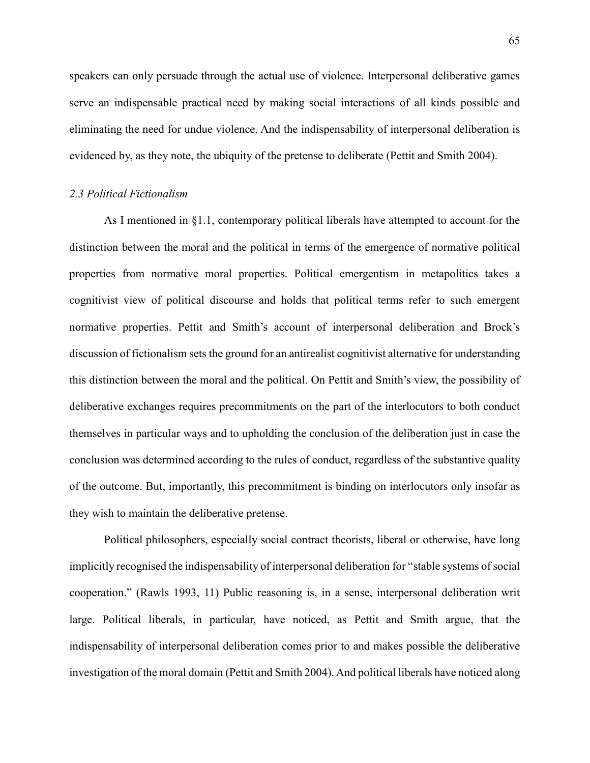speakers can only persuade through the actual use of violence. Interpersonal deliberative games serve an indispensable practical need by making social interactions of all kinds possible and eliminating the need for undue violence. And the indispensability of interpersonal deliberation is evidenced by, as they note, the ubiquity of the pretense to deliberate (Pettit and Smith 2004).

### *2.3 Political Fictionalism*

As I mentioned in §1.1, contemporary political liberals have attempted to account for the distinction between the moral and the political in terms of the emergence of normative political properties from normative moral properties. Political emergentism in metapolitics takes a cognitivist view of political discourse and holds that political terms refer to such emergent normative properties. Pettit and Smith's account of interpersonal deliberation and Brock's discussion of fictionalism sets the ground for an antirealist cognitivist alternative for understanding this distinction between the moral and the political. On Pettit and Smith's view, the possibility of deliberative exchanges requires precommitments on the part of the interlocutors to both conduct themselves in particular ways and to upholding the conclusion of the deliberation just in case the conclusion was determined according to the rules of conduct, regardless of the substantive quality of the outcome. But, importantly, this precommitment is binding on interlocutors only insofar as they wish to maintain the deliberative pretense.

Political philosophers, especially social contract theorists, liberal or otherwise, have long implicitly recognised the indispensability of interpersonal deliberation for "stable systems of social cooperation." (Rawls 1993, 11) Public reasoning is, in a sense, interpersonal deliberation writ large. Political liberals, in particular, have noticed, as Pettit and Smith argue, that the indispensability of interpersonal deliberation comes prior to and makes possible the deliberative investigation of the moral domain (Pettit and Smith 2004). And political liberals have noticed along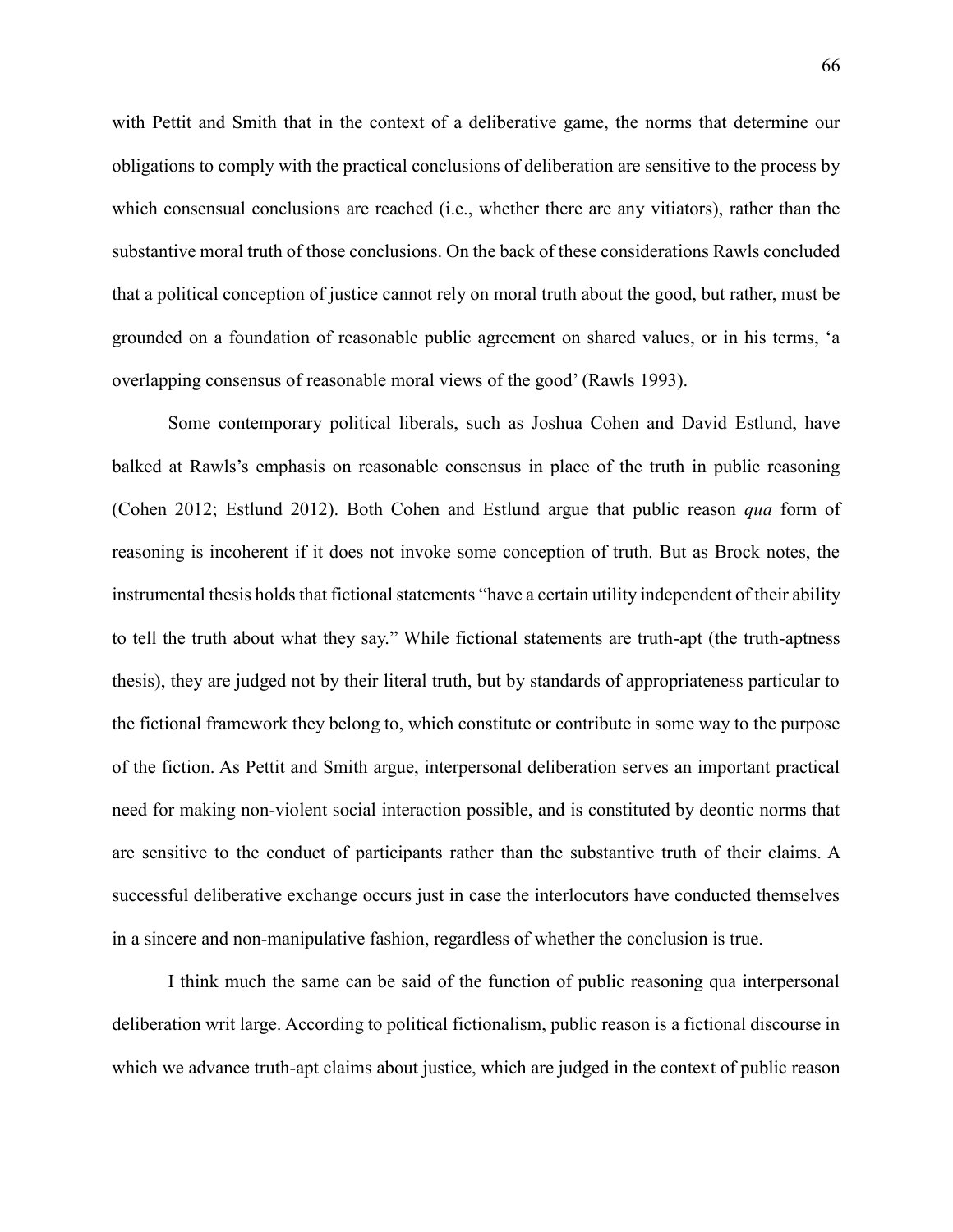with Pettit and Smith that in the context of a deliberative game, the norms that determine our obligations to comply with the practical conclusions of deliberation are sensitive to the process by which consensual conclusions are reached (i.e., whether there are any vitiators), rather than the substantive moral truth of those conclusions. On the back of these considerations Rawls concluded that a political conception of justice cannot rely on moral truth about the good, but rather, must be grounded on a foundation of reasonable public agreement on shared values, or in his terms, 'a overlapping consensus of reasonable moral views of the good' (Rawls 1993).

Some contemporary political liberals, such as Joshua Cohen and David Estlund, have balked at Rawls's emphasis on reasonable consensus in place of the truth in public reasoning (Cohen 2012; Estlund 2012). Both Cohen and Estlund argue that public reason *qua* form of reasoning is incoherent if it does not invoke some conception of truth. But as Brock notes, the instrumental thesis holds that fictional statements "have a certain utility independent of their ability to tell the truth about what they say." While fictional statements are truth-apt (the truth-aptness thesis), they are judged not by their literal truth, but by standards of appropriateness particular to the fictional framework they belong to, which constitute or contribute in some way to the purpose of the fiction. As Pettit and Smith argue, interpersonal deliberation serves an important practical need for making non-violent social interaction possible, and is constituted by deontic norms that are sensitive to the conduct of participants rather than the substantive truth of their claims. A successful deliberative exchange occurs just in case the interlocutors have conducted themselves in a sincere and non-manipulative fashion, regardless of whether the conclusion is true.

I think much the same can be said of the function of public reasoning qua interpersonal deliberation writ large. According to political fictionalism, public reason is a fictional discourse in which we advance truth-apt claims about justice, which are judged in the context of public reason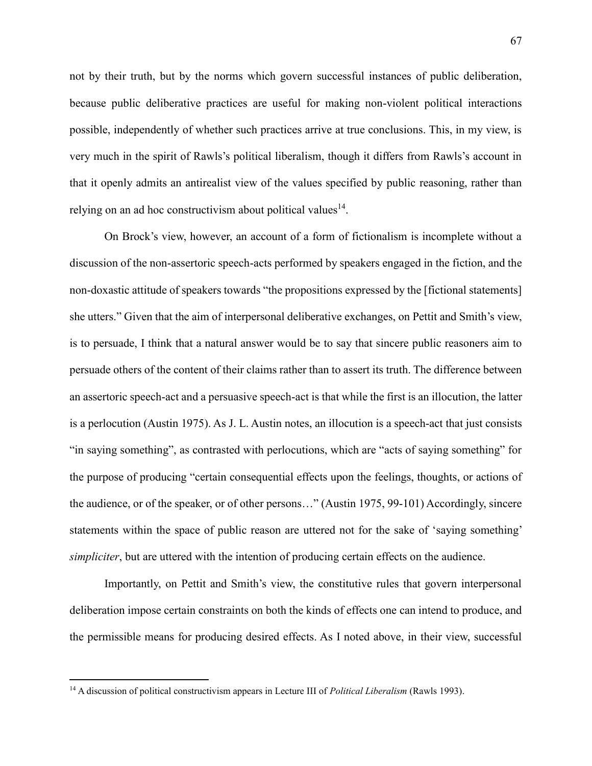not by their truth, but by the norms which govern successful instances of public deliberation, because public deliberative practices are useful for making non-violent political interactions possible, independently of whether such practices arrive at true conclusions. This, in my view, is very much in the spirit of Rawls's political liberalism, though it differs from Rawls's account in that it openly admits an antirealist view of the values specified by public reasoning, rather than relying on an ad hoc constructivism about political values[14].

On Brock's view, however, an account of a form of fictionalism is incomplete without a discussion of the non-assertoric speech-acts performed by speakers engaged in the fiction, and the non-doxastic attitude of speakers towards "the propositions expressed by the [fictional statements] she utters." Given that the aim of interpersonal deliberative exchanges, on Pettit and Smith's view, is to persuade, I think that a natural answer would be to say that sincere public reasoners aim to persuade others of the content of their claims rather than to assert its truth. The difference between an assertoric speech-act and a persuasive speech-act is that while the first is an illocution, the latter is a perlocution (Austin 1975). As J. L. Austin notes, an illocution is a speech-act that just consists "in saying something", as contrasted with perlocutions, which are "acts of saying something" for the purpose of producing "certain consequential effects upon the feelings, thoughts, or actions of the audience, or of the speaker, or of other persons…" (Austin 1975, 99-101) Accordingly, sincere statements within the space of public reason are uttered not for the sake of 'saying something' *simpliciter*, but are uttered with the intention of producing certain effects on the audience.

Importantly, on Pettit and Smith's view, the constitutive rules that govern interpersonal deliberation impose certain constraints on both the kinds of effects one can intend to produce, and the permissible means for producing desired effects. As I noted above, in their view, successful

[14] A discussion of political constructivism appears in Lecture III of *Political Liberalism* (Rawls 1993).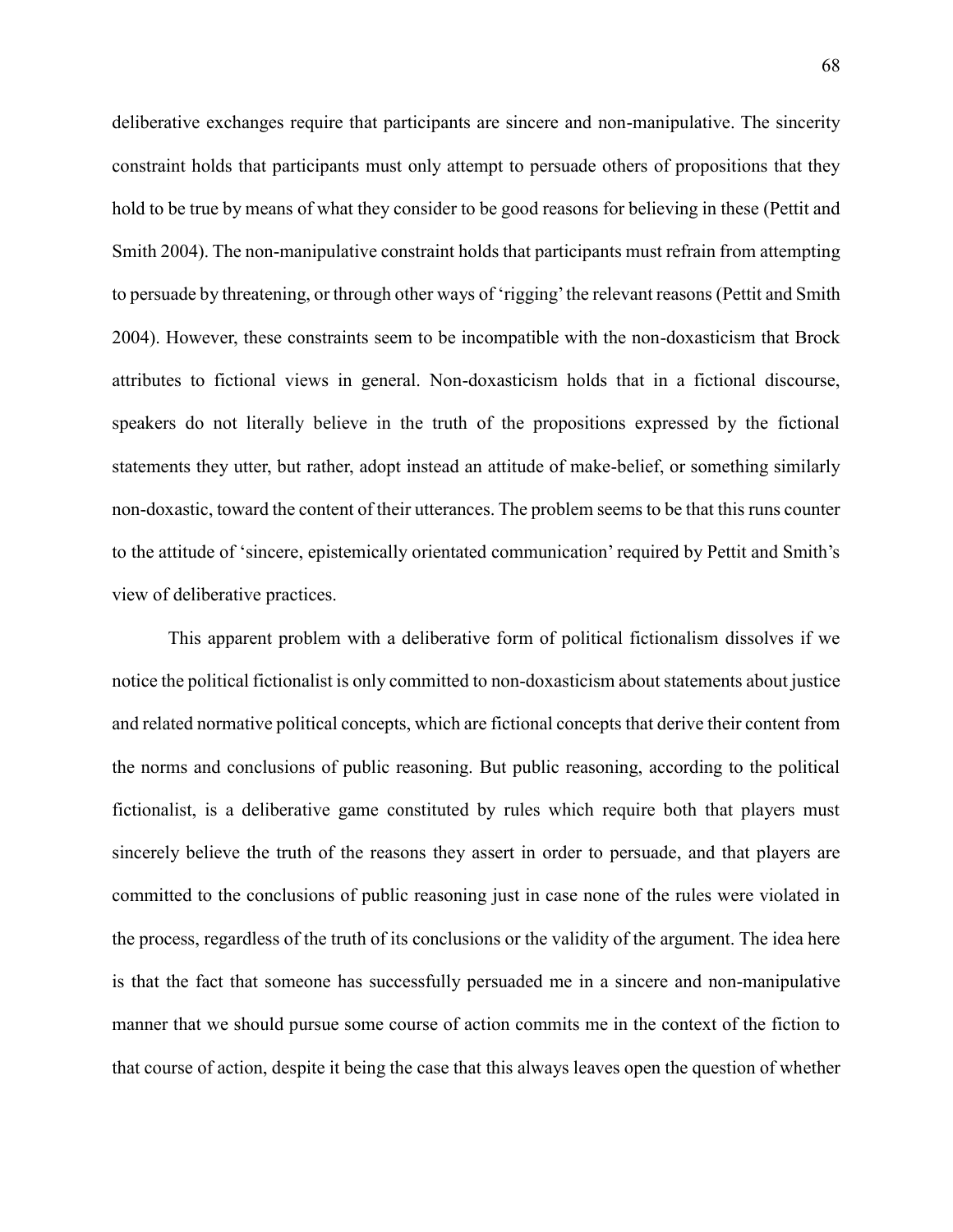deliberative exchanges require that participants are sincere and non-manipulative. The sincerity constraint holds that participants must only attempt to persuade others of propositions that they hold to be true by means of what they consider to be good reasons for believing in these (Pettit and Smith 2004). The non-manipulative constraint holds that participants must refrain from attempting to persuade by threatening, or through other ways of 'rigging' the relevant reasons (Pettit and Smith 2004). However, these constraints seem to be incompatible with the non-doxasticism that Brock attributes to fictional views in general. Non-doxasticism holds that in a fictional discourse, speakers do not literally believe in the truth of the propositions expressed by the fictional statements they utter, but rather, adopt instead an attitude of make-belief, or something similarly non-doxastic, toward the content of their utterances. The problem seems to be that this runs counter to the attitude of 'sincere, epistemically orientated communication' required by Pettit and Smith's view of deliberative practices.

This apparent problem with a deliberative form of political fictionalism dissolves if we notice the political fictionalist is only committed to non-doxasticism about statements about justice and related normative political concepts, which are fictional concepts that derive their content from the norms and conclusions of public reasoning. But public reasoning, according to the political fictionalist, is a deliberative game constituted by rules which require both that players must sincerely believe the truth of the reasons they assert in order to persuade, and that players are committed to the conclusions of public reasoning just in case none of the rules were violated in the process, regardless of the truth of its conclusions or the validity of the argument. The idea here is that the fact that someone has successfully persuaded me in a sincere and non-manipulative manner that we should pursue some course of action commits me in the context of the fiction to that course of action, despite it being the case that this always leaves open the question of whether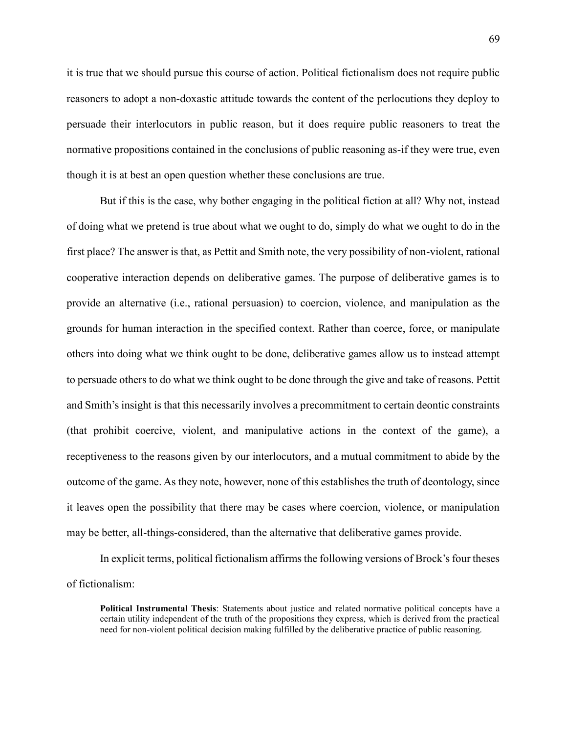it is true that we should pursue this course of action. Political fictionalism does not require public reasoners to adopt a non-doxastic attitude towards the content of the perlocutions they deploy to persuade their interlocutors in public reason, but it does require public reasoners to treat the normative propositions contained in the conclusions of public reasoning as-if they were true, even though it is at best an open question whether these conclusions are true.

But if this is the case, why bother engaging in the political fiction at all? Why not, instead of doing what we pretend is true about what we ought to do, simply do what we ought to do in the first place? The answer is that, as Pettit and Smith note, the very possibility of non-violent, rational cooperative interaction depends on deliberative games. The purpose of deliberative games is to provide an alternative (i.e., rational persuasion) to coercion, violence, and manipulation as the grounds for human interaction in the specified context. Rather than coerce, force, or manipulate others into doing what we think ought to be done, deliberative games allow us to instead attempt to persuade others to do what we think ought to be done through the give and take of reasons. Pettit and Smith's insight is that this necessarily involves a precommitment to certain deontic constraints (that prohibit coercive, violent, and manipulative actions in the context of the game), a receptiveness to the reasons given by our interlocutors, and a mutual commitment to abide by the outcome of the game. As they note, however, none of this establishes the truth of deontology, since it leaves open the possibility that there may be cases where coercion, violence, or manipulation may be better, all-things-considered, than the alternative that deliberative games provide.

In explicit terms, political fictionalism affirms the following versions of Brock's four theses of fictionalism:

> **Political Instrumental Thesis**: Statements about justice and related normative political concepts have a certain utility independent of the truth of the propositions they express, which is derived from the practical need for non-violent political decision making fulfilled by the deliberative practice of public reasoning.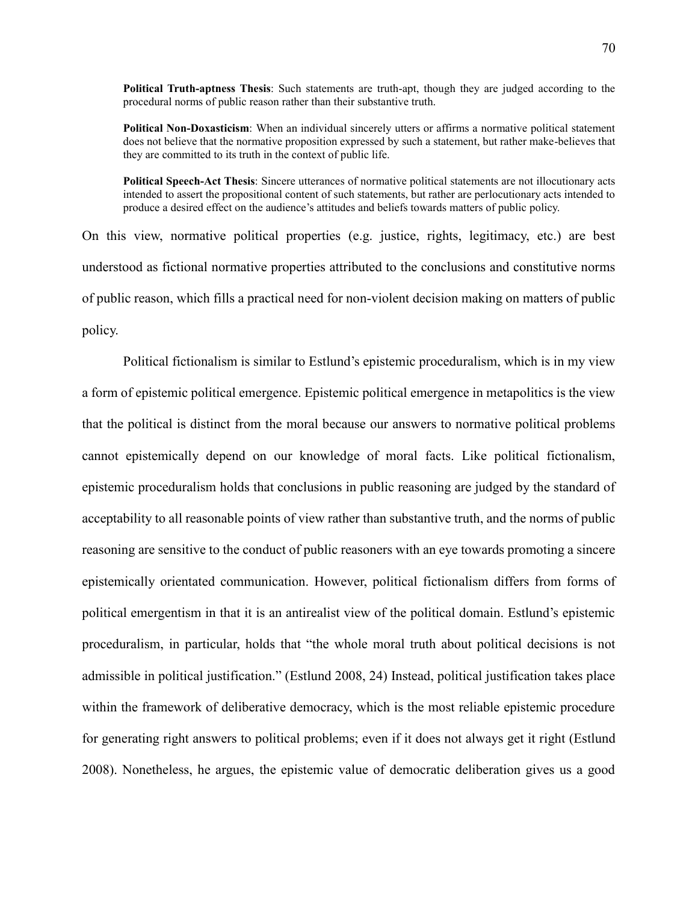**Political Truth-aptness Thesis**: Such statements are truth-apt, though they are judged according to the procedural norms of public reason rather than their substantive truth.

**Political Non-Doxasticism**: When an individual sincerely utters or affirms a normative political statement does not believe that the normative proposition expressed by such a statement, but rather make-believes that they are committed to its truth in the context of public life.

**Political Speech-Act Thesis**: Sincere utterances of normative political statements are not illocutionary acts intended to assert the propositional content of such statements, but rather are perlocutionary acts intended to produce a desired effect on the audience's attitudes and beliefs towards matters of public policy.

On this view, normative political properties (e.g. justice, rights, legitimacy, etc.) are best understood as fictional normative properties attributed to the conclusions and constitutive norms of public reason, which fills a practical need for non-violent decision making on matters of public policy.

Political fictionalism is similar to Estlund's epistemic proceduralism, which is in my view a form of epistemic political emergence. Epistemic political emergence in metapolitics is the view that the political is distinct from the moral because our answers to normative political problems cannot epistemically depend on our knowledge of moral facts. Like political fictionalism, epistemic proceduralism holds that conclusions in public reasoning are judged by the standard of acceptability to all reasonable points of view rather than substantive truth, and the norms of public reasoning are sensitive to the conduct of public reasoners with an eye towards promoting a sincere epistemically orientated communication. However, political fictionalism differs from forms of political emergentism in that it is an antirealist view of the political domain. Estlund's epistemic proceduralism, in particular, holds that "the whole moral truth about political decisions is not admissible in political justification." (Estlund 2008, 24) Instead, political justification takes place within the framework of deliberative democracy, which is the most reliable epistemic procedure for generating right answers to political problems; even if it does not always get it right (Estlund 2008). Nonetheless, he argues, the epistemic value of democratic deliberation gives us a good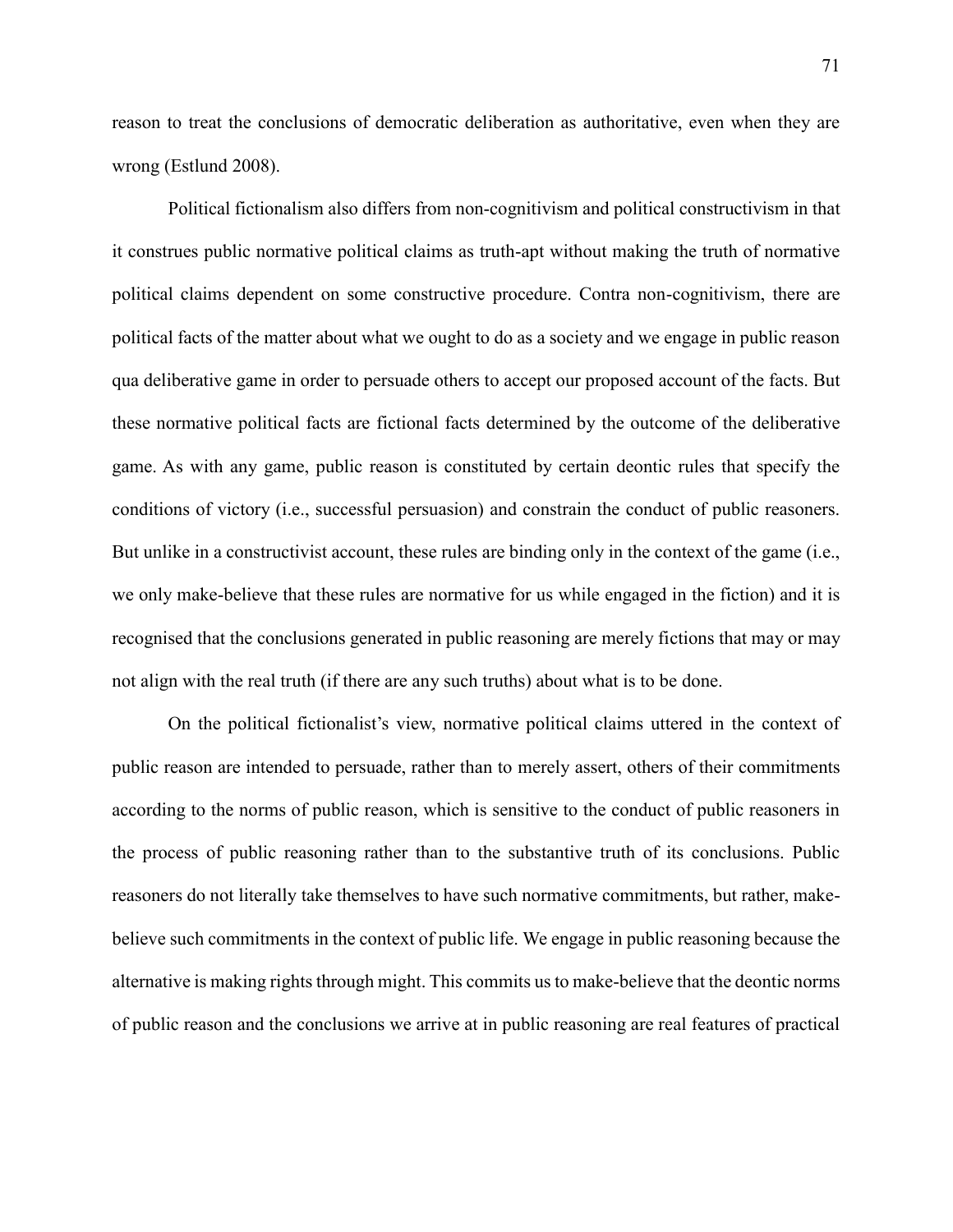reason to treat the conclusions of democratic deliberation as authoritative, even when they are wrong (Estlund 2008).

Political fictionalism also differs from non-cognitivism and political constructivism in that it construes public normative political claims as truth-apt without making the truth of normative political claims dependent on some constructive procedure. Contra non-cognitivism, there are political facts of the matter about what we ought to do as a society and we engage in public reason qua deliberative game in order to persuade others to accept our proposed account of the facts. But these normative political facts are fictional facts determined by the outcome of the deliberative game. As with any game, public reason is constituted by certain deontic rules that specify the conditions of victory (i.e., successful persuasion) and constrain the conduct of public reasoners. But unlike in a constructivist account, these rules are binding only in the context of the game (i.e., we only make-believe that these rules are normative for us while engaged in the fiction) and it is recognised that the conclusions generated in public reasoning are merely fictions that may or may not align with the real truth (if there are any such truths) about what is to be done.

On the political fictionalist's view, normative political claims uttered in the context of public reason are intended to persuade, rather than to merely assert, others of their commitments according to the norms of public reason, which is sensitive to the conduct of public reasoners in the process of public reasoning rather than to the substantive truth of its conclusions. Public reasoners do not literally take themselves to have such normative commitments, but rather, make-believe such commitments in the context of public life. We engage in public reasoning because the alternative is making rights through might. This commits us to make-believe that the deontic norms of public reason and the conclusions we arrive at in public reasoning are real features of practical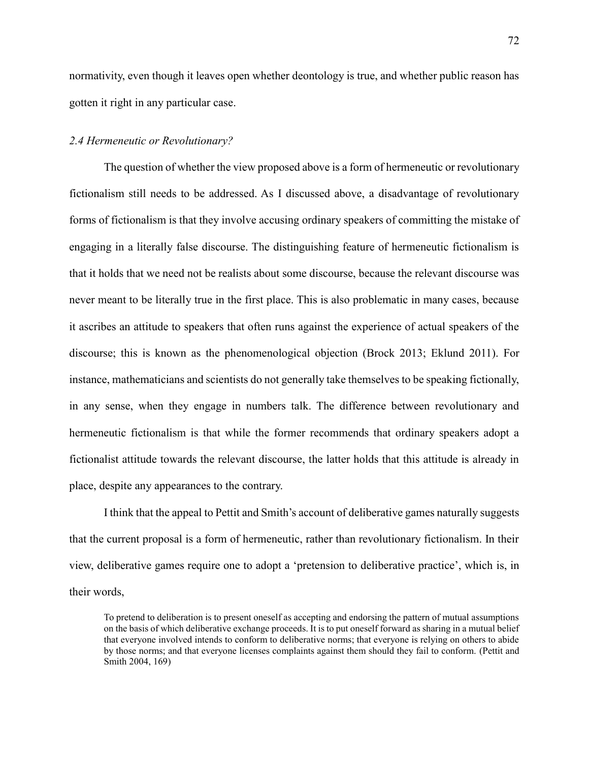normativity, even though it leaves open whether deontology is true, and whether public reason has gotten it right in any particular case.

### *2.4 Hermeneutic or Revolutionary?*

The question of whether the view proposed above is a form of hermeneutic or revolutionary fictionalism still needs to be addressed. As I discussed above, a disadvantage of revolutionary forms of fictionalism is that they involve accusing ordinary speakers of committing the mistake of engaging in a literally false discourse. The distinguishing feature of hermeneutic fictionalism is that it holds that we need not be realists about some discourse, because the relevant discourse was never meant to be literally true in the first place. This is also problematic in many cases, because it ascribes an attitude to speakers that often runs against the experience of actual speakers of the discourse; this is known as the phenomenological objection (Brock 2013; Eklund 2011). For instance, mathematicians and scientists do not generally take themselves to be speaking fictionally, in any sense, when they engage in numbers talk. The difference between revolutionary and hermeneutic fictionalism is that while the former recommends that ordinary speakers adopt a fictionalist attitude towards the relevant discourse, the latter holds that this attitude is already in place, despite any appearances to the contrary.

I think that the appeal to Pettit and Smith's account of deliberative games naturally suggests that the current proposal is a form of hermeneutic, rather than revolutionary fictionalism. In their view, deliberative games require one to adopt a 'pretension to deliberative practice', which is, in their words,

> To pretend to deliberation is to present oneself as accepting and endorsing the pattern of mutual assumptions on the basis of which deliberative exchange proceeds. It is to put oneself forward as sharing in a mutual belief that everyone involved intends to conform to deliberative norms; that everyone is relying on others to abide by those norms; and that everyone licenses complaints against them should they fail to conform. (Pettit and Smith 2004, 169)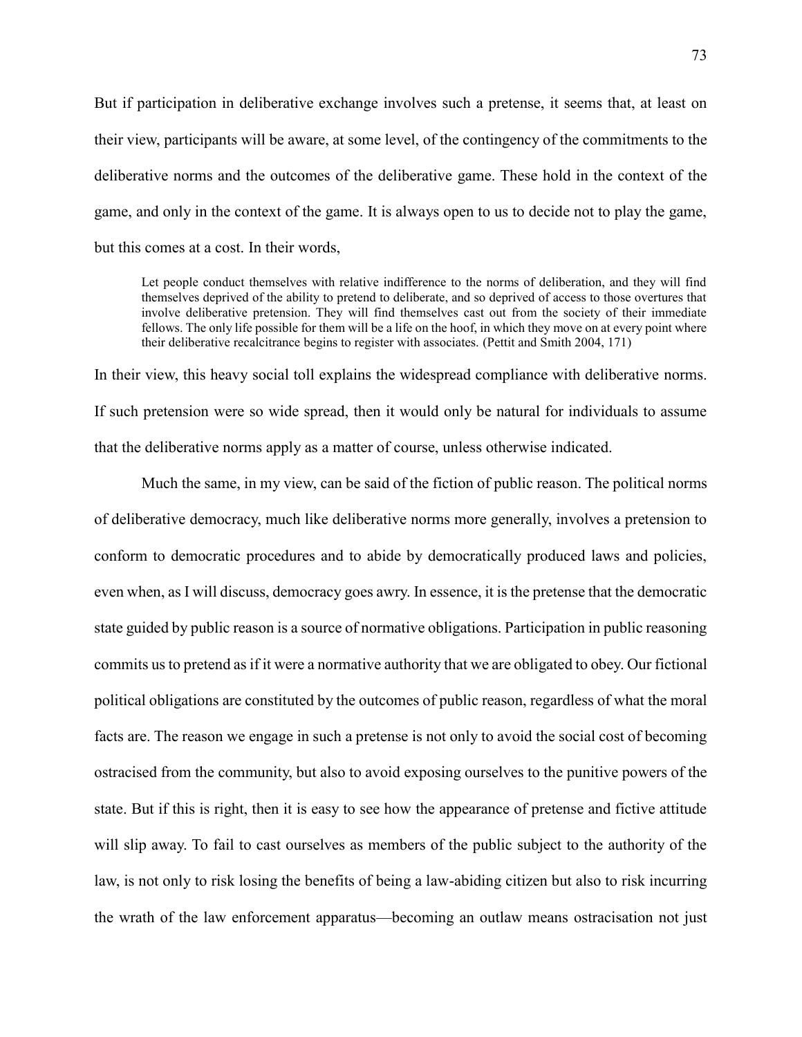But if participation in deliberative exchange involves such a pretense, it seems that, at least on their view, participants will be aware, at some level, of the contingency of the commitments to the deliberative norms and the outcomes of the deliberative game. These hold in the context of the game, and only in the context of the game. It is always open to us to decide not to play the game, but this comes at a cost. In their words,

> Let people conduct themselves with relative indifference to the norms of deliberation, and they will find themselves deprived of the ability to pretend to deliberate, and so deprived of access to those overtures that involve deliberative pretension. They will find themselves cast out from the society of their immediate fellows. The only life possible for them will be a life on the hoof, in which they move on at every point where their deliberative recalcitrance begins to register with associates. (Pettit and Smith 2004, 171)

In their view, this heavy social toll explains the widespread compliance with deliberative norms. If such pretension were so wide spread, then it would only be natural for individuals to assume that the deliberative norms apply as a matter of course, unless otherwise indicated.

Much the same, in my view, can be said of the fiction of public reason. The political norms of deliberative democracy, much like deliberative norms more generally, involves a pretension to conform to democratic procedures and to abide by democratically produced laws and policies, even when, as I will discuss, democracy goes awry. In essence, it is the pretense that the democratic state guided by public reason is a source of normative obligations. Participation in public reasoning commits us to pretend as if it were a normative authority that we are obligated to obey. Our fictional political obligations are constituted by the outcomes of public reason, regardless of what the moral facts are. The reason we engage in such a pretense is not only to avoid the social cost of becoming ostracised from the community, but also to avoid exposing ourselves to the punitive powers of the state. But if this is right, then it is easy to see how the appearance of pretense and fictive attitude will slip away. To fail to cast ourselves as members of the public subject to the authority of the law, is not only to risk losing the benefits of being a law-abiding citizen but also to risk incurring the wrath of the law enforcement apparatus—becoming an outlaw means ostracisation not just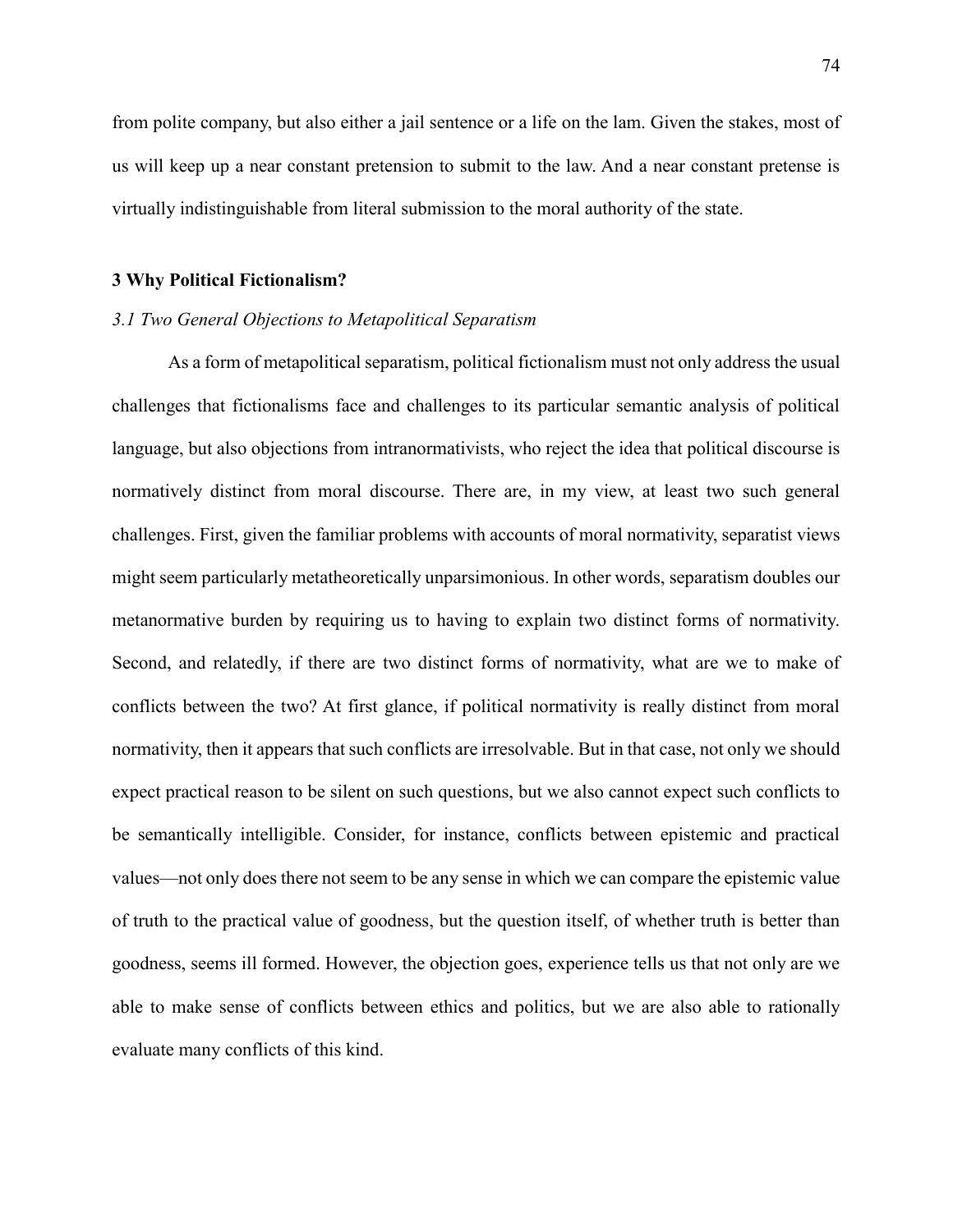from polite company, but also either a jail sentence or a life on the lam. Given the stakes, most of us will keep up a near constant pretension to submit to the law. And a near constant pretense is virtually indistinguishable from literal submission to the moral authority of the state.

## 3 Why Political Fictionalism?

### *3.1 Two General Objections to Metapolitical Separatism*

As a form of metapolitical separatism, political fictionalism must not only address the usual challenges that fictionalisms face and challenges to its particular semantic analysis of political language, but also objections from intranormativists, who reject the idea that political discourse is normatively distinct from moral discourse. There are, in my view, at least two such general challenges. First, given the familiar problems with accounts of moral normativity, separatist views might seem particularly metatheoretically unparsimonious. In other words, separatism doubles our metanormative burden by requiring us to having to explain two distinct forms of normativity. Second, and relatedly, if there are two distinct forms of normativity, what are we to make of conflicts between the two? At first glance, if political normativity is really distinct from moral normativity, then it appears that such conflicts are irresolvable. But in that case, not only we should expect practical reason to be silent on such questions, but we also cannot expect such conflicts to be semantically intelligible. Consider, for instance, conflicts between epistemic and practical values—not only does there not seem to be any sense in which we can compare the epistemic value of truth to the practical value of goodness, but the question itself, of whether truth is better than goodness, seems ill formed. However, the objection goes, experience tells us that not only are we able to make sense of conflicts between ethics and politics, but we are also able to rationally evaluate many conflicts of this kind.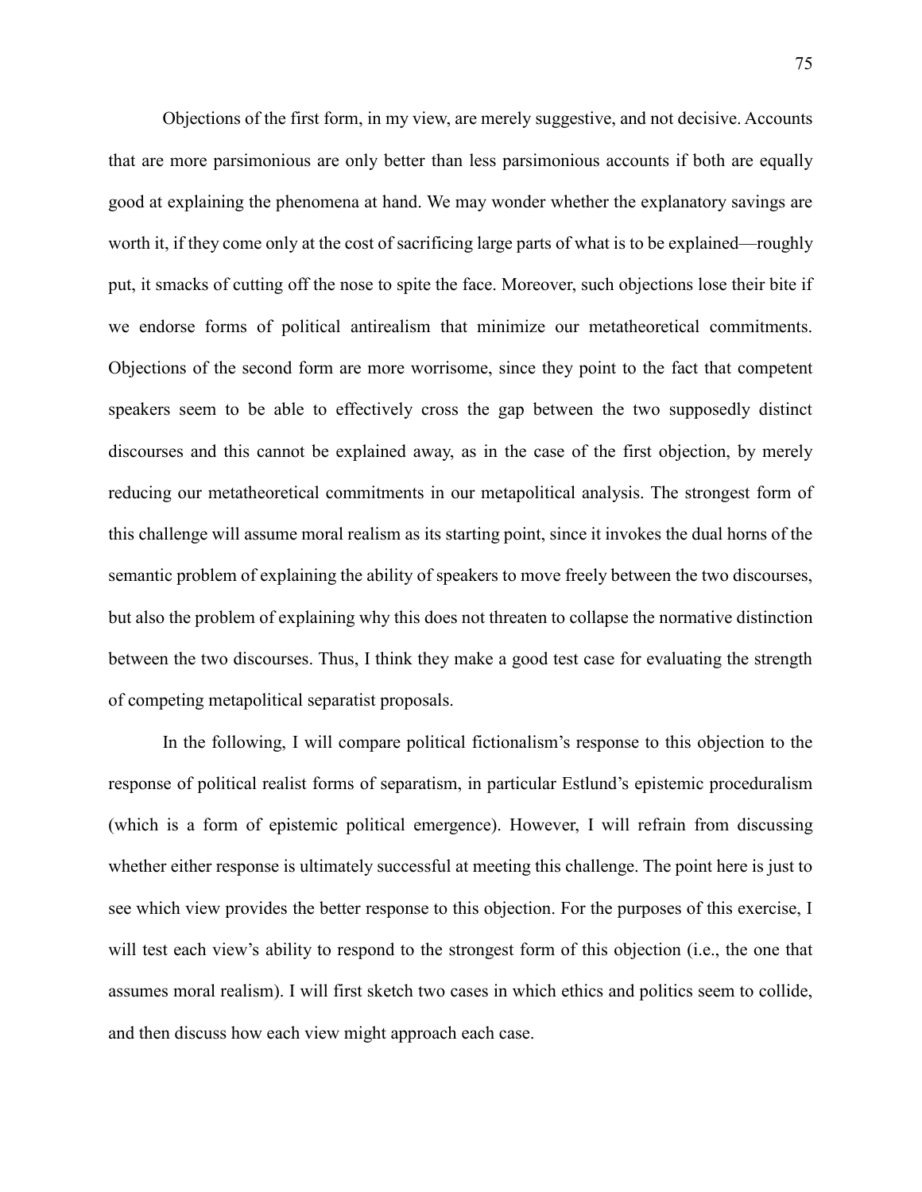Objections of the first form, in my view, are merely suggestive, and not decisive. Accounts that are more parsimonious are only better than less parsimonious accounts if both are equally good at explaining the phenomena at hand. We may wonder whether the explanatory savings are worth it, if they come only at the cost of sacrificing large parts of what is to be explained—roughly put, it smacks of cutting off the nose to spite the face. Moreover, such objections lose their bite if we endorse forms of political antirealism that minimize our metatheoretical commitments. Objections of the second form are more worrisome, since they point to the fact that competent speakers seem to be able to effectively cross the gap between the two supposedly distinct discourses and this cannot be explained away, as in the case of the first objection, by merely reducing our metatheoretical commitments in our metapolitical analysis. The strongest form of this challenge will assume moral realism as its starting point, since it invokes the dual horns of the semantic problem of explaining the ability of speakers to move freely between the two discourses, but also the problem of explaining why this does not threaten to collapse the normative distinction between the two discourses. Thus, I think they make a good test case for evaluating the strength of competing metapolitical separatist proposals.

In the following, I will compare political fictionalism's response to this objection to the response of political realist forms of separatism, in particular Estlund's epistemic proceduralism (which is a form of epistemic political emergence). However, I will refrain from discussing whether either response is ultimately successful at meeting this challenge. The point here is just to see which view provides the better response to this objection. For the purposes of this exercise, I will test each view's ability to respond to the strongest form of this objection (i.e., the one that assumes moral realism). I will first sketch two cases in which ethics and politics seem to collide, and then discuss how each view might approach each case.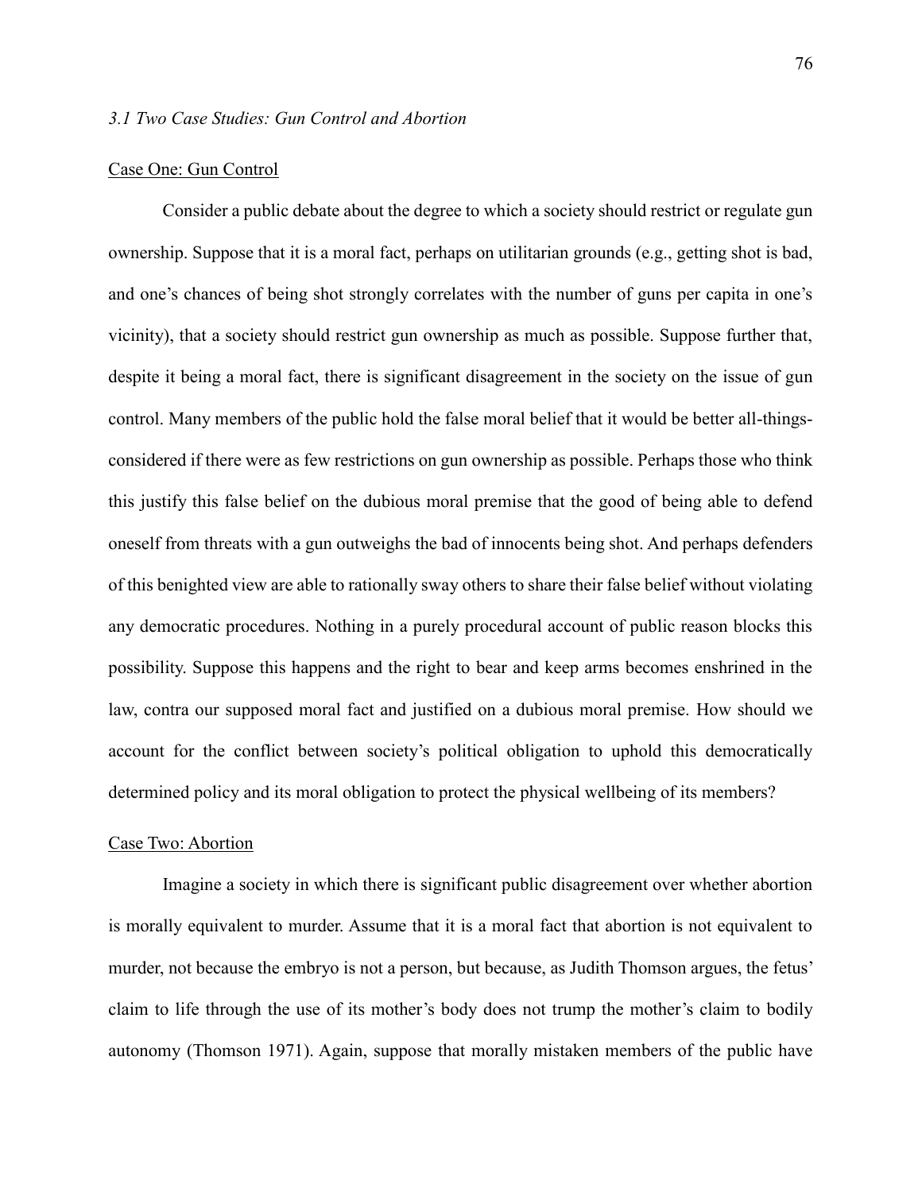### *3.1 Two Case Studies: Gun Control and Abortion*

#### Case One: Gun Control

Consider a public debate about the degree to which a society should restrict or regulate gun ownership. Suppose that it is a moral fact, perhaps on utilitarian grounds (e.g., getting shot is bad, and one's chances of being shot strongly correlates with the number of guns per capita in one's vicinity), that a society should restrict gun ownership as much as possible. Suppose further that, despite it being a moral fact, there is significant disagreement in the society on the issue of gun control. Many members of the public hold the false moral belief that it would be better all-things-considered if there were as few restrictions on gun ownership as possible. Perhaps those who think this justify this false belief on the dubious moral premise that the good of being able to defend oneself from threats with a gun outweighs the bad of innocents being shot. And perhaps defenders of this benighted view are able to rationally sway others to share their false belief without violating any democratic procedures. Nothing in a purely procedural account of public reason blocks this possibility. Suppose this happens and the right to bear and keep arms becomes enshrined in the law, contra our supposed moral fact and justified on a dubious moral premise. How should we account for the conflict between society's political obligation to uphold this democratically determined policy and its moral obligation to protect the physical wellbeing of its members?

#### Case Two: Abortion

Imagine a society in which there is significant public disagreement over whether abortion is morally equivalent to murder. Assume that it is a moral fact that abortion is not equivalent to murder, not because the embryo is not a person, but because, as Judith Thomson argues, the fetus' claim to life through the use of its mother's body does not trump the mother's claim to bodily autonomy (Thomson 1971). Again, suppose that morally mistaken members of the public have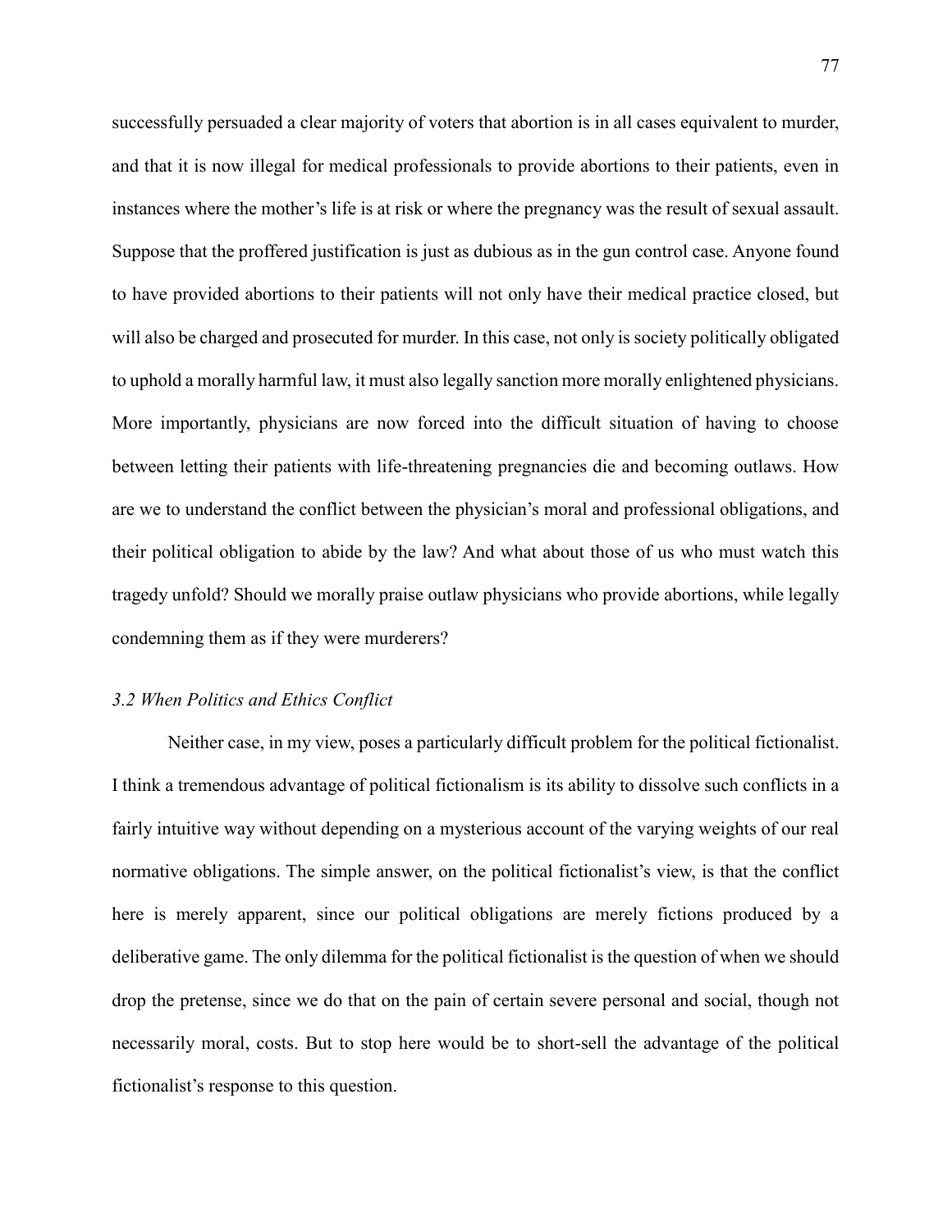successfully persuaded a clear majority of voters that abortion is in all cases equivalent to murder, and that it is now illegal for medical professionals to provide abortions to their patients, even in instances where the mother's life is at risk or where the pregnancy was the result of sexual assault. Suppose that the proffered justification is just as dubious as in the gun control case. Anyone found to have provided abortions to their patients will not only have their medical practice closed, but will also be charged and prosecuted for murder. In this case, not only is society politically obligated to uphold a morally harmful law, it must also legally sanction more morally enlightened physicians. More importantly, physicians are now forced into the difficult situation of having to choose between letting their patients with life-threatening pregnancies die and becoming outlaws. How are we to understand the conflict between the physician's moral and professional obligations, and their political obligation to abide by the law? And what about those of us who must watch this tragedy unfold? Should we morally praise outlaw physicians who provide abortions, while legally condemning them as if they were murderers?

### *3.2 When Politics and Ethics Conflict*

Neither case, in my view, poses a particularly difficult problem for the political fictionalist. I think a tremendous advantage of political fictionalism is its ability to dissolve such conflicts in a fairly intuitive way without depending on a mysterious account of the varying weights of our real normative obligations. The simple answer, on the political fictionalist's view, is that the conflict here is merely apparent, since our political obligations are merely fictions produced by a deliberative game. The only dilemma for the political fictionalist is the question of when we should drop the pretense, since we do that on the pain of certain severe personal and social, though not necessarily moral, costs. But to stop here would be to short-sell the advantage of the political fictionalist's response to this question.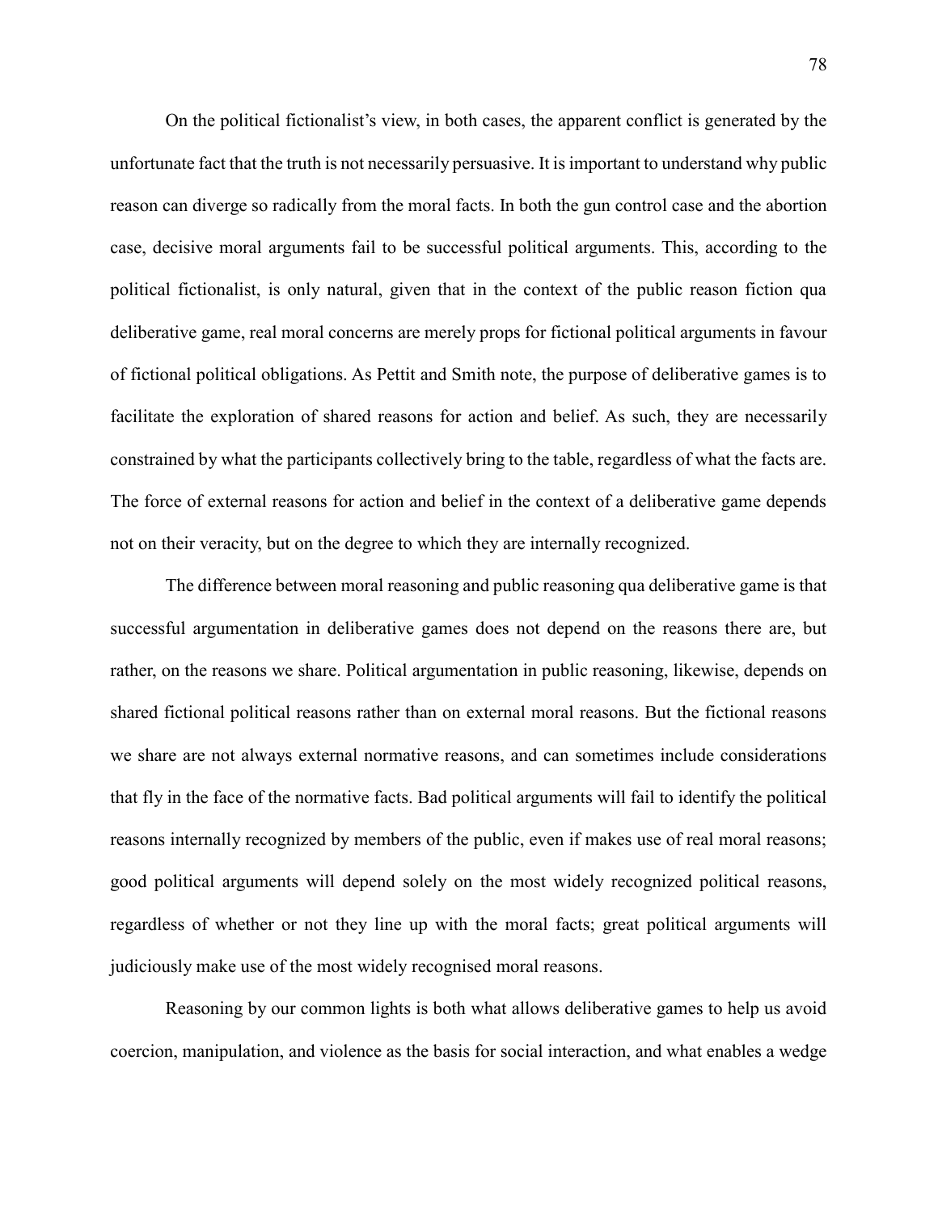On the political fictionalist's view, in both cases, the apparent conflict is generated by the unfortunate fact that the truth is not necessarily persuasive. It is important to understand why public reason can diverge so radically from the moral facts. In both the gun control case and the abortion case, decisive moral arguments fail to be successful political arguments. This, according to the political fictionalist, is only natural, given that in the context of the public reason fiction qua deliberative game, real moral concerns are merely props for fictional political arguments in favour of fictional political obligations. As Pettit and Smith note, the purpose of deliberative games is to facilitate the exploration of shared reasons for action and belief. As such, they are necessarily constrained by what the participants collectively bring to the table, regardless of what the facts are. The force of external reasons for action and belief in the context of a deliberative game depends not on their veracity, but on the degree to which they are internally recognized.

The difference between moral reasoning and public reasoning qua deliberative game is that successful argumentation in deliberative games does not depend on the reasons there are, but rather, on the reasons we share. Political argumentation in public reasoning, likewise, depends on shared fictional political reasons rather than on external moral reasons. But the fictional reasons we share are not always external normative reasons, and can sometimes include considerations that fly in the face of the normative facts. Bad political arguments will fail to identify the political reasons internally recognized by members of the public, even if makes use of real moral reasons; good political arguments will depend solely on the most widely recognized political reasons, regardless of whether or not they line up with the moral facts; great political arguments will judiciously make use of the most widely recognised moral reasons.

Reasoning by our common lights is both what allows deliberative games to help us avoid coercion, manipulation, and violence as the basis for social interaction, and what enables a wedge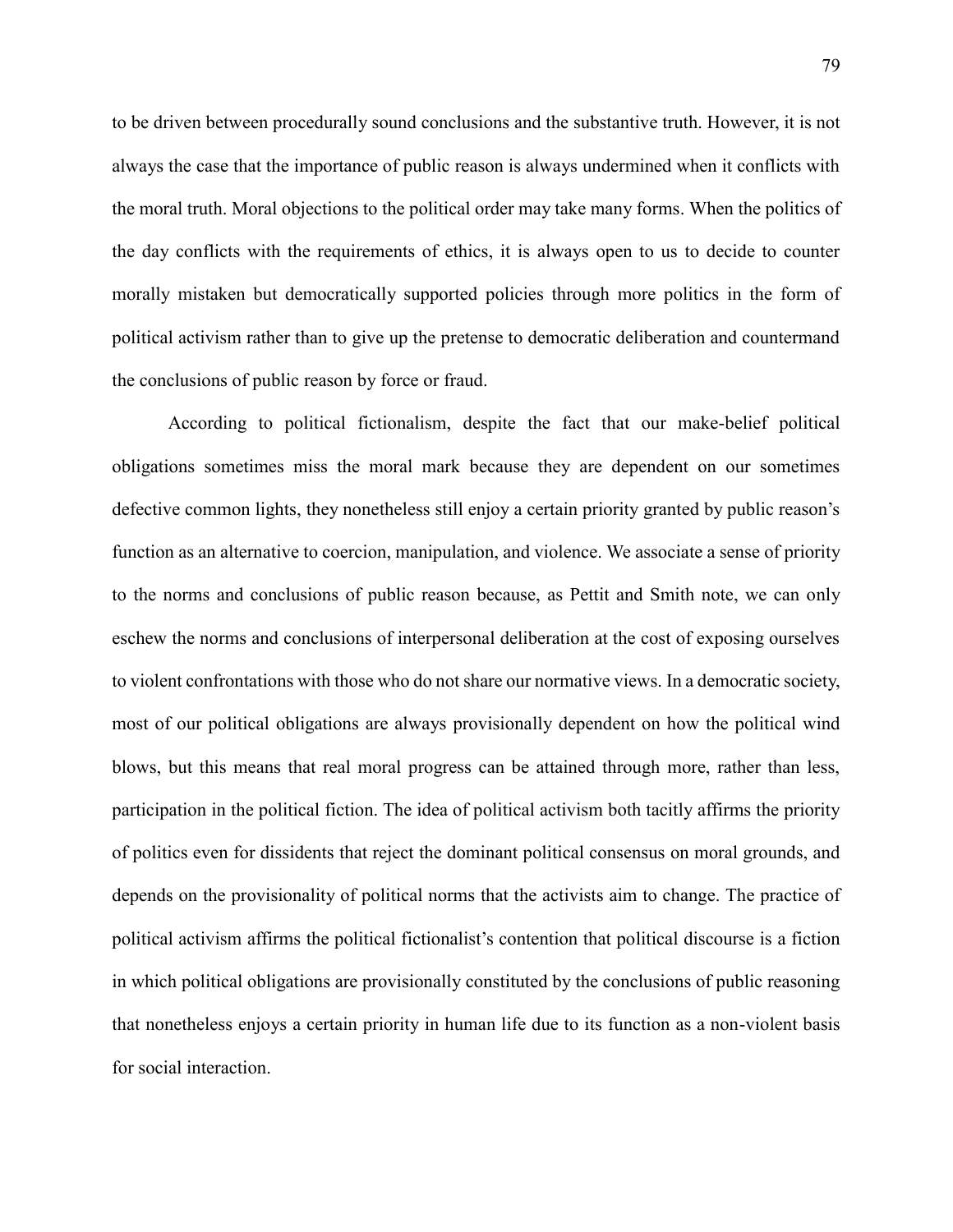to be driven between procedurally sound conclusions and the substantive truth. However, it is not always the case that the importance of public reason is always undermined when it conflicts with the moral truth. Moral objections to the political order may take many forms. When the politics of the day conflicts with the requirements of ethics, it is always open to us to decide to counter morally mistaken but democratically supported policies through more politics in the form of political activism rather than to give up the pretense to democratic deliberation and countermand the conclusions of public reason by force or fraud.

According to political fictionalism, despite the fact that our make-belief political obligations sometimes miss the moral mark because they are dependent on our sometimes defective common lights, they nonetheless still enjoy a certain priority granted by public reason's function as an alternative to coercion, manipulation, and violence. We associate a sense of priority to the norms and conclusions of public reason because, as Pettit and Smith note, we can only eschew the norms and conclusions of interpersonal deliberation at the cost of exposing ourselves to violent confrontations with those who do not share our normative views. In a democratic society, most of our political obligations are always provisionally dependent on how the political wind blows, but this means that real moral progress can be attained through more, rather than less, participation in the political fiction. The idea of political activism both tacitly affirms the priority of politics even for dissidents that reject the dominant political consensus on moral grounds, and depends on the provisionality of political norms that the activists aim to change. The practice of political activism affirms the political fictionalist's contention that political discourse is a fiction in which political obligations are provisionally constituted by the conclusions of public reasoning that nonetheless enjoys a certain priority in human life due to its function as a non-violent basis for social interaction.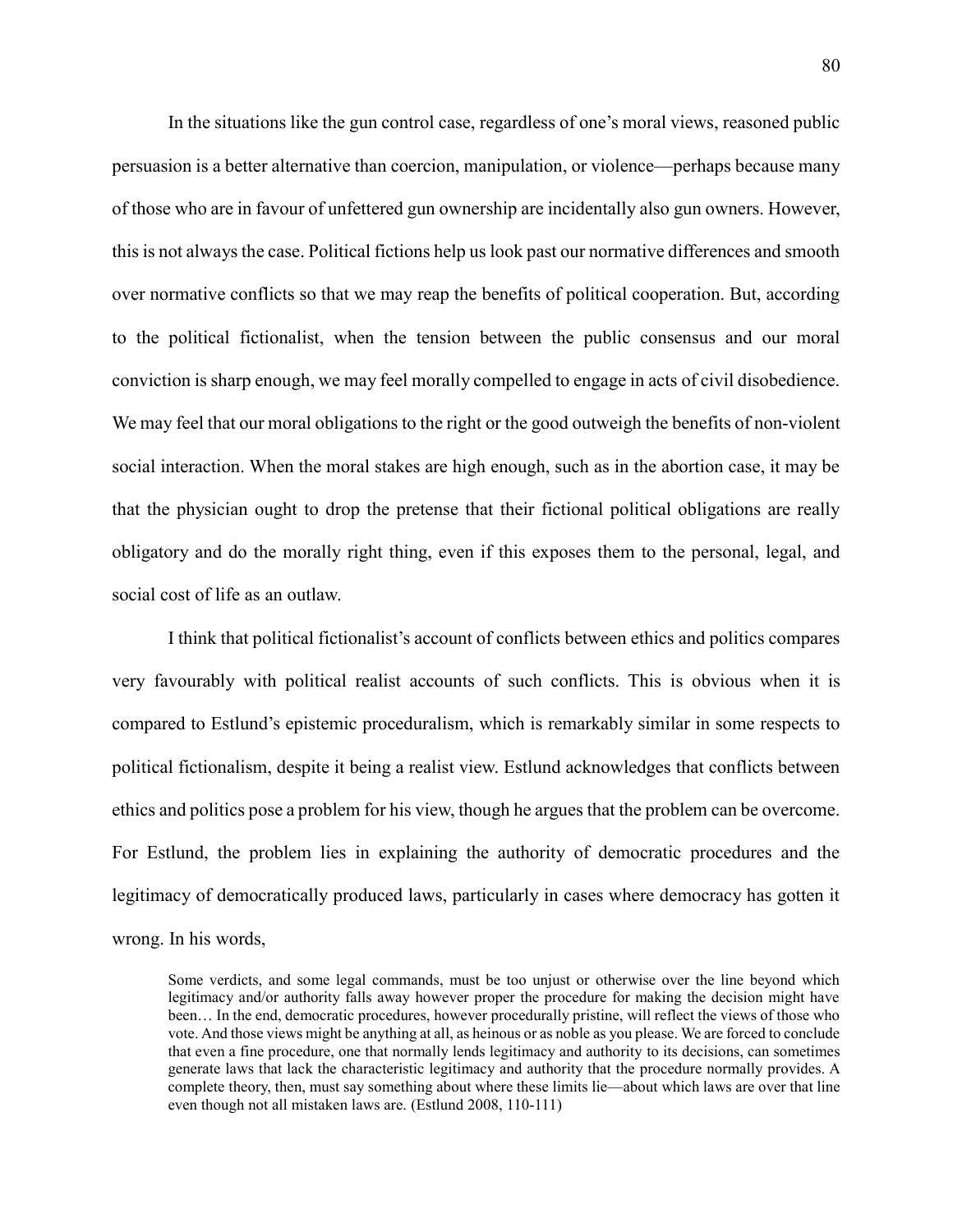In the situations like the gun control case, regardless of one's moral views, reasoned public persuasion is a better alternative than coercion, manipulation, or violence—perhaps because many of those who are in favour of unfettered gun ownership are incidentally also gun owners. However, this is not always the case. Political fictions help us look past our normative differences and smooth over normative conflicts so that we may reap the benefits of political cooperation. But, according to the political fictionalist, when the tension between the public consensus and our moral conviction is sharp enough, we may feel morally compelled to engage in acts of civil disobedience. We may feel that our moral obligations to the right or the good outweigh the benefits of non-violent social interaction. When the moral stakes are high enough, such as in the abortion case, it may be that the physician ought to drop the pretense that their fictional political obligations are really obligatory and do the morally right thing, even if this exposes them to the personal, legal, and social cost of life as an outlaw.

I think that political fictionalist's account of conflicts between ethics and politics compares very favourably with political realist accounts of such conflicts. This is obvious when it is compared to Estlund's epistemic proceduralism, which is remarkably similar in some respects to political fictionalism, despite it being a realist view. Estlund acknowledges that conflicts between ethics and politics pose a problem for his view, though he argues that the problem can be overcome. For Estlund, the problem lies in explaining the authority of democratic procedures and the legitimacy of democratically produced laws, particularly in cases where democracy has gotten it wrong. In his words,

> Some verdicts, and some legal commands, must be too unjust or otherwise over the line beyond which legitimacy and/or authority falls away however proper the procedure for making the decision might have been… In the end, democratic procedures, however procedurally pristine, will reflect the views of those who vote. And those views might be anything at all, as heinous or as noble as you please. We are forced to conclude that even a fine procedure, one that normally lends legitimacy and authority to its decisions, can sometimes generate laws that lack the characteristic legitimacy and authority that the procedure normally provides. A complete theory, then, must say something about where these limits lie—about which laws are over that line even though not all mistaken laws are. (Estlund 2008, 110-111)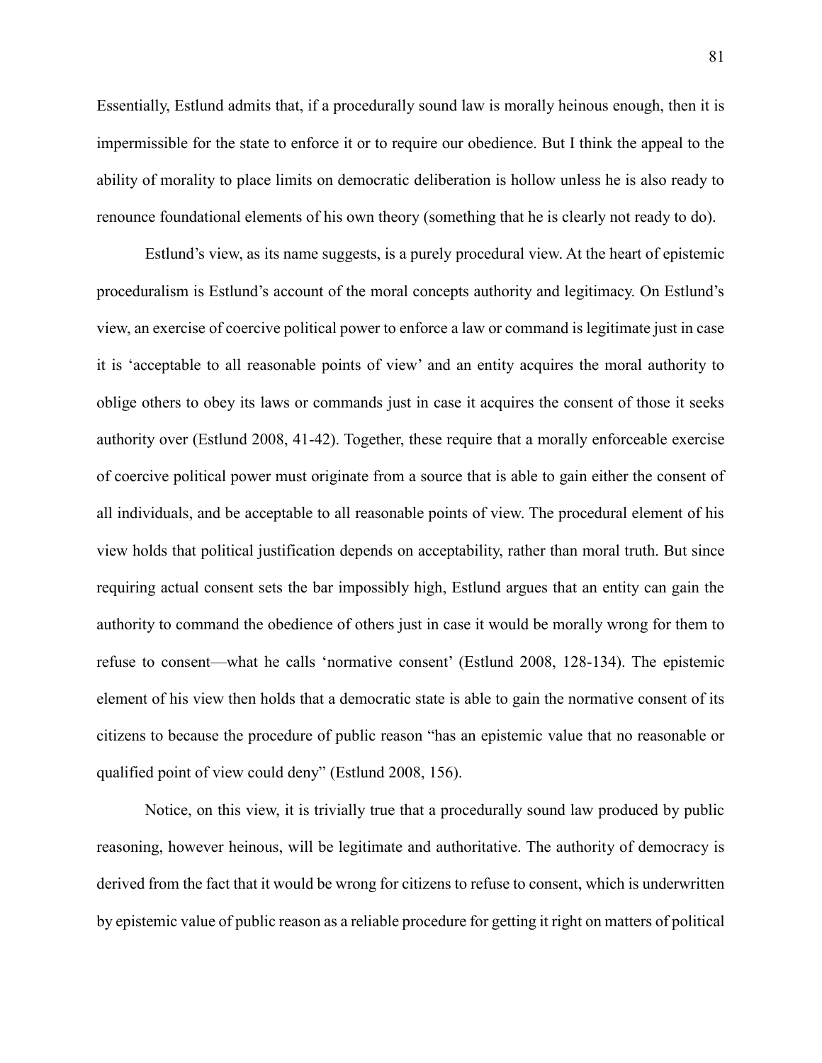Essentially, Estlund admits that, if a procedurally sound law is morally heinous enough, then it is impermissible for the state to enforce it or to require our obedience. But I think the appeal to the ability of morality to place limits on democratic deliberation is hollow unless he is also ready to renounce foundational elements of his own theory (something that he is clearly not ready to do).

Estlund's view, as its name suggests, is a purely procedural view. At the heart of epistemic proceduralism is Estlund's account of the moral concepts authority and legitimacy. On Estlund's view, an exercise of coercive political power to enforce a law or command is legitimate just in case it is 'acceptable to all reasonable points of view' and an entity acquires the moral authority to oblige others to obey its laws or commands just in case it acquires the consent of those it seeks authority over (Estlund 2008, 41-42). Together, these require that a morally enforceable exercise of coercive political power must originate from a source that is able to gain either the consent of all individuals, and be acceptable to all reasonable points of view. The procedural element of his view holds that political justification depends on acceptability, rather than moral truth. But since requiring actual consent sets the bar impossibly high, Estlund argues that an entity can gain the authority to command the obedience of others just in case it would be morally wrong for them to refuse to consent—what he calls 'normative consent' (Estlund 2008, 128-134). The epistemic element of his view then holds that a democratic state is able to gain the normative consent of its citizens to because the procedure of public reason "has an epistemic value that no reasonable or qualified point of view could deny" (Estlund 2008, 156).

Notice, on this view, it is trivially true that a procedurally sound law produced by public reasoning, however heinous, will be legitimate and authoritative. The authority of democracy is derived from the fact that it would be wrong for citizens to refuse to consent, which is underwritten by epistemic value of public reason as a reliable procedure for getting it right on matters of political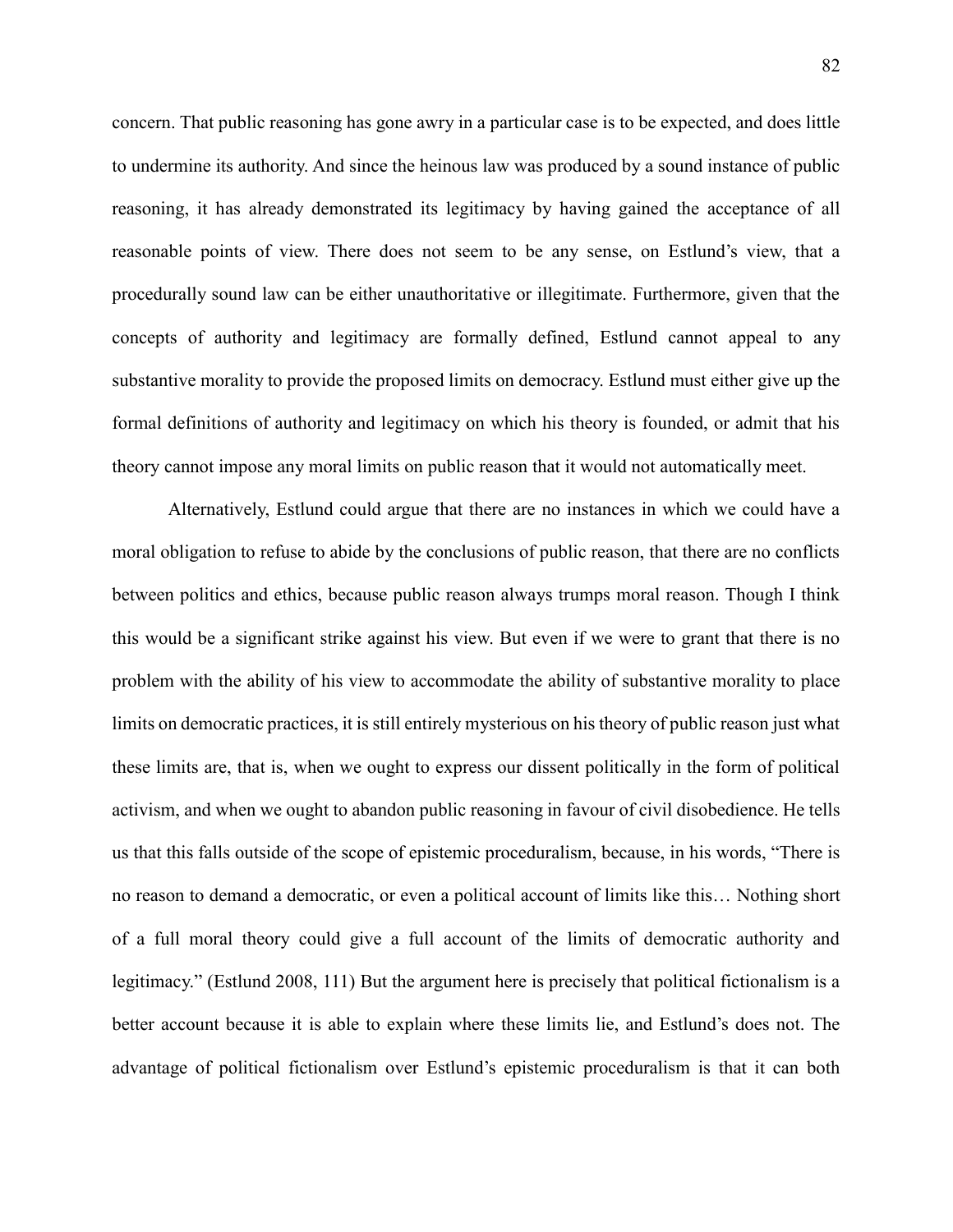concern. That public reasoning has gone awry in a particular case is to be expected, and does little to undermine its authority. And since the heinous law was produced by a sound instance of public reasoning, it has already demonstrated its legitimacy by having gained the acceptance of all reasonable points of view. There does not seem to be any sense, on Estlund's view, that a procedurally sound law can be either unauthoritative or illegitimate. Furthermore, given that the concepts of authority and legitimacy are formally defined, Estlund cannot appeal to any substantive morality to provide the proposed limits on democracy. Estlund must either give up the formal definitions of authority and legitimacy on which his theory is founded, or admit that his theory cannot impose any moral limits on public reason that it would not automatically meet.

Alternatively, Estlund could argue that there are no instances in which we could have a moral obligation to refuse to abide by the conclusions of public reason, that there are no conflicts between politics and ethics, because public reason always trumps moral reason. Though I think this would be a significant strike against his view. But even if we were to grant that there is no problem with the ability of his view to accommodate the ability of substantive morality to place limits on democratic practices, it is still entirely mysterious on his theory of public reason just what these limits are, that is, when we ought to express our dissent politically in the form of political activism, and when we ought to abandon public reasoning in favour of civil disobedience. He tells us that this falls outside of the scope of epistemic proceduralism, because, in his words, "There is no reason to demand a democratic, or even a political account of limits like this… Nothing short of a full moral theory could give a full account of the limits of democratic authority and legitimacy." (Estlund 2008, 111) But the argument here is precisely that political fictionalism is a better account because it is able to explain where these limits lie, and Estlund's does not. The advantage of political fictionalism over Estlund's epistemic proceduralism is that it can both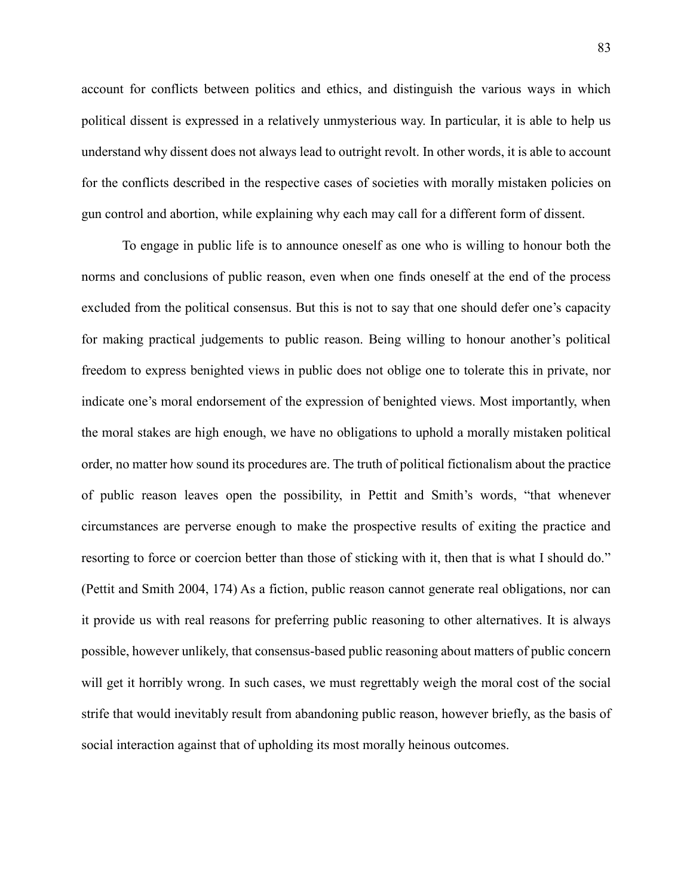account for conflicts between politics and ethics, and distinguish the various ways in which political dissent is expressed in a relatively unmysterious way. In particular, it is able to help us understand why dissent does not always lead to outright revolt. In other words, it is able to account for the conflicts described in the respective cases of societies with morally mistaken policies on gun control and abortion, while explaining why each may call for a different form of dissent.

To engage in public life is to announce oneself as one who is willing to honour both the norms and conclusions of public reason, even when one finds oneself at the end of the process excluded from the political consensus. But this is not to say that one should defer one's capacity for making practical judgements to public reason. Being willing to honour another's political freedom to express benighted views in public does not oblige one to tolerate this in private, nor indicate one's moral endorsement of the expression of benighted views. Most importantly, when the moral stakes are high enough, we have no obligations to uphold a morally mistaken political order, no matter how sound its procedures are. The truth of political fictionalism about the practice of public reason leaves open the possibility, in Pettit and Smith's words, "that whenever circumstances are perverse enough to make the prospective results of exiting the practice and resorting to force or coercion better than those of sticking with it, then that is what I should do." (Pettit and Smith 2004, 174) As a fiction, public reason cannot generate real obligations, nor can it provide us with real reasons for preferring public reasoning to other alternatives. It is always possible, however unlikely, that consensus-based public reasoning about matters of public concern will get it horribly wrong. In such cases, we must regrettably weigh the moral cost of the social strife that would inevitably result from abandoning public reason, however briefly, as the basis of social interaction against that of upholding its most morally heinous outcomes.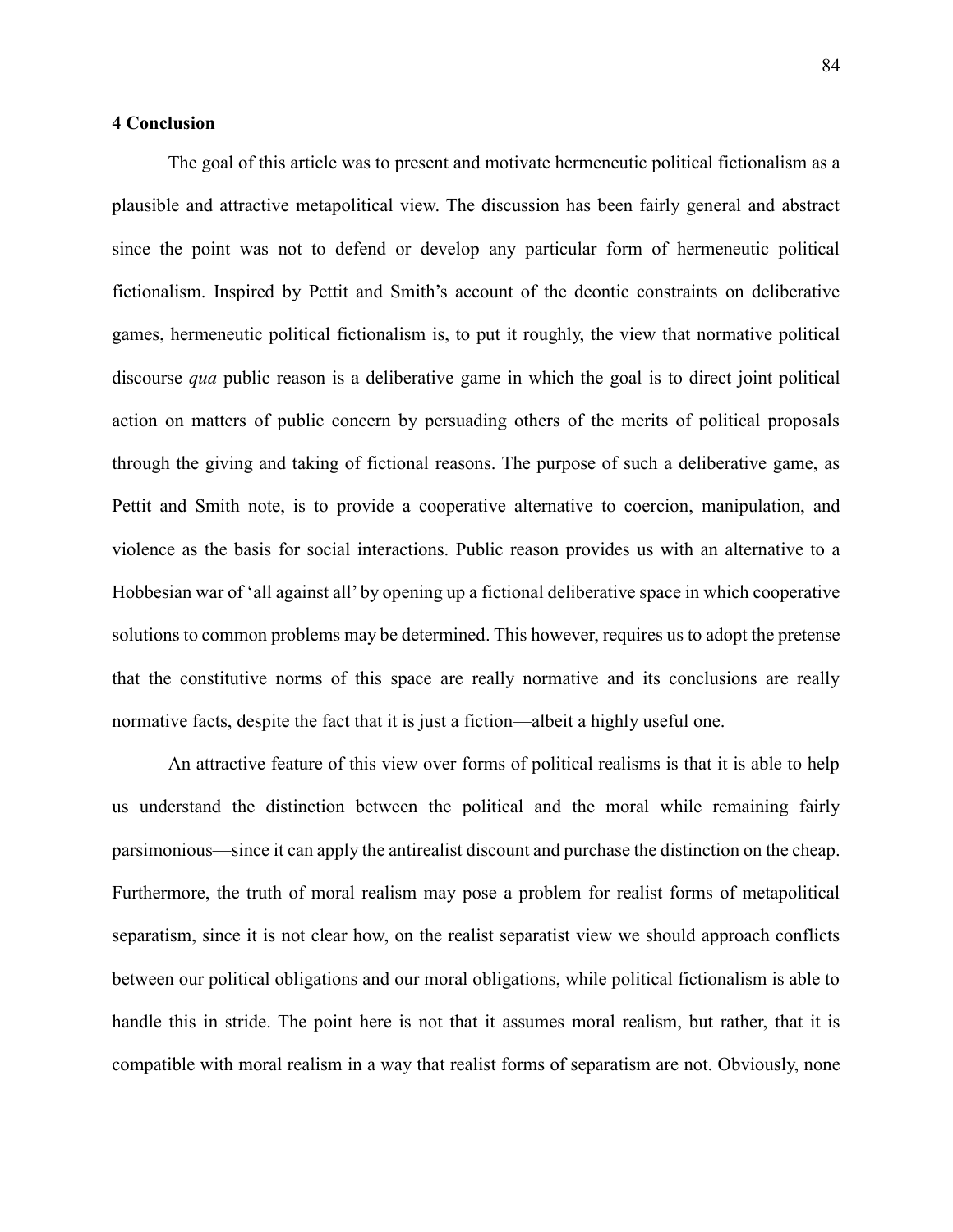## 4 Conclusion

The goal of this article was to present and motivate hermeneutic political fictionalism as a plausible and attractive metapolitical view. The discussion has been fairly general and abstract since the point was not to defend or develop any particular form of hermeneutic political fictionalism. Inspired by Pettit and Smith's account of the deontic constraints on deliberative games, hermeneutic political fictionalism is, to put it roughly, the view that normative political discourse *qua* public reason is a deliberative game in which the goal is to direct joint political action on matters of public concern by persuading others of the merits of political proposals through the giving and taking of fictional reasons. The purpose of such a deliberative game, as Pettit and Smith note, is to provide a cooperative alternative to coercion, manipulation, and violence as the basis for social interactions. Public reason provides us with an alternative to a Hobbesian war of 'all against all' by opening up a fictional deliberative space in which cooperative solutions to common problems may be determined. This however, requires us to adopt the pretense that the constitutive norms of this space are really normative and its conclusions are really normative facts, despite the fact that it is just a fiction—albeit a highly useful one.

An attractive feature of this view over forms of political realisms is that it is able to help us understand the distinction between the political and the moral while remaining fairly parsimonious—since it can apply the antirealist discount and purchase the distinction on the cheap. Furthermore, the truth of moral realism may pose a problem for realist forms of metapolitical separatism, since it is not clear how, on the realist separatist view we should approach conflicts between our political obligations and our moral obligations, while political fictionalism is able to handle this in stride. The point here is not that it assumes moral realism, but rather, that it is compatible with moral realism in a way that realist forms of separatism are not. Obviously, none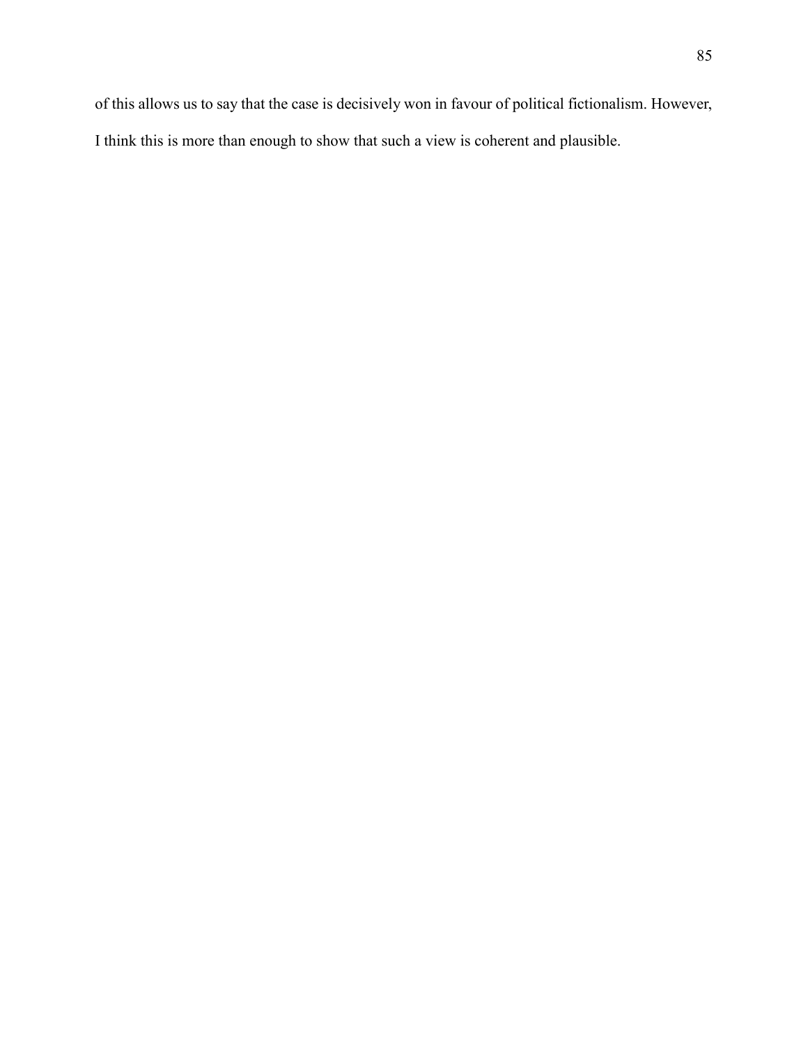of this allows us to say that the case is decisively won in favour of political fictionalism. However, I think this is more than enough to show that such a view is coherent and plausible.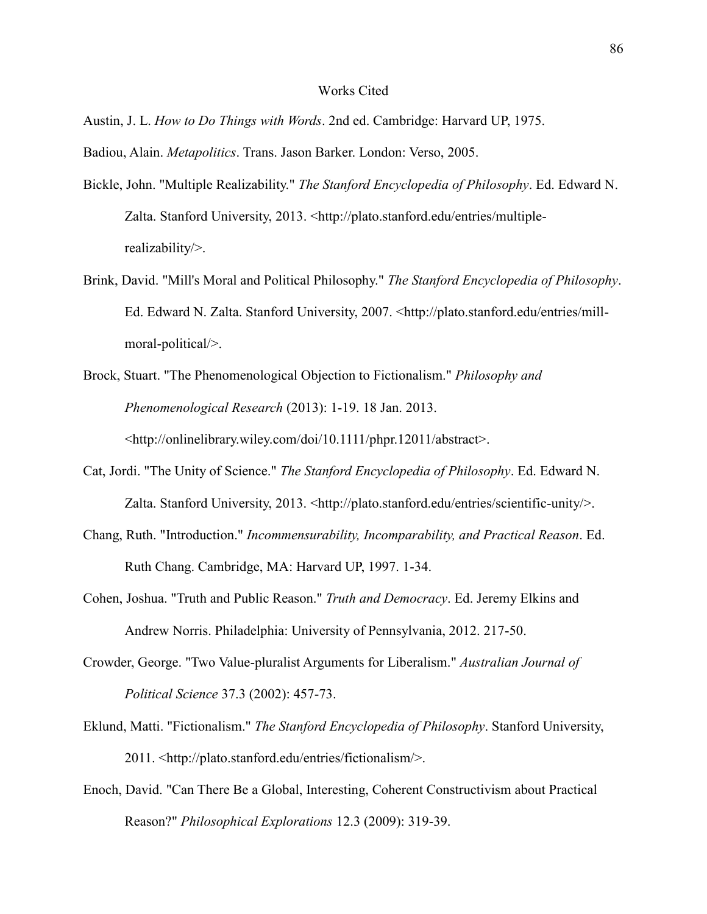# Works Cited

Austin, J. L. *How to Do Things with Words*. 2nd ed. Cambridge: Harvard UP, 1975.

Badiou, Alain. *Metapolitics*. Trans. Jason Barker. London: Verso, 2005.

Bickle, John. "Multiple Realizability." *The Stanford Encyclopedia of Philosophy*. Ed. Edward N. Zalta. Stanford University, 2013. <http://plato.stanford.edu/entries/multiple-realizability/>.

Brink, David. "Mill's Moral and Political Philosophy." *The Stanford Encyclopedia of Philosophy*. Ed. Edward N. Zalta. Stanford University, 2007. <http://plato.stanford.edu/entries/mill-moral-political/>.

Brock, Stuart. "The Phenomenological Objection to Fictionalism." *Philosophy and Phenomenological Research* (2013): 1-19. 18 Jan. 2013. <http://onlinelibrary.wiley.com/doi/10.1111/phpr.12011/abstract>.

Cat, Jordi. "The Unity of Science." *The Stanford Encyclopedia of Philosophy*. Ed. Edward N. Zalta. Stanford University, 2013. <http://plato.stanford.edu/entries/scientific-unity/>.

Chang, Ruth. "Introduction." *Incommensurability, Incomparability, and Practical Reason*. Ed. Ruth Chang. Cambridge, MA: Harvard UP, 1997. 1-34.

Cohen, Joshua. "Truth and Public Reason." *Truth and Democracy*. Ed. Jeremy Elkins and Andrew Norris. Philadelphia: University of Pennsylvania, 2012. 217-50.

Crowder, George. "Two Value-pluralist Arguments for Liberalism." *Australian Journal of Political Science* 37.3 (2002): 457-73.

Eklund, Matti. "Fictionalism." *The Stanford Encyclopedia of Philosophy*. Stanford University, 2011. <http://plato.stanford.edu/entries/fictionalism/>.

Enoch, David. "Can There Be a Global, Interesting, Coherent Constructivism about Practical Reason?" *Philosophical Explorations* 12.3 (2009): 319-39.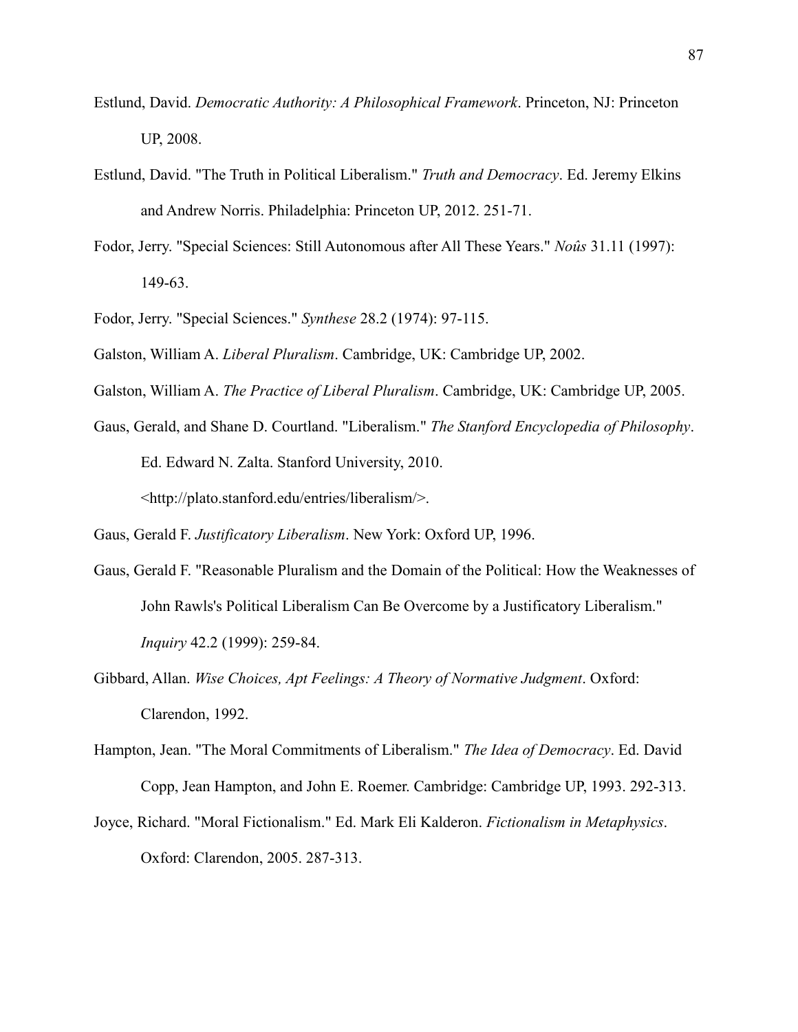Estlund, David. *Democratic Authority: A Philosophical Framework*. Princeton, NJ: Princeton UP, 2008.

Estlund, David. "The Truth in Political Liberalism." *Truth and Democracy*. Ed. Jeremy Elkins and Andrew Norris. Philadelphia: Princeton UP, 2012. 251-71.

Fodor, Jerry. "Special Sciences: Still Autonomous after All These Years." *Noûs* 31.11 (1997): 149-63.

Fodor, Jerry. "Special Sciences." *Synthese* 28.2 (1974): 97-115.

Galston, William A. *Liberal Pluralism*. Cambridge, UK: Cambridge UP, 2002.

Galston, William A. *The Practice of Liberal Pluralism*. Cambridge, UK: Cambridge UP, 2005.

Gaus, Gerald, and Shane D. Courtland. "Liberalism." *The Stanford Encyclopedia of Philosophy*. Ed. Edward N. Zalta. Stanford University, 2010. <http://plato.stanford.edu/entries/liberalism/>.

Gaus, Gerald F. *Justificatory Liberalism*. New York: Oxford UP, 1996.

Gaus, Gerald F. "Reasonable Pluralism and the Domain of the Political: How the Weaknesses of John Rawls's Political Liberalism Can Be Overcome by a Justificatory Liberalism." *Inquiry* 42.2 (1999): 259-84.

Gibbard, Allan. *Wise Choices, Apt Feelings: A Theory of Normative Judgment*. Oxford: Clarendon, 1992.

Hampton, Jean. "The Moral Commitments of Liberalism." *The Idea of Democracy*. Ed. David Copp, Jean Hampton, and John E. Roemer. Cambridge: Cambridge UP, 1993. 292-313.

Joyce, Richard. "Moral Fictionalism." Ed. Mark Eli Kalderon. *Fictionalism in Metaphysics*. Oxford: Clarendon, 2005. 287-313.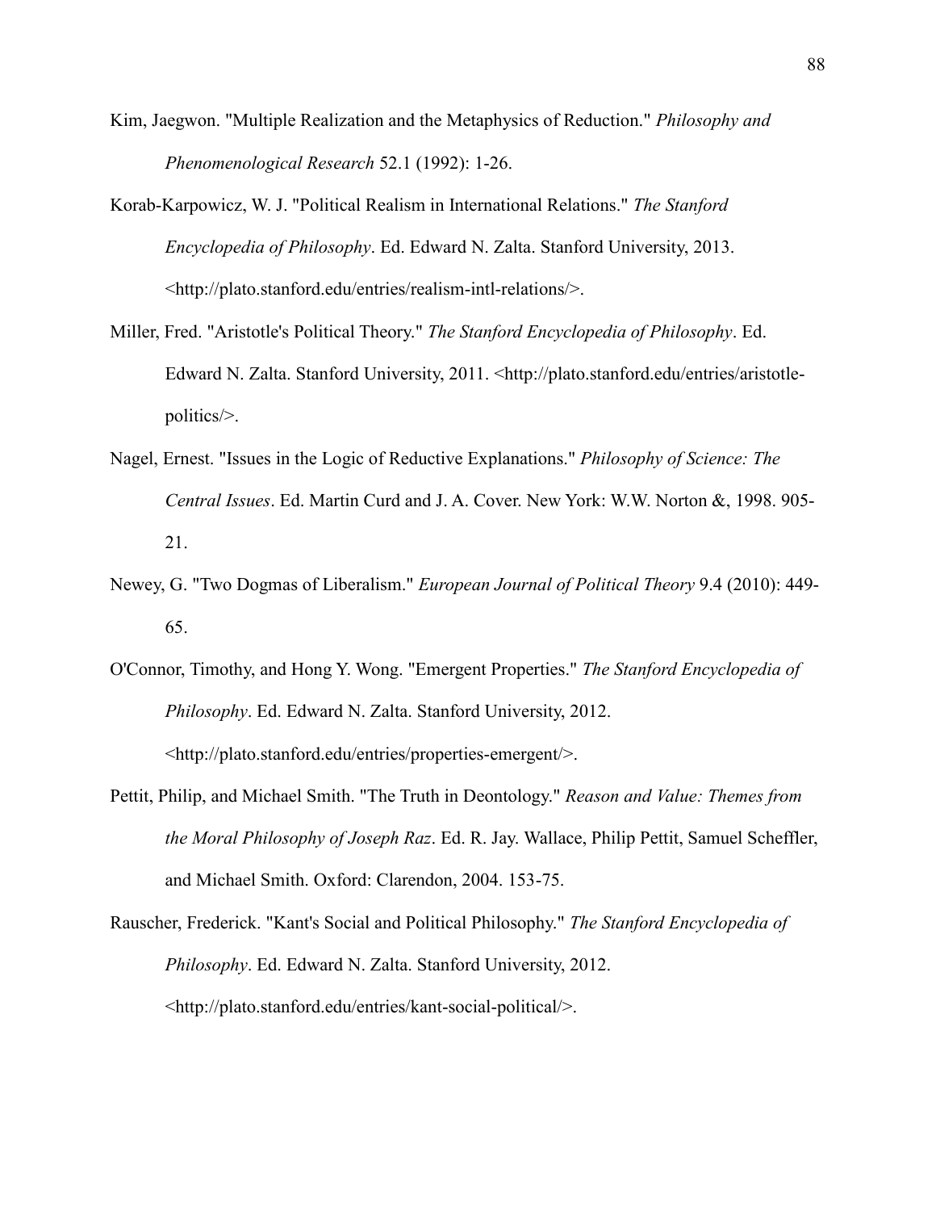Kim, Jaegwon. "Multiple Realization and the Metaphysics of Reduction." *Philosophy and Phenomenological Research* 52.1 (1992): 1-26.

Korab-Karpowicz, W. J. "Political Realism in International Relations." *The Stanford Encyclopedia of Philosophy*. Ed. Edward N. Zalta. Stanford University, 2013. <http://plato.stanford.edu/entries/realism-intl-relations/>.

Miller, Fred. "Aristotle's Political Theory." *The Stanford Encyclopedia of Philosophy*. Ed. Edward N. Zalta. Stanford University, 2011. <http://plato.stanford.edu/entries/aristotle-politics/>.

Nagel, Ernest. "Issues in the Logic of Reductive Explanations." *Philosophy of Science: The Central Issues*. Ed. Martin Curd and J. A. Cover. New York: W.W. Norton &, 1998. 905-21.

Newey, G. "Two Dogmas of Liberalism." *European Journal of Political Theory* 9.4 (2010): 449-65.

O'Connor, Timothy, and Hong Y. Wong. "Emergent Properties." *The Stanford Encyclopedia of Philosophy*. Ed. Edward N. Zalta. Stanford University, 2012. <http://plato.stanford.edu/entries/properties-emergent/>.

Pettit, Philip, and Michael Smith. "The Truth in Deontology." *Reason and Value: Themes from the Moral Philosophy of Joseph Raz*. Ed. R. Jay. Wallace, Philip Pettit, Samuel Scheffler, and Michael Smith. Oxford: Clarendon, 2004. 153-75.

Rauscher, Frederick. "Kant's Social and Political Philosophy." *The Stanford Encyclopedia of Philosophy*. Ed. Edward N. Zalta. Stanford University, 2012. <http://plato.stanford.edu/entries/kant-social-political/>.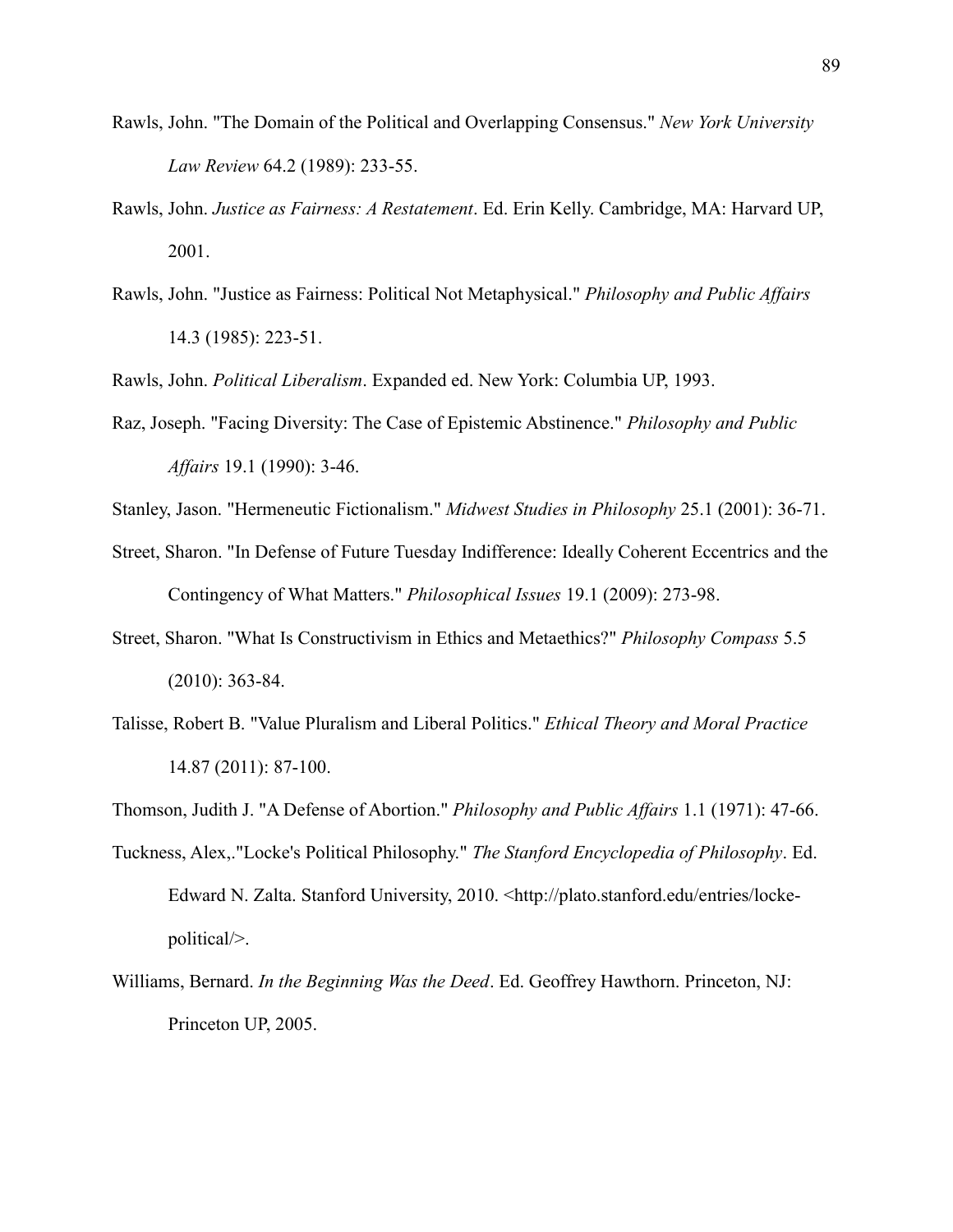Rawls, John. "The Domain of the Political and Overlapping Consensus." *New York University Law Review* 64.2 (1989): 233-55.

Rawls, John. *Justice as Fairness: A Restatement*. Ed. Erin Kelly. Cambridge, MA: Harvard UP, 2001.

Rawls, John. "Justice as Fairness: Political Not Metaphysical." *Philosophy and Public Affairs* 14.3 (1985): 223-51.

Rawls, John. *Political Liberalism*. Expanded ed. New York: Columbia UP, 1993.

Raz, Joseph. "Facing Diversity: The Case of Epistemic Abstinence." *Philosophy and Public Affairs* 19.1 (1990): 3-46.

Stanley, Jason. "Hermeneutic Fictionalism." *Midwest Studies in Philosophy* 25.1 (2001): 36-71.

Street, Sharon. "In Defense of Future Tuesday Indifference: Ideally Coherent Eccentrics and the Contingency of What Matters." *Philosophical Issues* 19.1 (2009): 273-98.

Street, Sharon. "What Is Constructivism in Ethics and Metaethics?" *Philosophy Compass* 5.5 (2010): 363-84.

Talisse, Robert B. "Value Pluralism and Liberal Politics." *Ethical Theory and Moral Practice* 14.87 (2011): 87-100.

Thomson, Judith J. "A Defense of Abortion." *Philosophy and Public Affairs* 1.1 (1971): 47-66.

Tuckness, Alex,."Locke's Political Philosophy." *The Stanford Encyclopedia of Philosophy*. Ed. Edward N. Zalta. Stanford University, 2010. <http://plato.stanford.edu/entries/locke-political/>.

Williams, Bernard. *In the Beginning Was the Deed*. Ed. Geoffrey Hawthorn. Princeton, NJ: Princeton UP, 2005.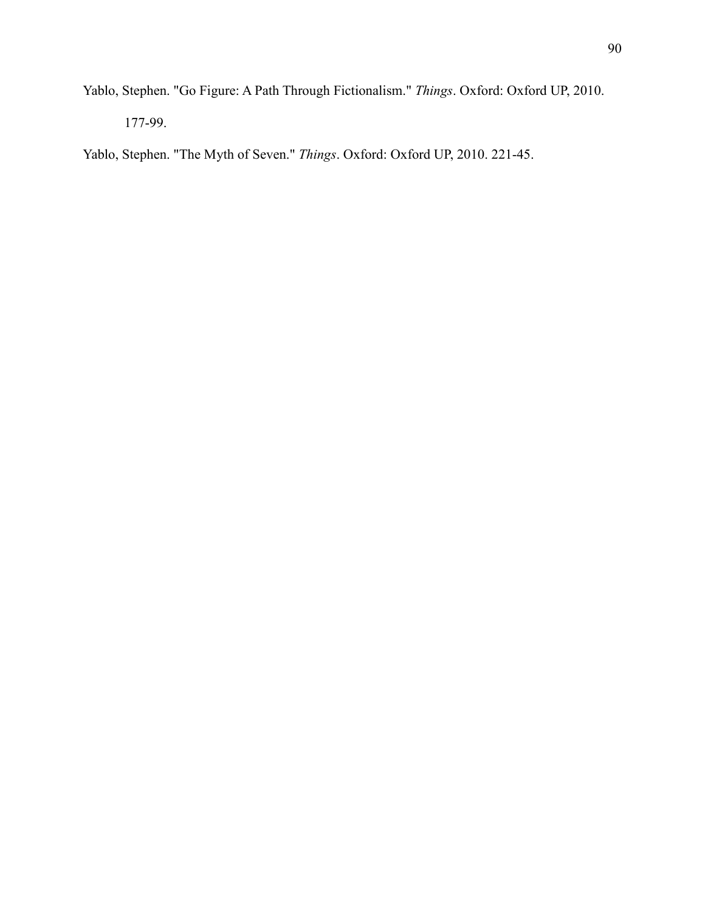Yablo, Stephen. "Go Figure: A Path Through Fictionalism." *Things*. Oxford: Oxford UP, 2010. 177-99.

Yablo, Stephen. "The Myth of Seven." *Things*. Oxford: Oxford UP, 2010. 221-45.